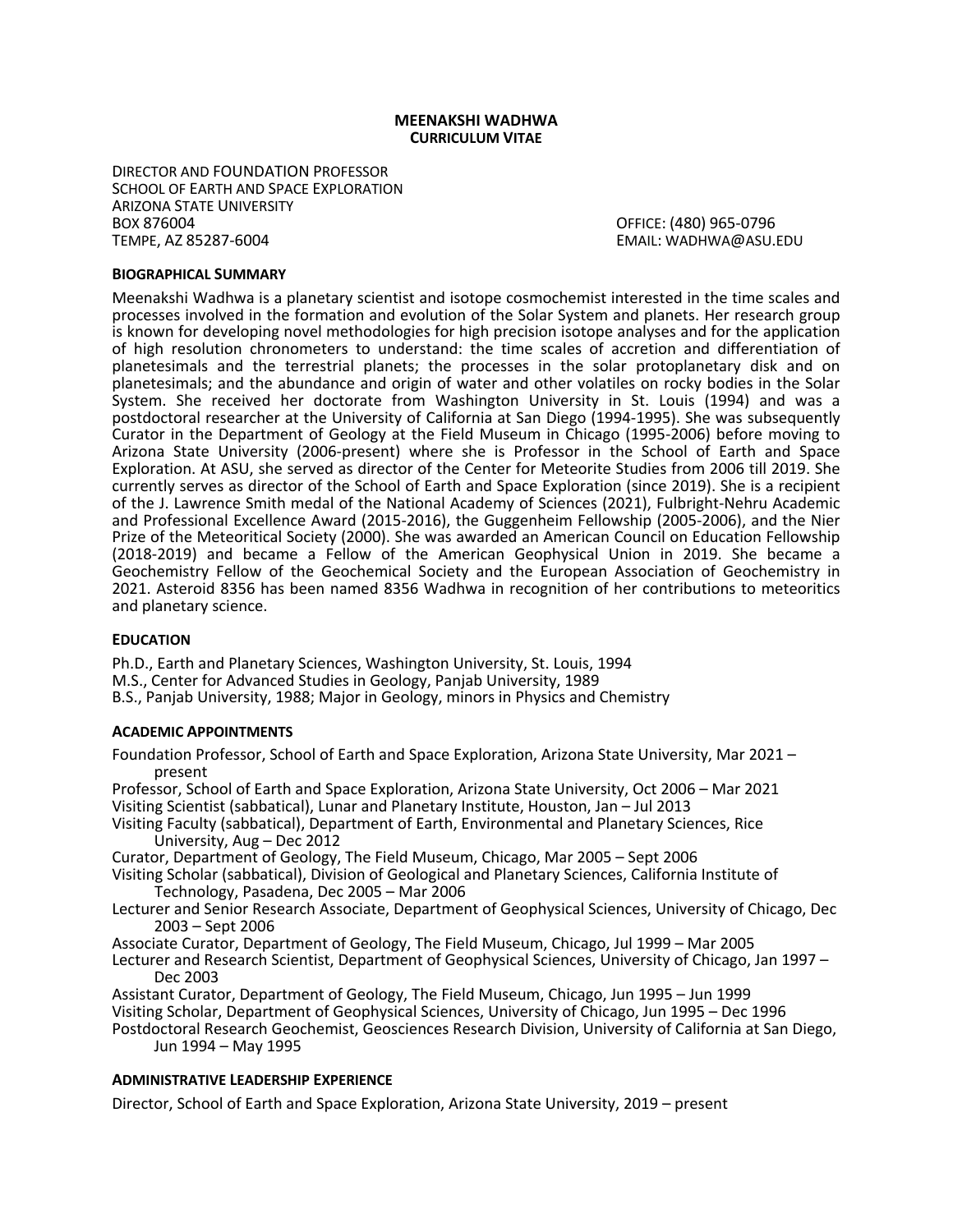# MEENAKSHI WADHWA
## CURRICULUM VITAE

DIRECTOR AND FOUNDATION PROFESSOR
SCHOOL OF EARTH AND SPACE EXPLORATION
ARIZONA STATE UNIVERSITY
BOX 876004
TEMPE, AZ 85287-6004

OFFICE: (480) 965-0796
EMAIL: WADHWA@ASU.EDU

### BIOGRAPHICAL SUMMARY

Meenakshi Wadhwa is a planetary scientist and isotope cosmochemist interested in the time scales and processes involved in the formation and evolution of the Solar System and planets. Her research group is known for developing novel methodologies for high precision isotope analyses and for the application of high resolution chronometers to understand: the time scales of accretion and differentiation of planetesimals and the terrestrial planets; the processes in the solar protoplanetary disk and on planetesimals; and the abundance and origin of water and other volatiles on rocky bodies in the Solar System. She received her doctorate from Washington University in St. Louis (1994) and was a postdoctoral researcher at the University of California at San Diego (1994-1995). She was subsequently Curator in the Department of Geology at the Field Museum in Chicago (1995-2006) before moving to Arizona State University (2006-present) where she is Professor in the School of Earth and Space Exploration. At ASU, she served as director of the Center for Meteorite Studies from 2006 till 2019. She currently serves as director of the School of Earth and Space Exploration (since 2019). She is a recipient of the J. Lawrence Smith medal of the National Academy of Sciences (2021), Fulbright-Nehru Academic and Professional Excellence Award (2015-2016), the Guggenheim Fellowship (2005-2006), and the Nier Prize of the Meteoritical Society (2000). She was awarded an American Council on Education Fellowship (2018-2019) and became a Fellow of the American Geophysical Union in 2019. She became a Geochemistry Fellow of the Geochemical Society and the European Association of Geochemistry in 2021. Asteroid 8356 has been named 8356 Wadhwa in recognition of her contributions to meteoritics and planetary science.

### EDUCATION

Ph.D., Earth and Planetary Sciences, Washington University, St. Louis, 1994
M.S., Center for Advanced Studies in Geology, Panjab University, 1989
B.S., Panjab University, 1988; Major in Geology, minors in Physics and Chemistry

### ACADEMIC APPOINTMENTS

Foundation Professor, School of Earth and Space Exploration, Arizona State University, Mar 2021 – present
Professor, School of Earth and Space Exploration, Arizona State University, Oct 2006 – Mar 2021
Visiting Scientist (sabbatical), Lunar and Planetary Institute, Houston, Jan – Jul 2013
Visiting Faculty (sabbatical), Department of Earth, Environmental and Planetary Sciences, Rice University, Aug – Dec 2012
Curator, Department of Geology, The Field Museum, Chicago, Mar 2005 – Sept 2006
Visiting Scholar (sabbatical), Division of Geological and Planetary Sciences, California Institute of Technology, Pasadena, Dec 2005 – Mar 2006
Lecturer and Senior Research Associate, Department of Geophysical Sciences, University of Chicago, Dec 2003 – Sept 2006
Associate Curator, Department of Geology, The Field Museum, Chicago, Jul 1999 – Mar 2005
Lecturer and Research Scientist, Department of Geophysical Sciences, University of Chicago, Jan 1997 – Dec 2003
Assistant Curator, Department of Geology, The Field Museum, Chicago, Jun 1995 – Jun 1999
Visiting Scholar, Department of Geophysical Sciences, University of Chicago, Jun 1995 – Dec 1996
Postdoctoral Research Geochemist, Geosciences Research Division, University of California at San Diego, Jun 1994 – May 1995

### ADMINISTRATIVE LEADERSHIP EXPERIENCE

Director, School of Earth and Space Exploration, Arizona State University, 2019 – present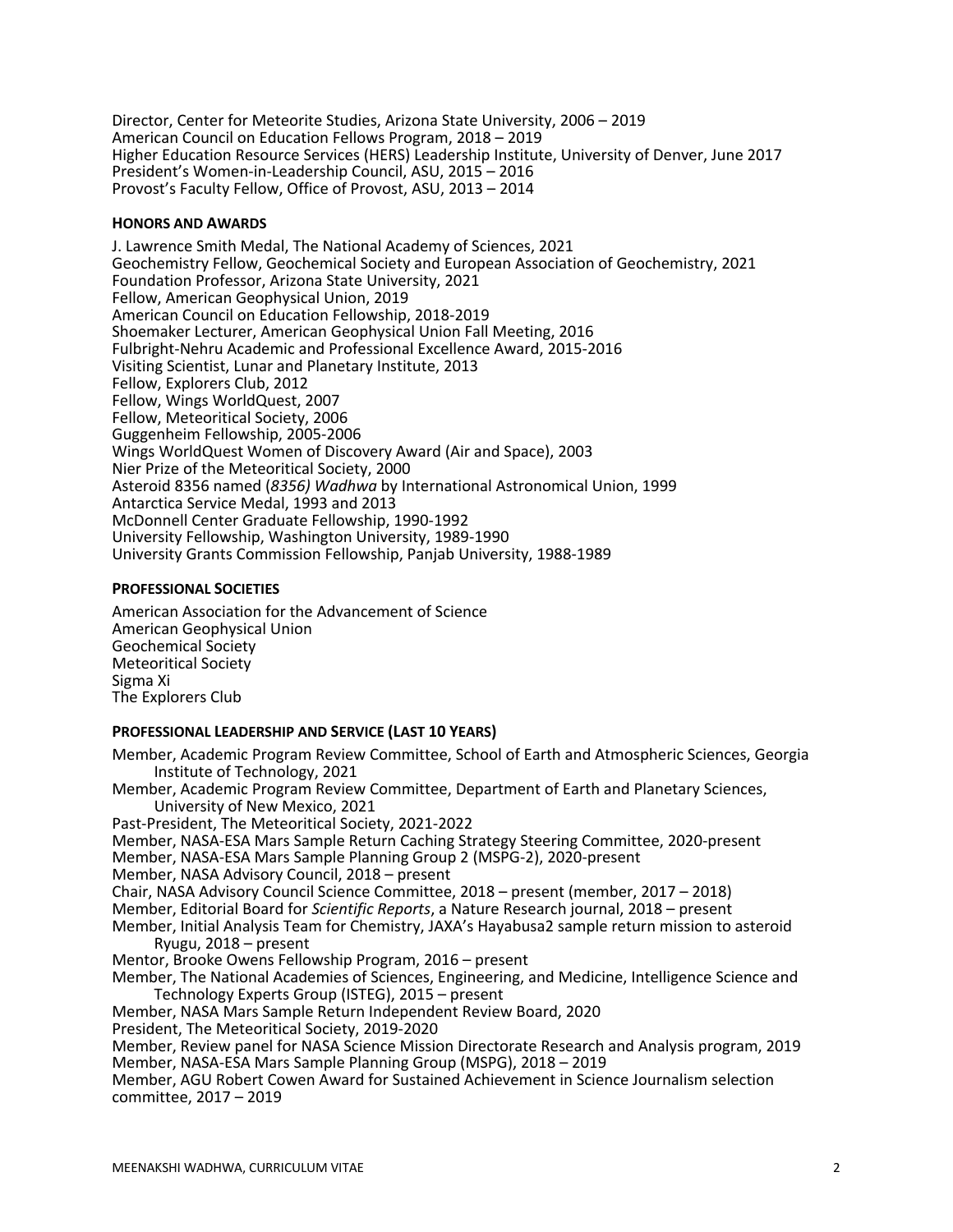Director, Center for Meteorite Studies, Arizona State University, 2006 – 2019
American Council on Education Fellows Program, 2018 – 2019
Higher Education Resource Services (HERS) Leadership Institute, University of Denver, June 2017
President's Women-in-Leadership Council, ASU, 2015 – 2016
Provost's Faculty Fellow, Office of Provost, ASU, 2013 – 2014

## HONORS AND AWARDS

J. Lawrence Smith Medal, The National Academy of Sciences, 2021
Geochemistry Fellow, Geochemical Society and European Association of Geochemistry, 2021
Foundation Professor, Arizona State University, 2021
Fellow, American Geophysical Union, 2019
American Council on Education Fellowship, 2018-2019
Shoemaker Lecturer, American Geophysical Union Fall Meeting, 2016
Fulbright-Nehru Academic and Professional Excellence Award, 2015-2016
Visiting Scientist, Lunar and Planetary Institute, 2013
Fellow, Explorers Club, 2012
Fellow, Wings WorldQuest, 2007
Fellow, Meteoritical Society, 2006
Guggenheim Fellowship, 2005-2006
Wings WorldQuest Women of Discovery Award (Air and Space), 2003
Nier Prize of the Meteoritical Society, 2000
Asteroid 8356 named (*8356) Wadhwa* by International Astronomical Union, 1999
Antarctica Service Medal, 1993 and 2013
McDonnell Center Graduate Fellowship, 1990-1992
University Fellowship, Washington University, 1989-1990
University Grants Commission Fellowship, Panjab University, 1988-1989

## PROFESSIONAL SOCIETIES

American Association for the Advancement of Science
American Geophysical Union
Geochemical Society
Meteoritical Society
Sigma Xi
The Explorers Club

## PROFESSIONAL LEADERSHIP AND SERVICE (LAST 10 YEARS)

Member, Academic Program Review Committee, School of Earth and Atmospheric Sciences, Georgia Institute of Technology, 2021
Member, Academic Program Review Committee, Department of Earth and Planetary Sciences, University of New Mexico, 2021
Past-President, The Meteoritical Society, 2021-2022
Member, NASA-ESA Mars Sample Return Caching Strategy Steering Committee, 2020-present
Member, NASA-ESA Mars Sample Planning Group 2 (MSPG-2), 2020-present
Member, NASA Advisory Council, 2018 – present
Chair, NASA Advisory Council Science Committee, 2018 – present (member, 2017 – 2018)
Member, Editorial Board for *Scientific Reports*, a Nature Research journal, 2018 – present
Member, Initial Analysis Team for Chemistry, JAXA's Hayabusa2 sample return mission to asteroid Ryugu, 2018 – present
Mentor, Brooke Owens Fellowship Program, 2016 – present
Member, The National Academies of Sciences, Engineering, and Medicine, Intelligence Science and Technology Experts Group (ISTEG), 2015 – present
Member, NASA Mars Sample Return Independent Review Board, 2020
President, The Meteoritical Society, 2019-2020
Member, Review panel for NASA Science Mission Directorate Research and Analysis program, 2019
Member, NASA-ESA Mars Sample Planning Group (MSPG), 2018 – 2019
Member, AGU Robert Cowen Award for Sustained Achievement in Science Journalism selection committee, 2017 – 2019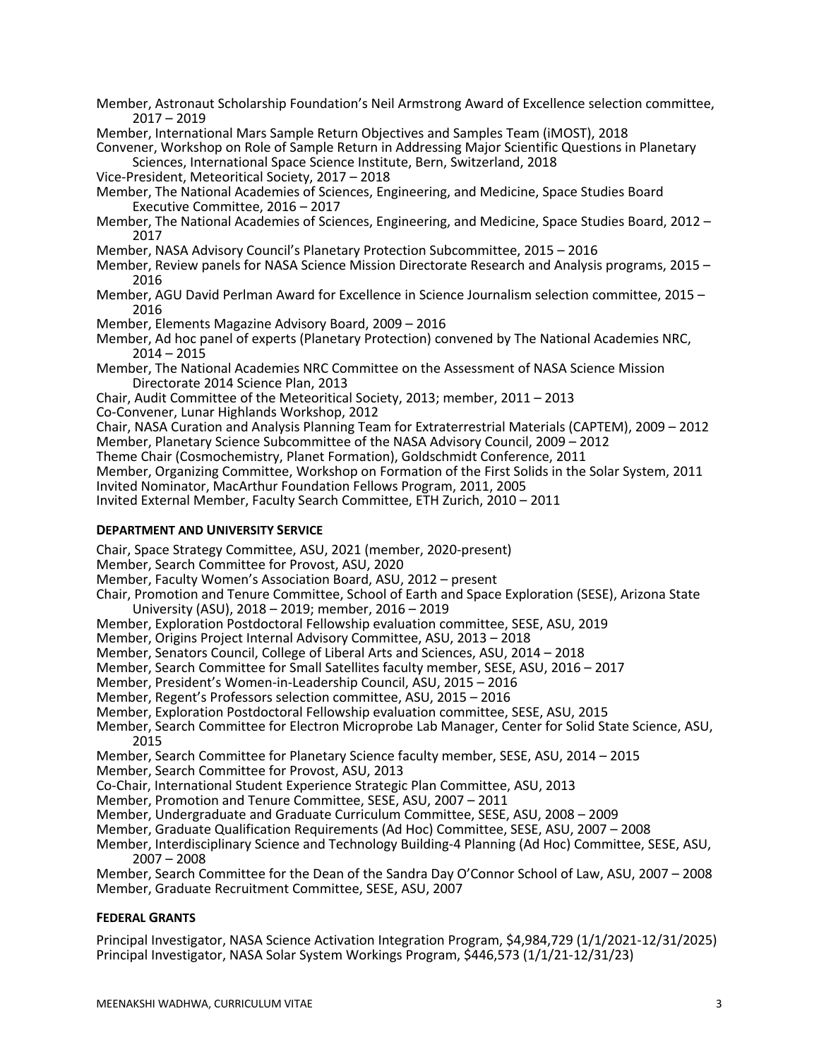Member, Astronaut Scholarship Foundation's Neil Armstrong Award of Excellence selection committee, 2017 – 2019

Member, International Mars Sample Return Objectives and Samples Team (iMOST), 2018

Convener, Workshop on Role of Sample Return in Addressing Major Scientific Questions in Planetary Sciences, International Space Science Institute, Bern, Switzerland, 2018

Vice-President, Meteoritical Society, 2017 – 2018

Member, The National Academies of Sciences, Engineering, and Medicine, Space Studies Board Executive Committee, 2016 – 2017

Member, The National Academies of Sciences, Engineering, and Medicine, Space Studies Board, 2012 – 2017

Member, NASA Advisory Council's Planetary Protection Subcommittee, 2015 – 2016

Member, Review panels for NASA Science Mission Directorate Research and Analysis programs, 2015 – 2016

Member, AGU David Perlman Award for Excellence in Science Journalism selection committee, 2015 – 2016

Member, Elements Magazine Advisory Board, 2009 – 2016

Member, Ad hoc panel of experts (Planetary Protection) convened by The National Academies NRC, 2014 – 2015

Member, The National Academies NRC Committee on the Assessment of NASA Science Mission Directorate 2014 Science Plan, 2013

Chair, Audit Committee of the Meteoritical Society, 2013; member, 2011 – 2013

Co-Convener, Lunar Highlands Workshop, 2012

Chair, NASA Curation and Analysis Planning Team for Extraterrestrial Materials (CAPTEM), 2009 – 2012

Member, Planetary Science Subcommittee of the NASA Advisory Council, 2009 – 2012

Theme Chair (Cosmochemistry, Planet Formation), Goldschmidt Conference, 2011

Member, Organizing Committee, Workshop on Formation of the First Solids in the Solar System, 2011

Invited Nominator, MacArthur Foundation Fellows Program, 2011, 2005

Invited External Member, Faculty Search Committee, ETH Zurich, 2010 – 2011

**DEPARTMENT AND UNIVERSITY SERVICE**

Chair, Space Strategy Committee, ASU, 2021 (member, 2020-present)

Member, Search Committee for Provost, ASU, 2020

Member, Faculty Women's Association Board, ASU, 2012 – present

Chair, Promotion and Tenure Committee, School of Earth and Space Exploration (SESE), Arizona State University (ASU), 2018 – 2019; member, 2016 – 2019

Member, Exploration Postdoctoral Fellowship evaluation committee, SESE, ASU, 2019

Member, Origins Project Internal Advisory Committee, ASU, 2013 – 2018

Member, Senators Council, College of Liberal Arts and Sciences, ASU, 2014 – 2018

Member, Search Committee for Small Satellites faculty member, SESE, ASU, 2016 – 2017

Member, President's Women-in-Leadership Council, ASU, 2015 – 2016

Member, Regent's Professors selection committee, ASU, 2015 – 2016

Member, Exploration Postdoctoral Fellowship evaluation committee, SESE, ASU, 2015

Member, Search Committee for Electron Microprobe Lab Manager, Center for Solid State Science, ASU, 2015

Member, Search Committee for Planetary Science faculty member, SESE, ASU, 2014 – 2015

Member, Search Committee for Provost, ASU, 2013

Co-Chair, International Student Experience Strategic Plan Committee, ASU, 2013

Member, Promotion and Tenure Committee, SESE, ASU, 2007 – 2011

Member, Undergraduate and Graduate Curriculum Committee, SESE, ASU, 2008 – 2009

Member, Graduate Qualification Requirements (Ad Hoc) Committee, SESE, ASU, 2007 – 2008

Member, Interdisciplinary Science and Technology Building-4 Planning (Ad Hoc) Committee, SESE, ASU, 2007 – 2008

Member, Search Committee for the Dean of the Sandra Day O'Connor School of Law, ASU, 2007 – 2008

Member, Graduate Recruitment Committee, SESE, ASU, 2007

**FEDERAL GRANTS**

Principal Investigator, NASA Science Activation Integration Program, $4,984,729 (1/1/2021-12/31/2025)

Principal Investigator, NASA Solar System Workings Program, $446,573 (1/1/21-12/31/23)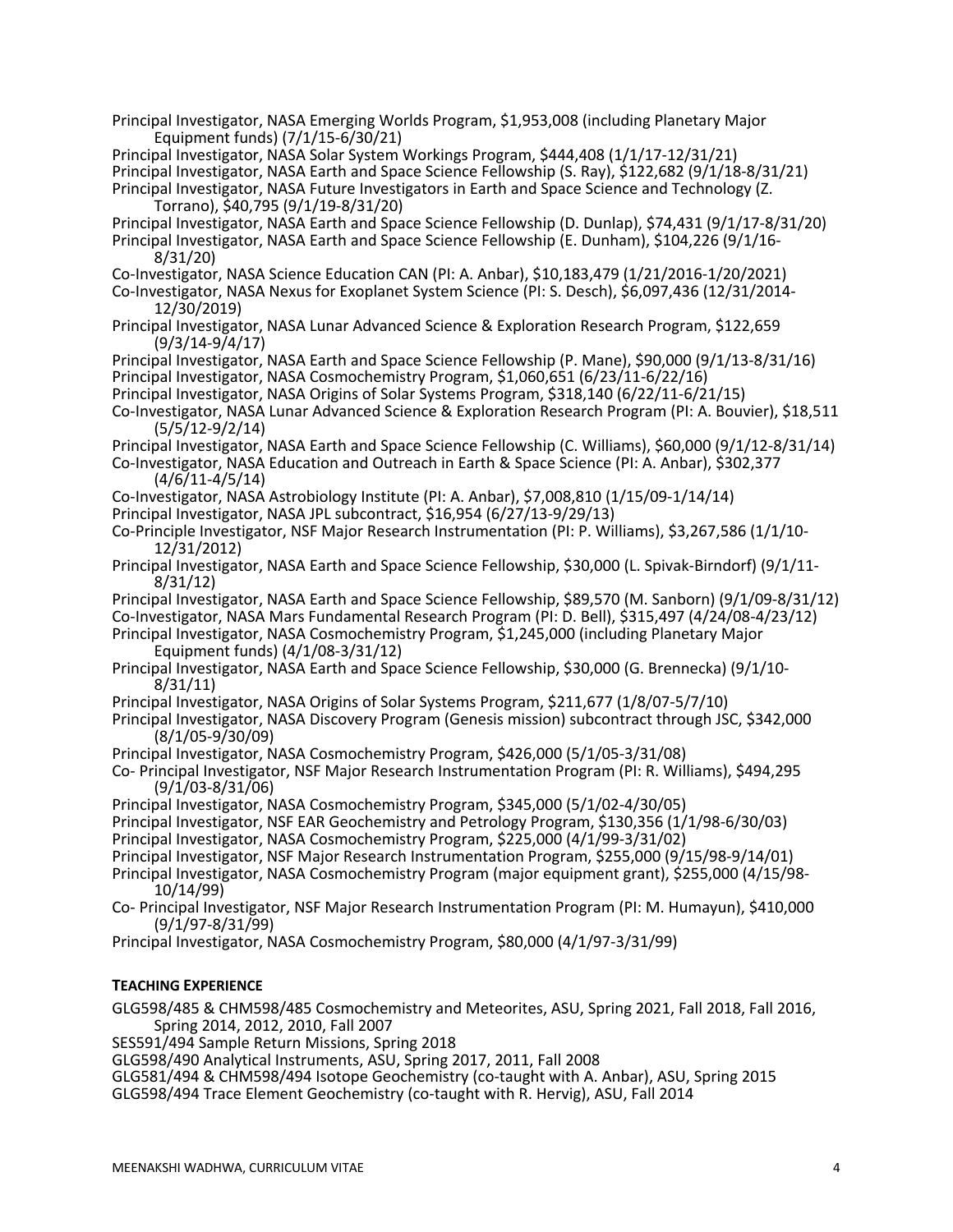Principal Investigator, NASA Emerging Worlds Program, $1,953,008 (including Planetary Major Equipment funds) (7/1/15-6/30/21)
Principal Investigator, NASA Solar System Workings Program, $444,408 (1/1/17-12/31/21)
Principal Investigator, NASA Earth and Space Science Fellowship (S. Ray), $122,682 (9/1/18-8/31/21)
Principal Investigator, NASA Future Investigators in Earth and Space Science and Technology (Z. Torrano), $40,795 (9/1/19-8/31/20)
Principal Investigator, NASA Earth and Space Science Fellowship (D. Dunlap), $74,431 (9/1/17-8/31/20)
Principal Investigator, NASA Earth and Space Science Fellowship (E. Dunham), $104,226 (9/1/16-8/31/20)
Co-Investigator, NASA Science Education CAN (PI: A. Anbar), $10,183,479 (1/21/2016-1/20/2021)
Co-Investigator, NASA Nexus for Exoplanet System Science (PI: S. Desch), $6,097,436 (12/31/2014-12/30/2019)
Principal Investigator, NASA Lunar Advanced Science & Exploration Research Program, $122,659 (9/3/14-9/4/17)
Principal Investigator, NASA Earth and Space Science Fellowship (P. Mane), $90,000 (9/1/13-8/31/16)
Principal Investigator, NASA Cosmochemistry Program, $1,060,651 (6/23/11-6/22/16)
Principal Investigator, NASA Origins of Solar Systems Program, $318,140 (6/22/11-6/21/15)
Co-Investigator, NASA Lunar Advanced Science & Exploration Research Program (PI: A. Bouvier), $18,511 (5/5/12-9/2/14)
Principal Investigator, NASA Earth and Space Science Fellowship (C. Williams), $60,000 (9/1/12-8/31/14)
Co-Investigator, NASA Education and Outreach in Earth & Space Science (PI: A. Anbar), $302,377 (4/6/11-4/5/14)
Co-Investigator, NASA Astrobiology Institute (PI: A. Anbar), $7,008,810 (1/15/09-1/14/14)
Principal Investigator, NASA JPL subcontract, $16,954 (6/27/13-9/29/13)
Co-Principle Investigator, NSF Major Research Instrumentation (PI: P. Williams), $3,267,586 (1/1/10-12/31/2012)
Principal Investigator, NASA Earth and Space Science Fellowship, $30,000 (L. Spivak-Birndorf) (9/1/11-8/31/12)
Principal Investigator, NASA Earth and Space Science Fellowship, $89,570 (M. Sanborn) (9/1/09-8/31/12)
Co-Investigator, NASA Mars Fundamental Research Program (PI: D. Bell), $315,497 (4/24/08-4/23/12)
Principal Investigator, NASA Cosmochemistry Program, $1,245,000 (including Planetary Major Equipment funds) (4/1/08-3/31/12)
Principal Investigator, NASA Earth and Space Science Fellowship, $30,000 (G. Brennecka) (9/1/10-8/31/11)
Principal Investigator, NASA Origins of Solar Systems Program, $211,677 (1/8/07-5/7/10)
Principal Investigator, NASA Discovery Program (Genesis mission) subcontract through JSC, $342,000 (8/1/05-9/30/09)
Principal Investigator, NASA Cosmochemistry Program, $426,000 (5/1/05-3/31/08)
Co- Principal Investigator, NSF Major Research Instrumentation Program (PI: R. Williams), $494,295 (9/1/03-8/31/06)
Principal Investigator, NASA Cosmochemistry Program, $345,000 (5/1/02-4/30/05)
Principal Investigator, NSF EAR Geochemistry and Petrology Program, $130,356 (1/1/98-6/30/03)
Principal Investigator, NASA Cosmochemistry Program, $225,000 (4/1/99-3/31/02)
Principal Investigator, NSF Major Research Instrumentation Program, $255,000 (9/15/98-9/14/01)
Principal Investigator, NASA Cosmochemistry Program (major equipment grant), $255,000 (4/15/98-10/14/99)
Co- Principal Investigator, NSF Major Research Instrumentation Program (PI: M. Humayun), $410,000 (9/1/97-8/31/99)
Principal Investigator, NASA Cosmochemistry Program, $80,000 (4/1/97-3/31/99)

**TEACHING EXPERIENCE**

GLG598/485 & CHM598/485 Cosmochemistry and Meteorites, ASU, Spring 2021, Fall 2018, Fall 2016, Spring 2014, 2012, 2010, Fall 2007
SES591/494 Sample Return Missions, Spring 2018
GLG598/490 Analytical Instruments, ASU, Spring 2017, 2011, Fall 2008
GLG581/494 & CHM598/494 Isotope Geochemistry (co-taught with A. Anbar), ASU, Spring 2015
GLG598/494 Trace Element Geochemistry (co-taught with R. Hervig), ASU, Fall 2014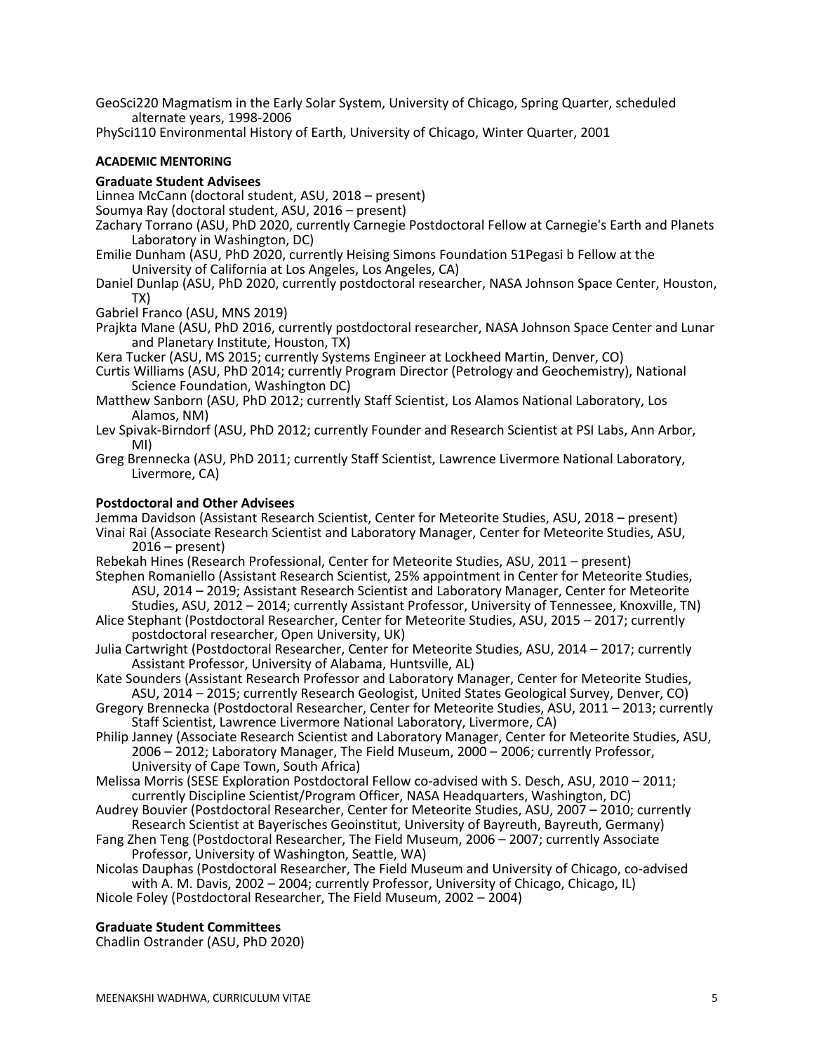GeoSci220 Magmatism in the Early Solar System, University of Chicago, Spring Quarter, scheduled alternate years, 1998-2006

PhySci110 Environmental History of Earth, University of Chicago, Winter Quarter, 2001

## ACADEMIC MENTORING

### Graduate Student Advisees

Linnea McCann (doctoral student, ASU, 2018 – present)

Soumya Ray (doctoral student, ASU, 2016 – present)

Zachary Torrano (ASU, PhD 2020, currently Carnegie Postdoctoral Fellow at Carnegie's Earth and Planets Laboratory in Washington, DC)

Emilie Dunham (ASU, PhD 2020, currently Heising Simons Foundation 51Pegasi b Fellow at the University of California at Los Angeles, Los Angeles, CA)

Daniel Dunlap (ASU, PhD 2020, currently postdoctoral researcher, NASA Johnson Space Center, Houston, TX)

Gabriel Franco (ASU, MNS 2019)

Prajkta Mane (ASU, PhD 2016, currently postdoctoral researcher, NASA Johnson Space Center and Lunar and Planetary Institute, Houston, TX)

Kera Tucker (ASU, MS 2015; currently Systems Engineer at Lockheed Martin, Denver, CO)

Curtis Williams (ASU, PhD 2014; currently Program Director (Petrology and Geochemistry), National Science Foundation, Washington DC)

Matthew Sanborn (ASU, PhD 2012; currently Staff Scientist, Los Alamos National Laboratory, Los Alamos, NM)

Lev Spivak-Birndorf (ASU, PhD 2012; currently Founder and Research Scientist at PSI Labs, Ann Arbor, MI)

Greg Brennecka (ASU, PhD 2011; currently Staff Scientist, Lawrence Livermore National Laboratory, Livermore, CA)

### Postdoctoral and Other Advisees

Jemma Davidson (Assistant Research Scientist, Center for Meteorite Studies, ASU, 2018 – present)

Vinai Rai (Associate Research Scientist and Laboratory Manager, Center for Meteorite Studies, ASU, 2016 – present)

Rebekah Hines (Research Professional, Center for Meteorite Studies, ASU, 2011 – present)

Stephen Romaniello (Assistant Research Scientist, 25% appointment in Center for Meteorite Studies, ASU, 2014 – 2019; Assistant Research Scientist and Laboratory Manager, Center for Meteorite Studies, ASU, 2012 – 2014; currently Assistant Professor, University of Tennessee, Knoxville, TN)

Alice Stephant (Postdoctoral Researcher, Center for Meteorite Studies, ASU, 2015 – 2017; currently postdoctoral researcher, Open University, UK)

Julia Cartwright (Postdoctoral Researcher, Center for Meteorite Studies, ASU, 2014 – 2017; currently Assistant Professor, University of Alabama, Huntsville, AL)

Kate Sounders (Assistant Research Professor and Laboratory Manager, Center for Meteorite Studies, ASU, 2014 – 2015; currently Research Geologist, United States Geological Survey, Denver, CO)

Gregory Brennecka (Postdoctoral Researcher, Center for Meteorite Studies, ASU, 2011 – 2013; currently Staff Scientist, Lawrence Livermore National Laboratory, Livermore, CA)

Philip Janney (Associate Research Scientist and Laboratory Manager, Center for Meteorite Studies, ASU, 2006 – 2012; Laboratory Manager, The Field Museum, 2000 – 2006; currently Professor, University of Cape Town, South Africa)

Melissa Morris (SESE Exploration Postdoctoral Fellow co-advised with S. Desch, ASU, 2010 – 2011; currently Discipline Scientist/Program Officer, NASA Headquarters, Washington, DC)

Audrey Bouvier (Postdoctoral Researcher, Center for Meteorite Studies, ASU, 2007 – 2010; currently Research Scientist at Bayerisches Geoinstitut, University of Bayreuth, Bayreuth, Germany)

Fang Zhen Teng (Postdoctoral Researcher, The Field Museum, 2006 – 2007; currently Associate Professor, University of Washington, Seattle, WA)

Nicolas Dauphas (Postdoctoral Researcher, The Field Museum and University of Chicago, co-advised with A. M. Davis, 2002 – 2004; currently Professor, University of Chicago, Chicago, IL)

Nicole Foley (Postdoctoral Researcher, The Field Museum, 2002 – 2004)

### Graduate Student Committees

Chadlin Ostrander (ASU, PhD 2020)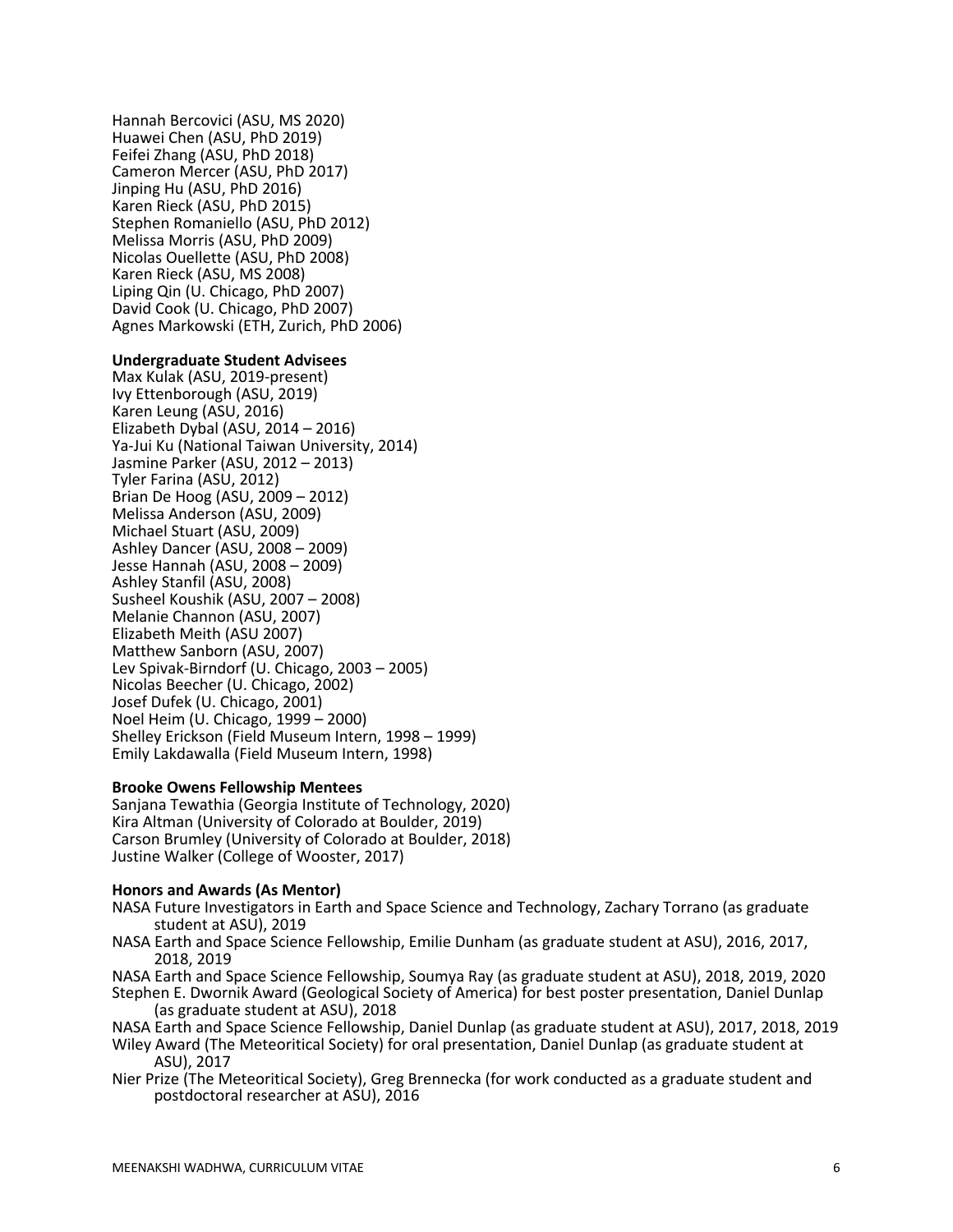Hannah Bercovici (ASU, MS 2020)
Huawei Chen (ASU, PhD 2019)
Feifei Zhang (ASU, PhD 2018)
Cameron Mercer (ASU, PhD 2017)
Jinping Hu (ASU, PhD 2016)
Karen Rieck (ASU, PhD 2015)
Stephen Romaniello (ASU, PhD 2012)
Melissa Morris (ASU, PhD 2009)
Nicolas Ouellette (ASU, PhD 2008)
Karen Rieck (ASU, MS 2008)
Liping Qin (U. Chicago, PhD 2007)
David Cook (U. Chicago, PhD 2007)
Agnes Markowski (ETH, Zurich, PhD 2006)

**Undergraduate Student Advisees**

Max Kulak (ASU, 2019-present)
Ivy Ettenborough (ASU, 2019)
Karen Leung (ASU, 2016)
Elizabeth Dybal (ASU, 2014 – 2016)
Ya-Jui Ku (National Taiwan University, 2014)
Jasmine Parker (ASU, 2012 – 2013)
Tyler Farina (ASU, 2012)
Brian De Hoog (ASU, 2009 – 2012)
Melissa Anderson (ASU, 2009)
Michael Stuart (ASU, 2009)
Ashley Dancer (ASU, 2008 – 2009)
Jesse Hannah (ASU, 2008 – 2009)
Ashley Stanfil (ASU, 2008)
Susheel Koushik (ASU, 2007 – 2008)
Melanie Channon (ASU, 2007)
Elizabeth Meith (ASU 2007)
Matthew Sanborn (ASU, 2007)
Lev Spivak-Birndorf (U. Chicago, 2003 – 2005)
Nicolas Beecher (U. Chicago, 2002)
Josef Dufek (U. Chicago, 2001)
Noel Heim (U. Chicago, 1999 – 2000)
Shelley Erickson (Field Museum Intern, 1998 – 1999)
Emily Lakdawalla (Field Museum Intern, 1998)

**Brooke Owens Fellowship Mentees**

Sanjana Tewathia (Georgia Institute of Technology, 2020)
Kira Altman (University of Colorado at Boulder, 2019)
Carson Brumley (University of Colorado at Boulder, 2018)
Justine Walker (College of Wooster, 2017)

**Honors and Awards (As Mentor)**

NASA Future Investigators in Earth and Space Science and Technology, Zachary Torrano (as graduate student at ASU), 2019
NASA Earth and Space Science Fellowship, Emilie Dunham (as graduate student at ASU), 2016, 2017, 2018, 2019
NASA Earth and Space Science Fellowship, Soumya Ray (as graduate student at ASU), 2018, 2019, 2020
Stephen E. Dwornik Award (Geological Society of America) for best poster presentation, Daniel Dunlap (as graduate student at ASU), 2018
NASA Earth and Space Science Fellowship, Daniel Dunlap (as graduate student at ASU), 2017, 2018, 2019
Wiley Award (The Meteoritical Society) for oral presentation, Daniel Dunlap (as graduate student at ASU), 2017
Nier Prize (The Meteoritical Society), Greg Brennecka (for work conducted as a graduate student and postdoctoral researcher at ASU), 2016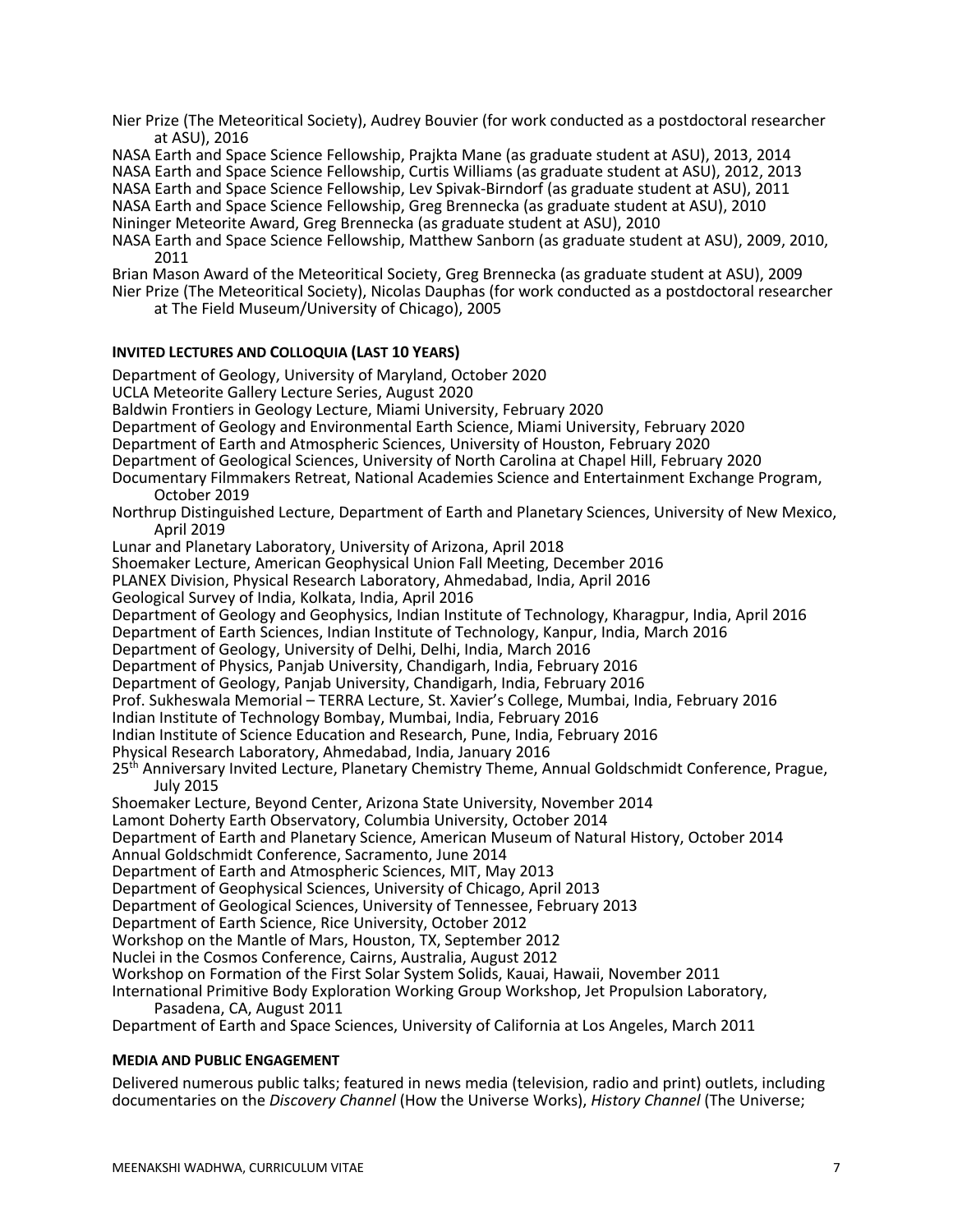Nier Prize (The Meteoritical Society), Audrey Bouvier (for work conducted as a postdoctoral researcher at ASU), 2016

NASA Earth and Space Science Fellowship, Prajkta Mane (as graduate student at ASU), 2013, 2014

NASA Earth and Space Science Fellowship, Curtis Williams (as graduate student at ASU), 2012, 2013

NASA Earth and Space Science Fellowship, Lev Spivak-Birndorf (as graduate student at ASU), 2011

NASA Earth and Space Science Fellowship, Greg Brennecka (as graduate student at ASU), 2010

Nininger Meteorite Award, Greg Brennecka (as graduate student at ASU), 2010

NASA Earth and Space Science Fellowship, Matthew Sanborn (as graduate student at ASU), 2009, 2010, 2011

Brian Mason Award of the Meteoritical Society, Greg Brennecka (as graduate student at ASU), 2009

Nier Prize (The Meteoritical Society), Nicolas Dauphas (for work conducted as a postdoctoral researcher at The Field Museum/University of Chicago), 2005

**INVITED LECTURES AND COLLOQUIA (LAST 10 YEARS)**

Department of Geology, University of Maryland, October 2020

UCLA Meteorite Gallery Lecture Series, August 2020

Baldwin Frontiers in Geology Lecture, Miami University, February 2020

Department of Geology and Environmental Earth Science, Miami University, February 2020

Department of Earth and Atmospheric Sciences, University of Houston, February 2020

Department of Geological Sciences, University of North Carolina at Chapel Hill, February 2020

Documentary Filmmakers Retreat, National Academies Science and Entertainment Exchange Program, October 2019

Northrup Distinguished Lecture, Department of Earth and Planetary Sciences, University of New Mexico, April 2019

Lunar and Planetary Laboratory, University of Arizona, April 2018

Shoemaker Lecture, American Geophysical Union Fall Meeting, December 2016

PLANEX Division, Physical Research Laboratory, Ahmedabad, India, April 2016

Geological Survey of India, Kolkata, India, April 2016

Department of Geology and Geophysics, Indian Institute of Technology, Kharagpur, India, April 2016

Department of Earth Sciences, Indian Institute of Technology, Kanpur, India, March 2016

Department of Geology, University of Delhi, Delhi, India, March 2016

Department of Physics, Panjab University, Chandigarh, India, February 2016

Department of Geology, Panjab University, Chandigarh, India, February 2016

Prof. Sukheswala Memorial – TERRA Lecture, St. Xavier's College, Mumbai, India, February 2016

Indian Institute of Technology Bombay, Mumbai, India, February 2016

Indian Institute of Science Education and Research, Pune, India, February 2016

Physical Research Laboratory, Ahmedabad, India, January 2016

25th Anniversary Invited Lecture, Planetary Chemistry Theme, Annual Goldschmidt Conference, Prague, July 2015

Shoemaker Lecture, Beyond Center, Arizona State University, November 2014

Lamont Doherty Earth Observatory, Columbia University, October 2014

Department of Earth and Planetary Science, American Museum of Natural History, October 2014

Annual Goldschmidt Conference, Sacramento, June 2014

Department of Earth and Atmospheric Sciences, MIT, May 2013

Department of Geophysical Sciences, University of Chicago, April 2013

Department of Geological Sciences, University of Tennessee, February 2013

Department of Earth Science, Rice University, October 2012

Workshop on the Mantle of Mars, Houston, TX, September 2012

Nuclei in the Cosmos Conference, Cairns, Australia, August 2012

Workshop on Formation of the First Solar System Solids, Kauai, Hawaii, November 2011

International Primitive Body Exploration Working Group Workshop, Jet Propulsion Laboratory, Pasadena, CA, August 2011

Department of Earth and Space Sciences, University of California at Los Angeles, March 2011

**MEDIA AND PUBLIC ENGAGEMENT**

Delivered numerous public talks; featured in news media (television, radio and print) outlets, including documentaries on the *Discovery Channel* (How the Universe Works), *History Channel* (The Universe;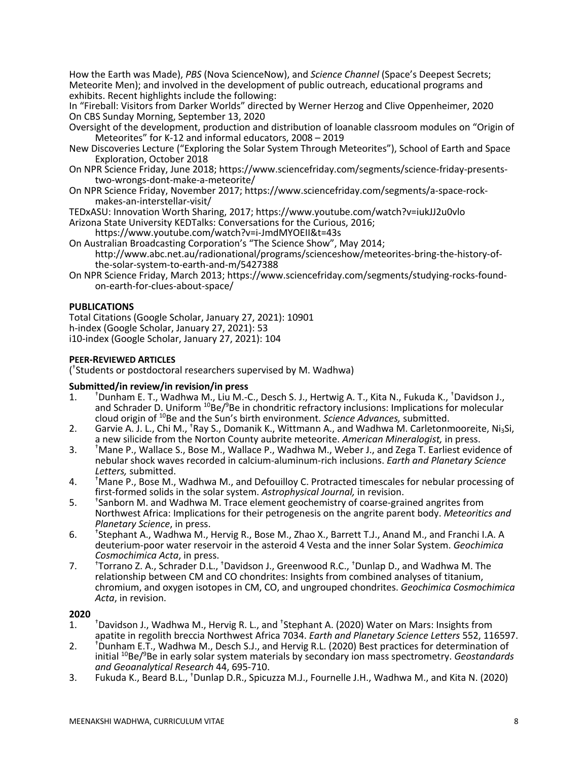How the Earth was Made), *PBS* (Nova ScienceNow), and *Science Channel* (Space's Deepest Secrets; Meteorite Men); and involved in the development of public outreach, educational programs and exhibits. Recent highlights include the following:

In "Fireball: Visitors from Darker Worlds" directed by Werner Herzog and Clive Oppenheimer, 2020

On CBS Sunday Morning, September 13, 2020

Oversight of the development, production and distribution of loanable classroom modules on "Origin of Meteorites" for K-12 and informal educators, 2008 – 2019

New Discoveries Lecture ("Exploring the Solar System Through Meteorites"), School of Earth and Space Exploration, October 2018

On NPR Science Friday, June 2018; https://www.sciencefriday.com/segments/science-friday-presents-two-wrongs-dont-make-a-meteorite/

On NPR Science Friday, November 2017; https://www.sciencefriday.com/segments/a-space-rock-makes-an-interstellar-visit/

TEDxASU: Innovation Worth Sharing, 2017; https://www.youtube.com/watch?v=iukJJ2u0vlo

Arizona State University KEDTalks: Conversations for the Curious, 2016; https://www.youtube.com/watch?v=i-JmdMYOEII&t=43s

On Australian Broadcasting Corporation's "The Science Show", May 2014; http://www.abc.net.au/radionational/programs/scienceshow/meteorites-bring-the-history-of-the-solar-system-to-earth-and-m/5427388

On NPR Science Friday, March 2013; https://www.sciencefriday.com/segments/studying-rocks-found-on-earth-for-clues-about-space/

## PUBLICATIONS

Total Citations (Google Scholar, January 27, 2021): 10901
h-index (Google Scholar, January 27, 2021): 53
i10-index (Google Scholar, January 27, 2021): 104

### PEER-REVIEWED ARTICLES

(†Students or postdoctoral researchers supervised by M. Wadhwa)

#### Submitted/in review/in revision/in press

1. †Dunham E. T., Wadhwa M., Liu M.-C., Desch S. J., Hertwig A. T., Kita N., Fukuda K., †Davidson J., and Schrader D. Uniform $^{10}Be/^{9}Be$ in chondritic refractory inclusions: Implications for molecular cloud origin of $^{10}Be$ and the Sun's birth environment. *Science Advances,* submitted.
2. Garvie A. J. L., Chi M., †Ray S., Domanik K., Wittmann A., and Wadhwa M. Carletonmooreite, $Ni_3Si$, a new silicide from the Norton County aubrite meteorite. *American Mineralogist,* in press.
3. †Mane P., Wallace S., Bose M., Wallace P., Wadhwa M., Weber J., and Zega T. Earliest evidence of nebular shock waves recorded in calcium-aluminum-rich inclusions. *Earth and Planetary Science Letters,* submitted.
4. †Mane P., Bose M., Wadhwa M., and Defouilloy C. Protracted timescales for nebular processing of first-formed solids in the solar system. *Astrophysical Journal,* in revision.
5. †Sanborn M. and Wadhwa M. Trace element geochemistry of coarse-grained angrites from Northwest Africa: Implications for their petrogenesis on the angrite parent body. *Meteoritics and Planetary Science*, in press.
6. †Stephant A., Wadhwa M., Hervig R., Bose M., Zhao X., Barrett T.J., Anand M., and Franchi I.A. A deuterium-poor water reservoir in the asteroid 4 Vesta and the inner Solar System. *Geochimica Cosmochimica Acta*, in press.
7. †Torrano Z. A., Schrader D.L., †Davidson J., Greenwood R.C., †Dunlap D., and Wadhwa M. The relationship between CM and CO chondrites: Insights from combined analyses of titanium, chromium, and oxygen isotopes in CM, CO, and ungrouped chondrites. *Geochimica Cosmochimica Acta*, in revision.

#### 2020

1. †Davidson J., Wadhwa M., Hervig R. L., and †Stephant A. (2020) Water on Mars: Insights from apatite in regolith breccia Northwest Africa 7034. *Earth and Planetary Science Letters* 552, 116597.
2. †Dunham E.T., Wadhwa M., Desch S.J., and Hervig R.L. (2020) Best practices for determination of initial $^{10}Be/^{9}Be$ in early solar system materials by secondary ion mass spectrometry. *Geostandards and Geoanalytical Research* 44, 695-710.
3. Fukuda K., Beard B.L., †Dunlap D.R., Spicuzza M.J., Fournelle J.H., Wadhwa M., and Kita N. (2020)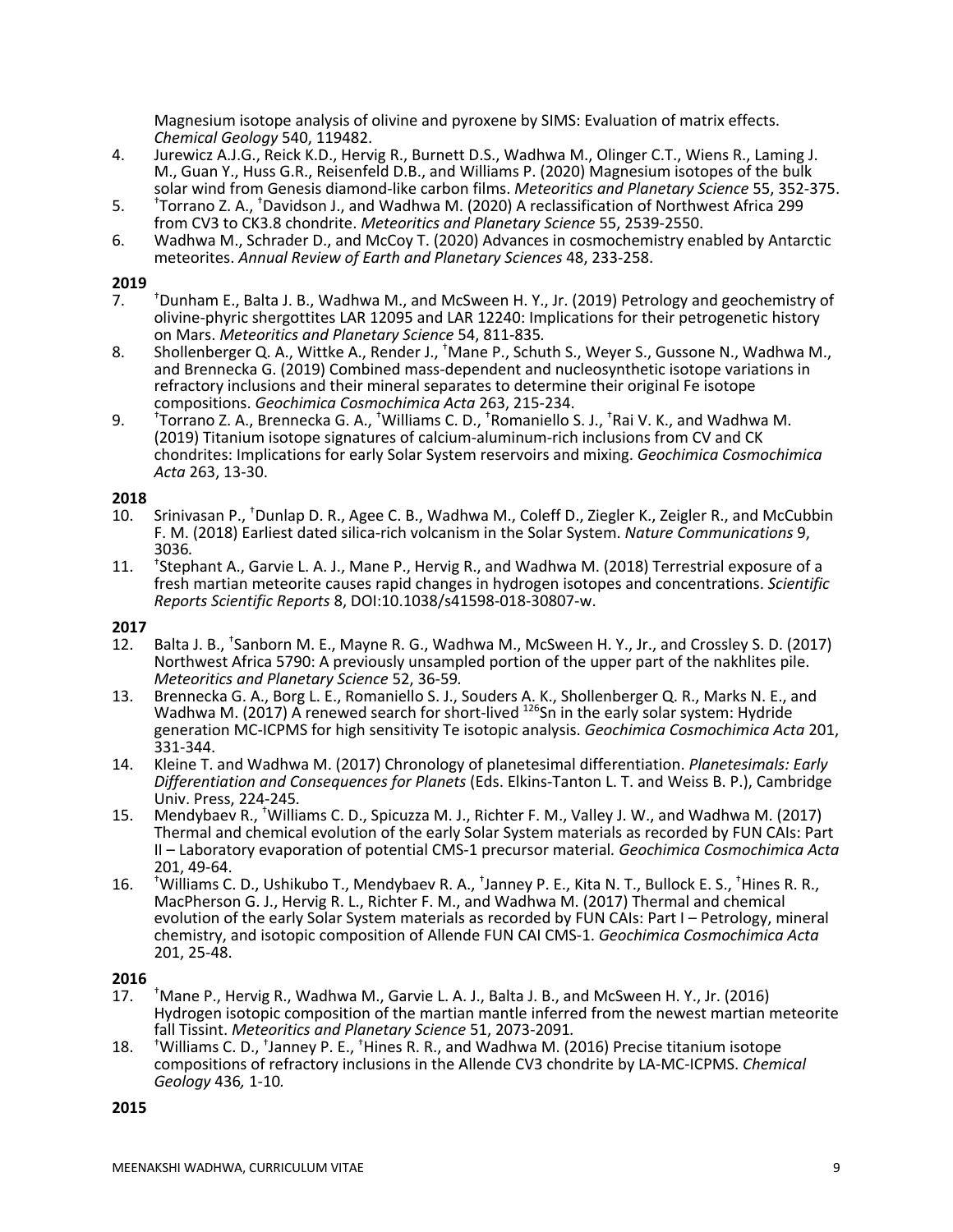Magnesium isotope analysis of olivine and pyroxene by SIMS: Evaluation of matrix effects. *Chemical Geology* 540, 119482.

4. Jurewicz A.J.G., Reick K.D., Hervig R., Burnett D.S., Wadhwa M., Olinger C.T., Wiens R., Laming J. M., Guan Y., Huss G.R., Reisenfeld D.B., and Williams P. (2020) Magnesium isotopes of the bulk solar wind from Genesis diamond-like carbon films. *Meteoritics and Planetary Science* 55, 352-375.
5. †Torrano Z. A., †Davidson J., and Wadhwa M. (2020) A reclassification of Northwest Africa 299 from CV3 to CK3.8 chondrite. *Meteoritics and Planetary Science* 55, 2539-2550.
6. Wadhwa M., Schrader D., and McCoy T. (2020) Advances in cosmochemistry enabled by Antarctic meteorites. *Annual Review of Earth and Planetary Sciences* 48, 233-258.

**2019**

7. †Dunham E., Balta J. B., Wadhwa M., and McSween H. Y., Jr. (2019) Petrology and geochemistry of olivine-phyric shergottites LAR 12095 and LAR 12240: Implications for their petrogenetic history on Mars. *Meteoritics and Planetary Science* 54, 811-835.
8. Shollenberger Q. A., Wittke A., Render J., †Mane P., Schuth S., Weyer S., Gussone N., Wadhwa M., and Brennecka G. (2019) Combined mass-dependent and nucleosynthetic isotope variations in refractory inclusions and their mineral separates to determine their original Fe isotope compositions. *Geochimica Cosmochimica Acta* 263, 215-234.
9. †Torrano Z. A., Brennecka G. A., †Williams C. D., †Romaniello S. J., †Rai V. K., and Wadhwa M. (2019) Titanium isotope signatures of calcium-aluminum-rich inclusions from CV and CK chondrites: Implications for early Solar System reservoirs and mixing. *Geochimica Cosmochimica Acta* 263, 13-30.

**2018**

10. Srinivasan P., †Dunlap D. R., Agee C. B., Wadhwa M., Coleff D., Ziegler K., Zeigler R., and McCubbin F. M. (2018) Earliest dated silica-rich volcanism in the Solar System. *Nature Communications* 9, 3036.
11. †Stephant A., Garvie L. A. J., Mane P., Hervig R., and Wadhwa M. (2018) Terrestrial exposure of a fresh martian meteorite causes rapid changes in hydrogen isotopes and concentrations. *Scientific Reports Scientific Reports* 8, DOI:10.1038/s41598-018-30807-w.

**2017**

12. Balta J. B., †Sanborn M. E., Mayne R. G., Wadhwa M., McSween H. Y., Jr., and Crossley S. D. (2017) Northwest Africa 5790: A previously unsampled portion of the upper part of the nakhlites pile. *Meteoritics and Planetary Science* 52, 36-59.
13. Brennecka G. A., Borg L. E., Romaniello S. J., Souders A. K., Shollenberger Q. R., Marks N. E., and Wadhwa M. (2017) A renewed search for short-lived $^{126}$Sn in the early solar system: Hydride generation MC-ICPMS for high sensitivity Te isotopic analysis. *Geochimica Cosmochimica Acta* 201, 331-344.
14. Kleine T. and Wadhwa M. (2017) Chronology of planetesimal differentiation. *Planetesimals: Early Differentiation and Consequences for Planets* (Eds. Elkins-Tanton L. T. and Weiss B. P.), Cambridge Univ. Press, 224-245.
15. Mendybaev R., †Williams C. D., Spicuzza M. J., Richter F. M., Valley J. W., and Wadhwa M. (2017) Thermal and chemical evolution of the early Solar System materials as recorded by FUN CAIs: Part II – Laboratory evaporation of potential CMS-1 precursor material. *Geochimica Cosmochimica Acta* 201, 49-64.
16. †Williams C. D., Ushikubo T., Mendybaev R. A., †Janney P. E., Kita N. T., Bullock E. S., †Hines R. R., MacPherson G. J., Hervig R. L., Richter F. M., and Wadhwa M. (2017) Thermal and chemical evolution of the early Solar System materials as recorded by FUN CAIs: Part I – Petrology, mineral chemistry, and isotopic composition of Allende FUN CAI CMS-1. *Geochimica Cosmochimica Acta* 201, 25-48.

**2016**

17. †Mane P., Hervig R., Wadhwa M., Garvie L. A. J., Balta J. B., and McSween H. Y., Jr. (2016) Hydrogen isotopic composition of the martian mantle inferred from the newest martian meteorite fall Tissint. *Meteoritics and Planetary Science* 51, 2073-2091.
18. †Williams C. D., †Janney P. E., †Hines R. R., and Wadhwa M. (2016) Precise titanium isotope compositions of refractory inclusions in the Allende CV3 chondrite by LA-MC-ICPMS. *Chemical Geology* 436, 1-10.

**2015**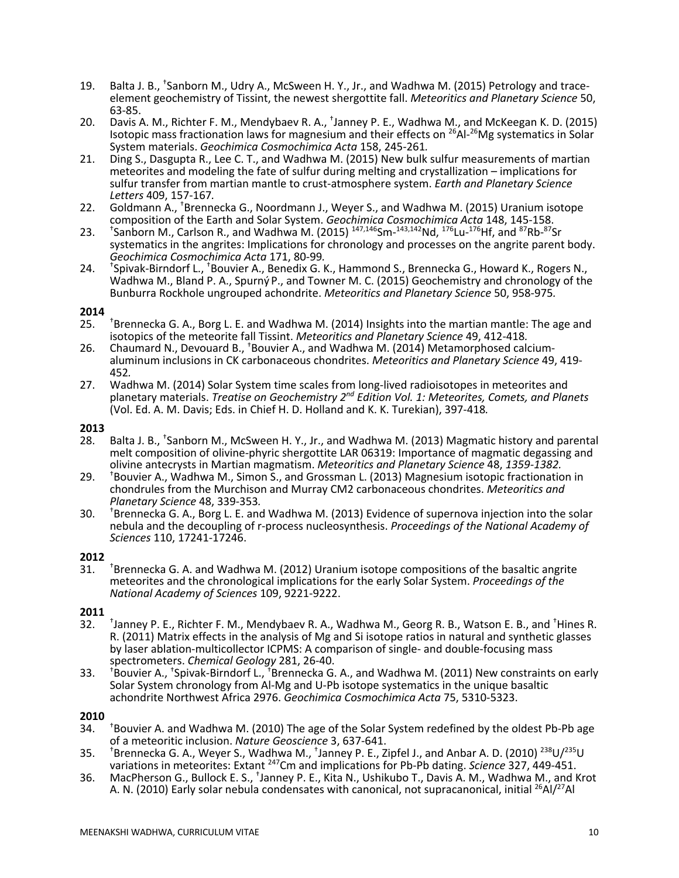19. Balta J. B., †Sanborn M., Udry A., McSween H. Y., Jr., and Wadhwa M. (2015) Petrology and trace-element geochemistry of Tissint, the newest shergottite fall. *Meteoritics and Planetary Science* 50, 63-85.
20. Davis A. M., Richter F. M., Mendybaev R. A., †Janney P. E., Wadhwa M., and McKeegan K. D. (2015) Isotopic mass fractionation laws for magnesium and their effects on $^{26}$Al-$^{26}$Mg systematics in Solar System materials. *Geochimica Cosmochimica Acta* 158, 245-261.
21. Ding S., Dasgupta R., Lee C. T., and Wadhwa M. (2015) New bulk sulfur measurements of martian meteorites and modeling the fate of sulfur during melting and crystallization – implications for sulfur transfer from martian mantle to crust-atmosphere system. *Earth and Planetary Science Letters* 409, 157-167.
22. Goldmann A., †Brennecka G., Noordmann J., Weyer S., and Wadhwa M. (2015) Uranium isotope composition of the Earth and Solar System. *Geochimica Cosmochimica Acta* 148, 145-158.
23. †Sanborn M., Carlson R., and Wadhwa M. (2015) $^{147,146}$Sm-$^{143,142}$Nd, $^{176}$Lu-$^{176}$Hf, and $^{87}$Rb-$^{87}$Sr systematics in the angrites: Implications for chronology and processes on the angrite parent body. *Geochimica Cosmochimica Acta* 171, 80-99.
24. †Spivak-Birndorf L., †Bouvier A., Benedix G. K., Hammond S., Brennecka G., Howard K., Rogers N., Wadhwa M., Bland P. A., Spurný P., and Towner M. C. (2015) Geochemistry and chronology of the Bunburra Rockhole ungrouped achondrite. *Meteoritics and Planetary Science* 50, 958-975.

**2014**

25. †Brennecka G. A., Borg L. E. and Wadhwa M. (2014) Insights into the martian mantle: The age and isotopics of the meteorite fall Tissint. *Meteoritics and Planetary Science* 49, 412-418.
26. Chaumard N., Devouard B., †Bouvier A., and Wadhwa M. (2014) Metamorphosed calcium-aluminum inclusions in CK carbonaceous chondrites. *Meteoritics and Planetary Science* 49, 419-452.
27. Wadhwa M. (2014) Solar System time scales from long-lived radioisotopes in meteorites and planetary materials. *Treatise on Geochemistry 2nd Edition Vol. 1: Meteorites, Comets, and Planets* (Vol. Ed. A. M. Davis; Eds. in Chief H. D. Holland and K. K. Turekian), 397-418.

**2013**

28. Balta J. B., †Sanborn M., McSween H. Y., Jr., and Wadhwa M. (2013) Magmatic history and parental melt composition of olivine-phyric shergottite LAR 06319: Importance of magmatic degassing and olivine antecrysts in Martian magmatism. *Meteoritics and Planetary Science* 48, *1359-1382.*
29. †Bouvier A., Wadhwa M., Simon S., and Grossman L. (2013) Magnesium isotopic fractionation in chondrules from the Murchison and Murray CM2 carbonaceous chondrites. *Meteoritics and Planetary Science* 48, 339-353.
30. †Brennecka G. A., Borg L. E. and Wadhwa M. (2013) Evidence of supernova injection into the solar nebula and the decoupling of r-process nucleosynthesis. *Proceedings of the National Academy of Sciences* 110, 17241-17246.

**2012**

31. †Brennecka G. A. and Wadhwa M. (2012) Uranium isotope compositions of the basaltic angrite meteorites and the chronological implications for the early Solar System. *Proceedings of the National Academy of Sciences* 109, 9221-9222.

**2011**

32. †Janney P. E., Richter F. M., Mendybaev R. A., Wadhwa M., Georg R. B., Watson E. B., and †Hines R. R. (2011) Matrix effects in the analysis of Mg and Si isotope ratios in natural and synthetic glasses by laser ablation-multicollector ICPMS: A comparison of single- and double-focusing mass spectrometers. *Chemical Geology* 281, 26-40.
33. †Bouvier A., †Spivak-Birndorf L., †Brennecka G. A., and Wadhwa M. (2011) New constraints on early Solar System chronology from Al-Mg and U-Pb isotope systematics in the unique basaltic achondrite Northwest Africa 2976. *Geochimica Cosmochimica Acta* 75, 5310-5323.

**2010**

34. †Bouvier A. and Wadhwa M. (2010) The age of the Solar System redefined by the oldest Pb-Pb age of a meteoritic inclusion. *Nature Geoscience* 3, 637-641.
35. †Brennecka G. A., Weyer S., Wadhwa M., †Janney P. E., Zipfel J., and Anbar A. D. (2010) $^{238}$U/$^{235}$U variations in meteorites: Extant $^{247}$Cm and implications for Pb-Pb dating. *Science* 327, 449-451.
36. MacPherson G., Bullock E. S., †Janney P. E., Kita N., Ushikubo T., Davis A. M., Wadhwa M., and Krot A. N. (2010) Early solar nebula condensates with canonical, not supracanonical, initial $^{26}$Al/$^{27}$Al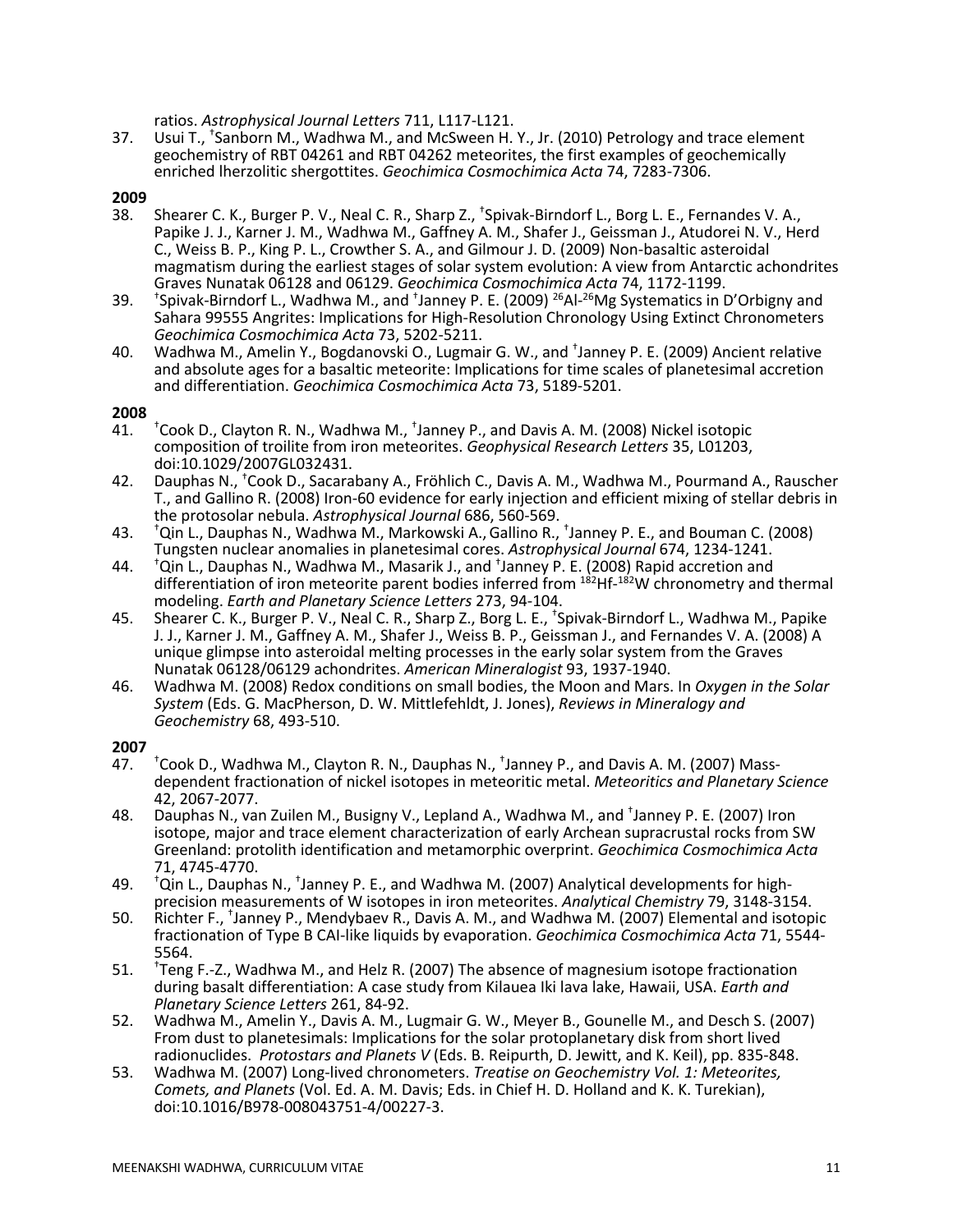ratios. *Astrophysical Journal Letters* 711, L117-L121.

37. Usui T., †Sanborn M., Wadhwa M., and McSween H. Y., Jr. (2010) Petrology and trace element geochemistry of RBT 04261 and RBT 04262 meteorites, the first examples of geochemically enriched lherzolitic shergottites. *Geochimica Cosmochimica Acta* 74, 7283-7306.

**2009**

38. Shearer C. K., Burger P. V., Neal C. R., Sharp Z., †Spivak-Birndorf L., Borg L. E., Fernandes V. A., Papike J. J., Karner J. M., Wadhwa M., Gaffney A. M., Shafer J., Geissman J., Atudorei N. V., Herd C., Weiss B. P., King P. L., Crowther S. A., and Gilmour J. D. (2009) Non-basaltic asteroidal magmatism during the earliest stages of solar system evolution: A view from Antarctic achondrites Graves Nunatak 06128 and 06129. *Geochimica Cosmochimica Acta* 74, 1172-1199.
39. †Spivak-Birndorf L., Wadhwa M., and †Janney P. E. (2009) $^{26}$Al-$^{26}$Mg Systematics in D'Orbigny and Sahara 99555 Angrites: Implications for High-Resolution Chronology Using Extinct Chronometers *Geochimica Cosmochimica Acta* 73, 5202-5211.
40. Wadhwa M., Amelin Y., Bogdanovski O., Lugmair G. W., and †Janney P. E. (2009) Ancient relative and absolute ages for a basaltic meteorite: Implications for time scales of planetesimal accretion and differentiation. *Geochimica Cosmochimica Acta* 73, 5189-5201.

**2008**

41. †Cook D., Clayton R. N., Wadhwa M., †Janney P., and Davis A. M. (2008) Nickel isotopic composition of troilite from iron meteorites. *Geophysical Research Letters* 35, L01203, doi:10.1029/2007GL032431.
42. Dauphas N., †Cook D., Sacarabany A., Fröhlich C., Davis A. M., Wadhwa M., Pourmand A., Rauscher T., and Gallino R. (2008) Iron-60 evidence for early injection and efficient mixing of stellar debris in the protosolar nebula. *Astrophysical Journal* 686, 560-569.
43. †Qin L., Dauphas N., Wadhwa M., Markowski A., Gallino R., †Janney P. E., and Bouman C. (2008) Tungsten nuclear anomalies in planetesimal cores. *Astrophysical Journal* 674, 1234-1241.
44. †Qin L., Dauphas N., Wadhwa M., Masarik J., and †Janney P. E. (2008) Rapid accretion and differentiation of iron meteorite parent bodies inferred from $^{182}$Hf-$^{182}$W chronometry and thermal modeling. *Earth and Planetary Science Letters* 273, 94-104.
45. Shearer C. K., Burger P. V., Neal C. R., Sharp Z., Borg L. E., †Spivak-Birndorf L., Wadhwa M., Papike J. J., Karner J. M., Gaffney A. M., Shafer J., Weiss B. P., Geissman J., and Fernandes V. A. (2008) A unique glimpse into asteroidal melting processes in the early solar system from the Graves Nunatak 06128/06129 achondrites. *American Mineralogist* 93, 1937-1940.
46. Wadhwa M. (2008) Redox conditions on small bodies, the Moon and Mars. In *Oxygen in the Solar System* (Eds. G. MacPherson, D. W. Mittlefehldt, J. Jones), *Reviews in Mineralogy and Geochemistry* 68, 493-510.

**2007**

47. †Cook D., Wadhwa M., Clayton R. N., Dauphas N., †Janney P., and Davis A. M. (2007) Mass-dependent fractionation of nickel isotopes in meteoritic metal. *Meteoritics and Planetary Science* 42, 2067-2077.
48. Dauphas N., van Zuilen M., Busigny V., Lepland A., Wadhwa M., and †Janney P. E. (2007) Iron isotope, major and trace element characterization of early Archean supracrustal rocks from SW Greenland: protolith identification and metamorphic overprint. *Geochimica Cosmochimica Acta* 71, 4745-4770.
49. †Qin L., Dauphas N., †Janney P. E., and Wadhwa M. (2007) Analytical developments for high-precision measurements of W isotopes in iron meteorites. *Analytical Chemistry* 79, 3148-3154.
50. Richter F., †Janney P., Mendybaev R., Davis A. M., and Wadhwa M. (2007) Elemental and isotopic fractionation of Type B CAI-like liquids by evaporation. *Geochimica Cosmochimica Acta* 71, 5544-5564.
51. †Teng F.-Z., Wadhwa M., and Helz R. (2007) The absence of magnesium isotope fractionation during basalt differentiation: A case study from Kilauea Iki lava lake, Hawaii, USA. *Earth and Planetary Science Letters* 261, 84-92.
52. Wadhwa M., Amelin Y., Davis A. M., Lugmair G. W., Meyer B., Gounelle M., and Desch S. (2007) From dust to planetesimals: Implications for the solar protoplanetary disk from short lived radionuclides. *Protostars and Planets V* (Eds. B. Reipurth, D. Jewitt, and K. Keil), pp. 835-848.
53. Wadhwa M. (2007) Long-lived chronometers. *Treatise on Geochemistry Vol. 1: Meteorites, Comets, and Planets* (Vol. Ed. A. M. Davis; Eds. in Chief H. D. Holland and K. K. Turekian), doi:10.1016/B978-008043751-4/00227-3.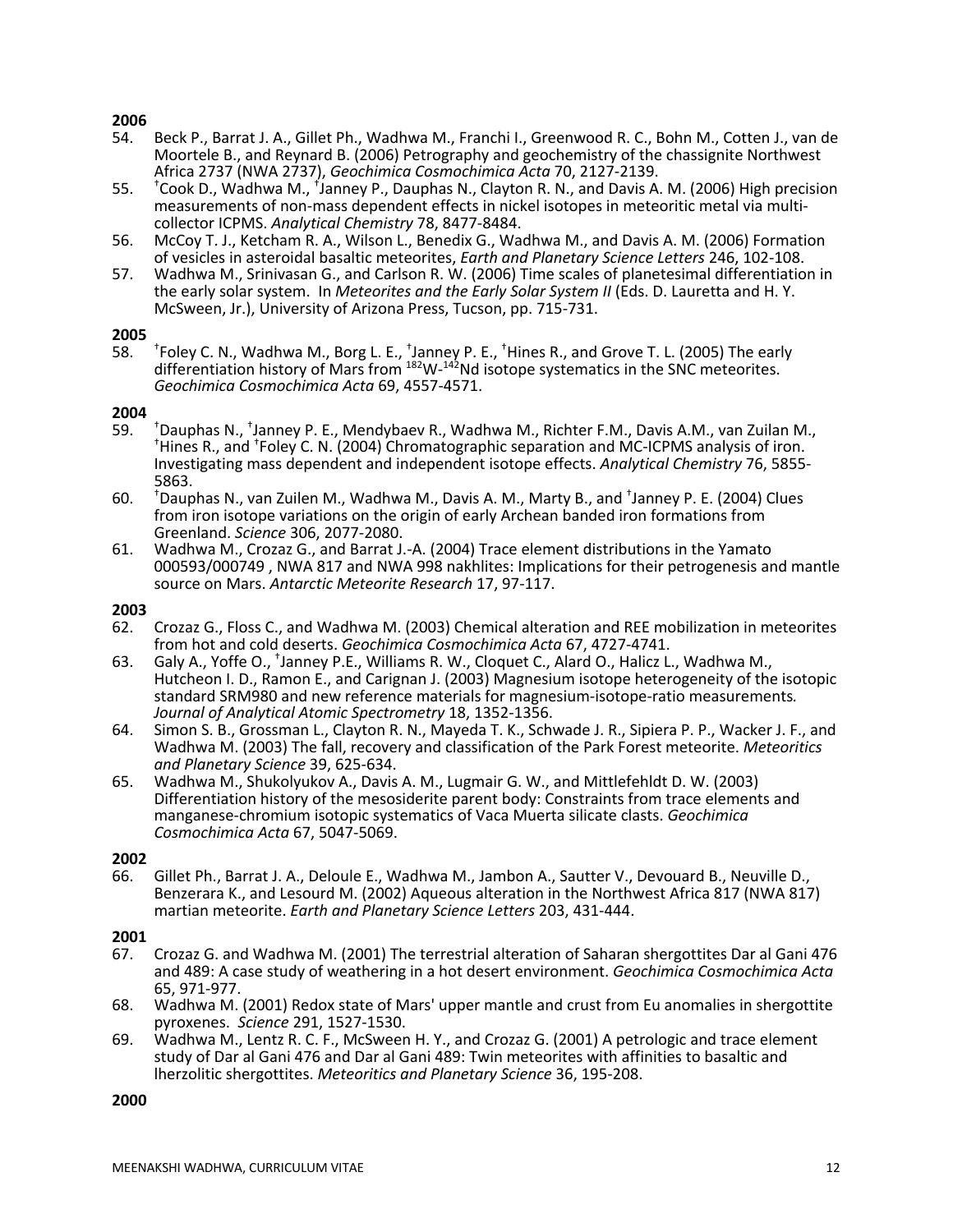**2006**

54. Beck P., Barrat J. A., Gillet Ph., Wadhwa M., Franchi I., Greenwood R. C., Bohn M., Cotten J., van de Moortele B., and Reynard B. (2006) Petrography and geochemistry of the chassignite Northwest Africa 2737 (NWA 2737), *Geochimica Cosmochimica Acta* 70, 2127-2139.
55. †Cook D., Wadhwa M., †Janney P., Dauphas N., Clayton R. N., and Davis A. M. (2006) High precision measurements of non-mass dependent effects in nickel isotopes in meteoritic metal via multi-collector ICPMS. *Analytical Chemistry* 78, 8477-8484.
56. McCoy T. J., Ketcham R. A., Wilson L., Benedix G., Wadhwa M., and Davis A. M. (2006) Formation of vesicles in asteroidal basaltic meteorites, *Earth and Planetary Science Letters* 246, 102-108.
57. Wadhwa M., Srinivasan G., and Carlson R. W. (2006) Time scales of planetesimal differentiation in the early solar system. In *Meteorites and the Early Solar System II* (Eds. D. Lauretta and H. Y. McSween, Jr.), University of Arizona Press, Tucson, pp. 715-731.

**2005**

58. †Foley C. N., Wadhwa M., Borg L. E., †Janney P. E., †Hines R., and Grove T. L. (2005) The early differentiation history of Mars from $^{182}$W-$^{142}$Nd isotope systematics in the SNC meteorites. *Geochimica Cosmochimica Acta* 69, 4557-4571.

**2004**

59. †Dauphas N., †Janney P. E., Mendybaev R., Wadhwa M., Richter F.M., Davis A.M., van Zuilan M., †Hines R., and †Foley C. N. (2004) Chromatographic separation and MC-ICPMS analysis of iron. Investigating mass dependent and independent isotope effects. *Analytical Chemistry* 76, 5855-5863.
60. †Dauphas N., van Zuilen M., Wadhwa M., Davis A. M., Marty B., and †Janney P. E. (2004) Clues from iron isotope variations on the origin of early Archean banded iron formations from Greenland. *Science* 306, 2077-2080.
61. Wadhwa M., Crozaz G., and Barrat J.-A. (2004) Trace element distributions in the Yamato 000593/000749 , NWA 817 and NWA 998 nakhlites: Implications for their petrogenesis and mantle source on Mars. *Antarctic Meteorite Research* 17, 97-117.

**2003**

62. Crozaz G., Floss C., and Wadhwa M. (2003) Chemical alteration and REE mobilization in meteorites from hot and cold deserts. *Geochimica Cosmochimica Acta* 67, 4727-4741.
63. Galy A., Yoffe O., †Janney P.E., Williams R. W., Cloquet C., Alard O., Halicz L., Wadhwa M., Hutcheon I. D., Ramon E., and Carignan J. (2003) Magnesium isotope heterogeneity of the isotopic standard SRM980 and new reference materials for magnesium-isotope-ratio measurements*. Journal of Analytical Atomic Spectrometry* 18, 1352-1356.
64. Simon S. B., Grossman L., Clayton R. N., Mayeda T. K., Schwade J. R., Sipiera P. P., Wacker J. F., and Wadhwa M. (2003) The fall, recovery and classification of the Park Forest meteorite. *Meteoritics and Planetary Science* 39, 625-634.
65. Wadhwa M., Shukolyukov A., Davis A. M., Lugmair G. W., and Mittlefehldt D. W. (2003) Differentiation history of the mesosiderite parent body: Constraints from trace elements and manganese-chromium isotopic systematics of Vaca Muerta silicate clasts. *Geochimica Cosmochimica Acta* 67, 5047-5069.

**2002**

66. Gillet Ph., Barrat J. A., Deloule E., Wadhwa M., Jambon A., Sautter V., Devouard B., Neuville D., Benzerara K., and Lesourd M. (2002) Aqueous alteration in the Northwest Africa 817 (NWA 817) martian meteorite. *Earth and Planetary Science Letters* 203, 431-444.

**2001**

67. Crozaz G. and Wadhwa M. (2001) The terrestrial alteration of Saharan shergottites Dar al Gani 476 and 489: A case study of weathering in a hot desert environment. *Geochimica Cosmochimica Acta* 65, 971-977.
68. Wadhwa M. (2001) Redox state of Mars' upper mantle and crust from Eu anomalies in shergottite pyroxenes. *Science* 291, 1527-1530.
69. Wadhwa M., Lentz R. C. F., McSween H. Y., and Crozaz G. (2001) A petrologic and trace element study of Dar al Gani 476 and Dar al Gani 489: Twin meteorites with affinities to basaltic and lherzolitic shergottites. *Meteoritics and Planetary Science* 36, 195-208.

**2000**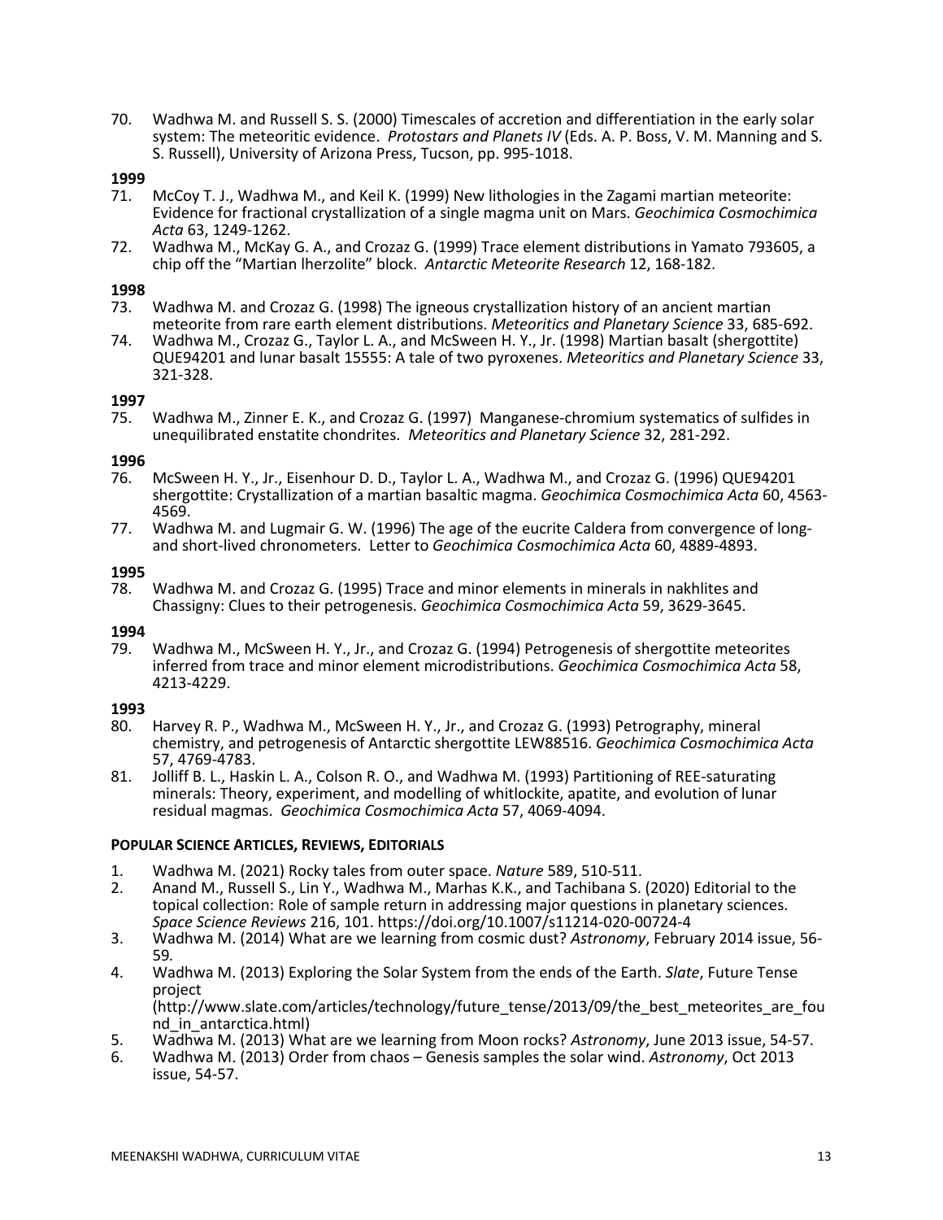70. Wadhwa M. and Russell S. S. (2000) Timescales of accretion and differentiation in the early solar system: The meteoritic evidence. *Protostars and Planets IV* (Eds. A. P. Boss, V. M. Manning and S. S. Russell), University of Arizona Press, Tucson, pp. 995-1018.

**1999**

71. McCoy T. J., Wadhwa M., and Keil K. (1999) New lithologies in the Zagami martian meteorite: Evidence for fractional crystallization of a single magma unit on Mars. *Geochimica Cosmochimica Acta* 63, 1249-1262.
72. Wadhwa M., McKay G. A., and Crozaz G. (1999) Trace element distributions in Yamato 793605, a chip off the "Martian lherzolite" block. *Antarctic Meteorite Research* 12, 168-182.

**1998**

73. Wadhwa M. and Crozaz G. (1998) The igneous crystallization history of an ancient martian meteorite from rare earth element distributions. *Meteoritics and Planetary Science* 33, 685-692.
74. Wadhwa M., Crozaz G., Taylor L. A., and McSween H. Y., Jr. (1998) Martian basalt (shergottite) QUE94201 and lunar basalt 15555: A tale of two pyroxenes. *Meteoritics and Planetary Science* 33, 321-328.

**1997**

75. Wadhwa M., Zinner E. K., and Crozaz G. (1997) Manganese-chromium systematics of sulfides in unequilibrated enstatite chondrites. *Meteoritics and Planetary Science* 32, 281-292.

**1996**

76. McSween H. Y., Jr., Eisenhour D. D., Taylor L. A., Wadhwa M., and Crozaz G. (1996) QUE94201 shergottite: Crystallization of a martian basaltic magma. *Geochimica Cosmochimica Acta* 60, 4563-4569.
77. Wadhwa M. and Lugmair G. W. (1996) The age of the eucrite Caldera from convergence of long- and short-lived chronometers. Letter to *Geochimica Cosmochimica Acta* 60, 4889-4893.

**1995**

78. Wadhwa M. and Crozaz G. (1995) Trace and minor elements in minerals in nakhlites and Chassigny: Clues to their petrogenesis. *Geochimica Cosmochimica Acta* 59, 3629-3645.

**1994**

79. Wadhwa M., McSween H. Y., Jr., and Crozaz G. (1994) Petrogenesis of shergottite meteorites inferred from trace and minor element microdistributions. *Geochimica Cosmochimica Acta* 58, 4213-4229.

**1993**

80. Harvey R. P., Wadhwa M., McSween H. Y., Jr., and Crozaz G. (1993) Petrography, mineral chemistry, and petrogenesis of Antarctic shergottite LEW88516. *Geochimica Cosmochimica Acta* 57, 4769-4783.
81. Jolliff B. L., Haskin L. A., Colson R. O., and Wadhwa M. (1993) Partitioning of REE-saturating minerals: Theory, experiment, and modelling of whitlockite, apatite, and evolution of lunar residual magmas. *Geochimica Cosmochimica Acta* 57, 4069-4094.

**POPULAR SCIENCE ARTICLES, REVIEWS, EDITORIALS**

1. Wadhwa M. (2021) Rocky tales from outer space. *Nature* 589, 510-511.
2. Anand M., Russell S., Lin Y., Wadhwa M., Marhas K.K., and Tachibana S. (2020) Editorial to the topical collection: Role of sample return in addressing major questions in planetary sciences. *Space Science Reviews* 216, 101. https://doi.org/10.1007/s11214-020-00724-4
3. Wadhwa M. (2014) What are we learning from cosmic dust? *Astronomy*, February 2014 issue, 56-59.
4. Wadhwa M. (2013) Exploring the Solar System from the ends of the Earth. *Slate*, Future Tense project (http://www.slate.com/articles/technology/future_tense/2013/09/the_best_meteorites_are_found_in_antarctica.html)
5. Wadhwa M. (2013) What are we learning from Moon rocks? *Astronomy*, June 2013 issue, 54-57.
6. Wadhwa M. (2013) Order from chaos – Genesis samples the solar wind. *Astronomy*, Oct 2013 issue, 54-57.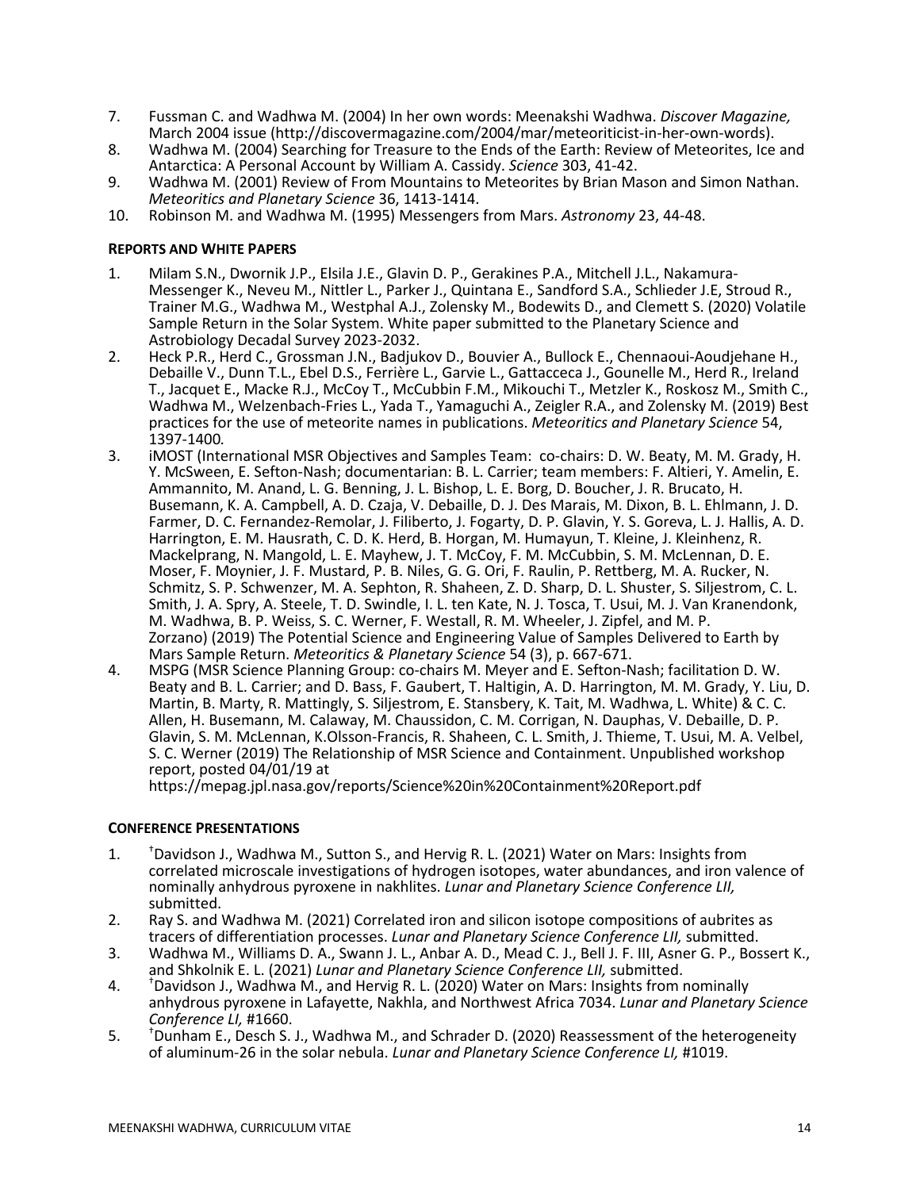7. Fussman C. and Wadhwa M. (2004) In her own words: Meenakshi Wadhwa. *Discover Magazine,* March 2004 issue (http://discovermagazine.com/2004/mar/meteoriticist-in-her-own-words).
8. Wadhwa M. (2004) Searching for Treasure to the Ends of the Earth: Review of Meteorites, Ice and Antarctica: A Personal Account by William A. Cassidy. *Science* 303, 41-42.
9. Wadhwa M. (2001) Review of From Mountains to Meteorites by Brian Mason and Simon Nathan. *Meteoritics and Planetary Science* 36, 1413-1414.
10. Robinson M. and Wadhwa M. (1995) Messengers from Mars. *Astronomy* 23, 44-48.

**REPORTS AND WHITE PAPERS**

1. Milam S.N., Dwornik J.P., Elsila J.E., Glavin D. P., Gerakines P.A., Mitchell J.L., Nakamura-Messenger K., Neveu M., Nittler L., Parker J., Quintana E., Sandford S.A., Schlieder J.E, Stroud R., Trainer M.G., Wadhwa M., Westphal A.J., Zolensky M., Bodewits D., and Clemett S. (2020) Volatile Sample Return in the Solar System. White paper submitted to the Planetary Science and Astrobiology Decadal Survey 2023-2032.
2. Heck P.R., Herd C., Grossman J.N., Badjukov D., Bouvier A., Bullock E., Chennaoui-Aoudjehane H., Debaille V., Dunn T.L., Ebel D.S., Ferrière L., Garvie L., Gattacceca J., Gounelle M., Herd R., Ireland T., Jacquet E., Macke R.J., McCoy T., McCubbin F.M., Mikouchi T., Metzler K., Roskosz M., Smith C., Wadhwa M., Welzenbach-Fries L., Yada T., Yamaguchi A., Zeigler R.A., and Zolensky M. (2019) Best practices for the use of meteorite names in publications. *Meteoritics and Planetary Science* 54, 1397-1400*.*
3. iMOST (International MSR Objectives and Samples Team: co-chairs: D. W. Beaty, M. M. Grady, H. Y. McSween, E. Sefton-Nash; documentarian: B. L. Carrier; team members: F. Altieri, Y. Amelin, E. Ammannito, M. Anand, L. G. Benning, J. L. Bishop, L. E. Borg, D. Boucher, J. R. Brucato, H. Busemann, K. A. Campbell, A. D. Czaja, V. Debaille, D. J. Des Marais, M. Dixon, B. L. Ehlmann, J. D. Farmer, D. C. Fernandez-Remolar, J. Filiberto, J. Fogarty, D. P. Glavin, Y. S. Goreva, L. J. Hallis, A. D. Harrington, E. M. Hausrath, C. D. K. Herd, B. Horgan, M. Humayun, T. Kleine, J. Kleinhenz, R. Mackelprang, N. Mangold, L. E. Mayhew, J. T. McCoy, F. M. McCubbin, S. M. McLennan, D. E. Moser, F. Moynier, J. F. Mustard, P. B. Niles, G. G. Ori, F. Raulin, P. Rettberg, M. A. Rucker, N. Schmitz, S. P. Schwenzer, M. A. Sephton, R. Shaheen, Z. D. Sharp, D. L. Shuster, S. Siljestrom, C. L. Smith, J. A. Spry, A. Steele, T. D. Swindle, I. L. ten Kate, N. J. Tosca, T. Usui, M. J. Van Kranendonk, M. Wadhwa, B. P. Weiss, S. C. Werner, F. Westall, R. M. Wheeler, J. Zipfel, and M. P. Zorzano) (2019) The Potential Science and Engineering Value of Samples Delivered to Earth by Mars Sample Return. *Meteoritics & Planetary Science* 54 (3), p. 667-671.
4. MSPG (MSR Science Planning Group: co-chairs M. Meyer and E. Sefton-Nash; facilitation D. W. Beaty and B. L. Carrier; and D. Bass, F. Gaubert, T. Haltigin, A. D. Harrington, M. M. Grady, Y. Liu, D. Martin, B. Marty, R. Mattingly, S. Siljestrom, E. Stansbery, K. Tait, M. Wadhwa, L. White) & C. C. Allen, H. Busemann, M. Calaway, M. Chaussidon, C. M. Corrigan, N. Dauphas, V. Debaille, D. P. Glavin, S. M. McLennan, K.Olsson-Francis, R. Shaheen, C. L. Smith, J. Thieme, T. Usui, M. A. Velbel, S. C. Werner (2019) The Relationship of MSR Science and Containment. Unpublished workshop report, posted 04/01/19 at https://mepag.jpl.nasa.gov/reports/Science%20in%20Containment%20Report.pdf

**CONFERENCE PRESENTATIONS**

1. †Davidson J., Wadhwa M., Sutton S., and Hervig R. L. (2021) Water on Mars: Insights from correlated microscale investigations of hydrogen isotopes, water abundances, and iron valence of nominally anhydrous pyroxene in nakhlites. *Lunar and Planetary Science Conference LII,* submitted.
2. Ray S. and Wadhwa M. (2021) Correlated iron and silicon isotope compositions of aubrites as tracers of differentiation processes. *Lunar and Planetary Science Conference LII,* submitted.
3. Wadhwa M., Williams D. A., Swann J. L., Anbar A. D., Mead C. J., Bell J. F. III, Asner G. P., Bossert K., and Shkolnik E. L. (2021) *Lunar and Planetary Science Conference LII,* submitted.
4. †Davidson J., Wadhwa M., and Hervig R. L. (2020) Water on Mars: Insights from nominally anhydrous pyroxene in Lafayette, Nakhla, and Northwest Africa 7034. *Lunar and Planetary Science Conference LI,* #1660.
5. †Dunham E., Desch S. J., Wadhwa M., and Schrader D. (2020) Reassessment of the heterogeneity of aluminum-26 in the solar nebula. *Lunar and Planetary Science Conference LI,* #1019.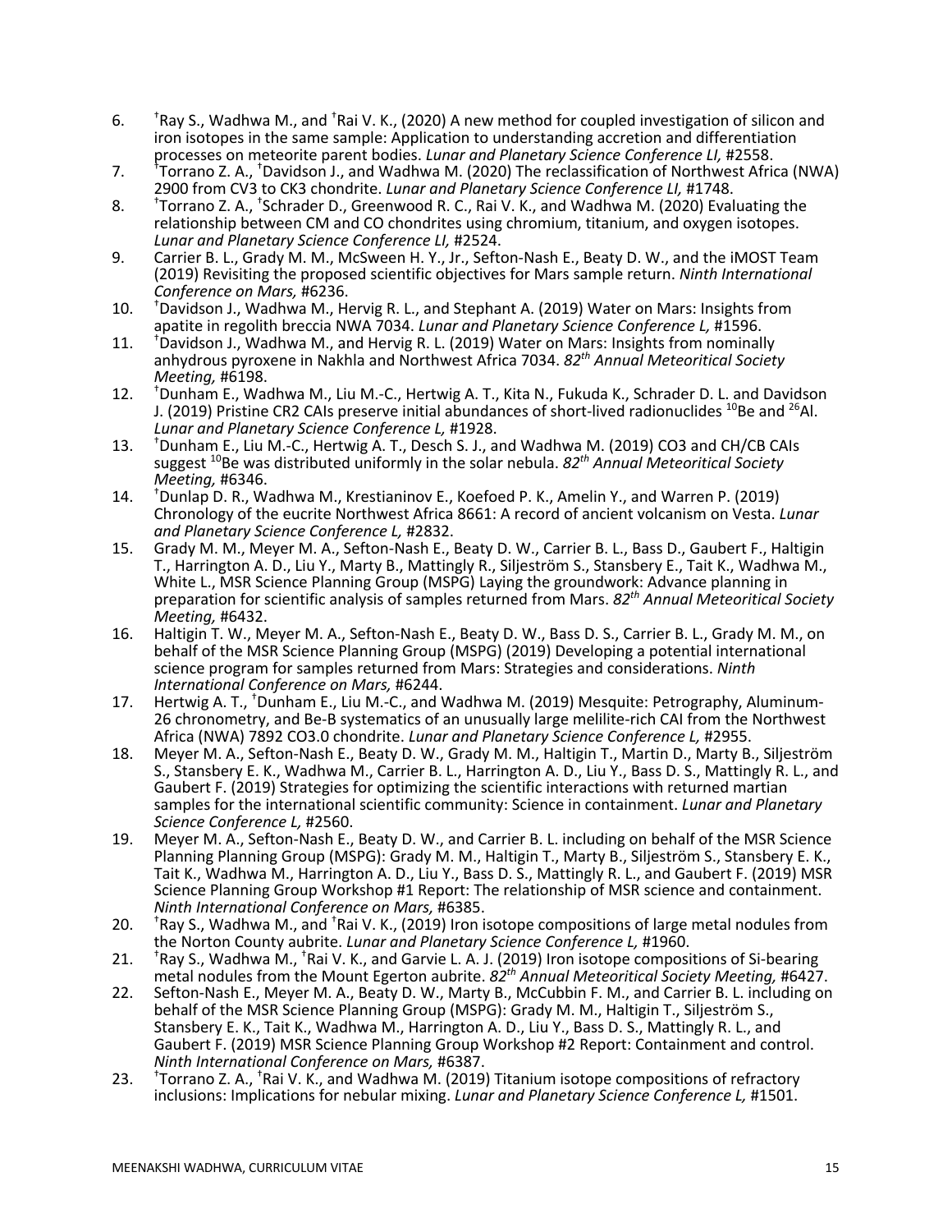6. †Ray S., Wadhwa M., and †Rai V. K., (2020) A new method for coupled investigation of silicon and iron isotopes in the same sample: Application to understanding accretion and differentiation processes on meteorite parent bodies. *Lunar and Planetary Science Conference LI,* #2558.
7. †Torrano Z. A., †Davidson J., and Wadhwa M. (2020) The reclassification of Northwest Africa (NWA) 2900 from CV3 to CK3 chondrite. *Lunar and Planetary Science Conference LI,* #1748.
8. †Torrano Z. A., †Schrader D., Greenwood R. C., Rai V. K., and Wadhwa M. (2020) Evaluating the relationship between CM and CO chondrites using chromium, titanium, and oxygen isotopes. *Lunar and Planetary Science Conference LI,* #2524.
9. Carrier B. L., Grady M. M., McSween H. Y., Jr., Sefton-Nash E., Beaty D. W., and the iMOST Team (2019) Revisiting the proposed scientific objectives for Mars sample return. *Ninth International Conference on Mars,* #6236.
10. †Davidson J., Wadhwa M., Hervig R. L., and Stephant A. (2019) Water on Mars: Insights from apatite in regolith breccia NWA 7034. *Lunar and Planetary Science Conference L,* #1596.
11. †Davidson J., Wadhwa M., and Hervig R. L. (2019) Water on Mars: Insights from nominally anhydrous pyroxene in Nakhla and Northwest Africa 7034. *82th Annual Meteoritical Society Meeting,* #6198.
12. †Dunham E., Wadhwa M., Liu M.-C., Hertwig A. T., Kita N., Fukuda K., Schrader D. L. and Davidson J. (2019) Pristine CR2 CAIs preserve initial abundances of short-lived radionuclides $^{10}$Be and $^{26}$Al. *Lunar and Planetary Science Conference L,* #1928.
13. †Dunham E., Liu M.-C., Hertwig A. T., Desch S. J., and Wadhwa M. (2019) CO3 and CH/CB CAIs suggest $^{10}$Be was distributed uniformly in the solar nebula. *82th Annual Meteoritical Society Meeting,* #6346.
14. †Dunlap D. R., Wadhwa M., Krestianinov E., Koefoed P. K., Amelin Y., and Warren P. (2019) Chronology of the eucrite Northwest Africa 8661: A record of ancient volcanism on Vesta. *Lunar and Planetary Science Conference L,* #2832.
15. Grady M. M., Meyer M. A., Sefton-Nash E., Beaty D. W., Carrier B. L., Bass D., Gaubert F., Haltigin T., Harrington A. D., Liu Y., Marty B., Mattingly R., Siljeström S., Stansbery E., Tait K., Wadhwa M., White L., MSR Science Planning Group (MSPG) Laying the groundwork: Advance planning in preparation for scientific analysis of samples returned from Mars. *82th Annual Meteoritical Society Meeting,* #6432.
16. Haltigin T. W., Meyer M. A., Sefton-Nash E., Beaty D. W., Bass D. S., Carrier B. L., Grady M. M., on behalf of the MSR Science Planning Group (MSPG) (2019) Developing a potential international science program for samples returned from Mars: Strategies and considerations. *Ninth International Conference on Mars,* #6244.
17. Hertwig A. T., †Dunham E., Liu M.-C., and Wadhwa M. (2019) Mesquite: Petrography, Aluminum-26 chronometry, and Be-B systematics of an unusually large melilite-rich CAI from the Northwest Africa (NWA) 7892 CO3.0 chondrite. *Lunar and Planetary Science Conference L,* #2955.
18. Meyer M. A., Sefton-Nash E., Beaty D. W., Grady M. M., Haltigin T., Martin D., Marty B., Siljeström S., Stansbery E. K., Wadhwa M., Carrier B. L., Harrington A. D., Liu Y., Bass D. S., Mattingly R. L., and Gaubert F. (2019) Strategies for optimizing the scientific interactions with returned martian samples for the international scientific community: Science in containment. *Lunar and Planetary Science Conference L,* #2560.
19. Meyer M. A., Sefton-Nash E., Beaty D. W., and Carrier B. L. including on behalf of the MSR Science Planning Planning Group (MSPG): Grady M. M., Haltigin T., Marty B., Siljeström S., Stansbery E. K., Tait K., Wadhwa M., Harrington A. D., Liu Y., Bass D. S., Mattingly R. L., and Gaubert F. (2019) MSR Science Planning Group Workshop #1 Report: The relationship of MSR science and containment. *Ninth International Conference on Mars,* #6385.
20. †Ray S., Wadhwa M., and †Rai V. K., (2019) Iron isotope compositions of large metal nodules from the Norton County aubrite. *Lunar and Planetary Science Conference L,* #1960.
21. †Ray S., Wadhwa M., †Rai V. K., and Garvie L. A. J. (2019) Iron isotope compositions of Si-bearing metal nodules from the Mount Egerton aubrite. *82th Annual Meteoritical Society Meeting,* #6427.
22. Sefton-Nash E., Meyer M. A., Beaty D. W., Marty B., McCubbin F. M., and Carrier B. L. including on behalf of the MSR Science Planning Group (MSPG): Grady M. M., Haltigin T., Siljeström S., Stansbery E. K., Tait K., Wadhwa M., Harrington A. D., Liu Y., Bass D. S., Mattingly R. L., and Gaubert F. (2019) MSR Science Planning Group Workshop #2 Report: Containment and control. *Ninth International Conference on Mars,* #6387.
23. †Torrano Z. A., †Rai V. K., and Wadhwa M. (2019) Titanium isotope compositions of refractory inclusions: Implications for nebular mixing. *Lunar and Planetary Science Conference L,* #1501.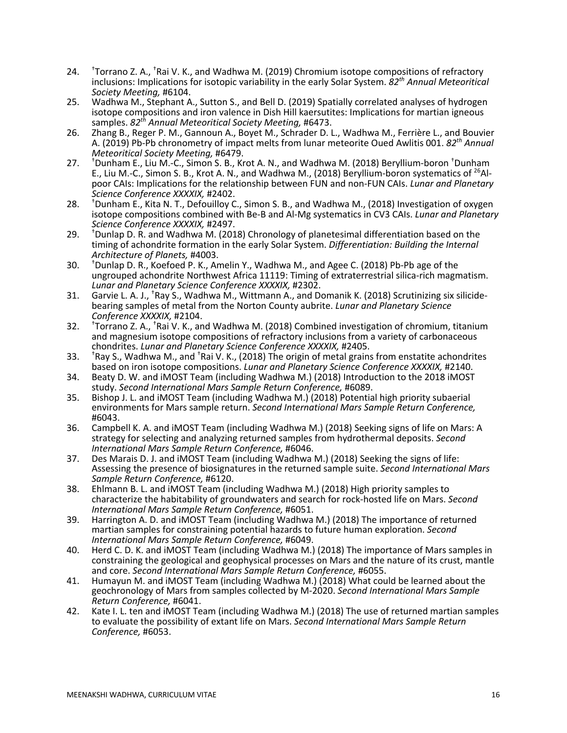24. [†]Torrano Z. A., [†]Rai V. K., and Wadhwa M. (2019) Chromium isotope compositions of refractory inclusions: Implications for isotopic variability in the early Solar System. *82[th] Annual Meteoritical Society Meeting,* #6104.
25. Wadhwa M., Stephant A., Sutton S., and Bell D. (2019) Spatially correlated analyses of hydrogen isotope compositions and iron valence in Dish Hill kaersutites: Implications for martian igneous samples. *82[th] Annual Meteoritical Society Meeting,* #6473.
26. Zhang B., Reger P. M., Gannoun A., Boyet M., Schrader D. L., Wadhwa M., Ferrière L., and Bouvier A. (2019) Pb-Pb chronometry of impact melts from lunar meteorite Oued Awlitis 001. *82[th] Annual Meteoritical Society Meeting,* #6479.
27. [†]Dunham E., Liu M.-C., Simon S. B., Krot A. N., and Wadhwa M. (2018) Beryllium-boron [†]Dunham E., Liu M.-C., Simon S. B., Krot A. N., and Wadhwa M., (2018) Beryllium-boron systematics of $^{26}$Al-poor CAIs: Implications for the relationship between FUN and non-FUN CAIs. *Lunar and Planetary Science Conference XXXXIX,* #2402.
28. [†]Dunham E., Kita N. T., Defouilloy C., Simon S. B., and Wadhwa M., (2018) Investigation of oxygen isotope compositions combined with Be-B and Al-Mg systematics in CV3 CAIs. *Lunar and Planetary Science Conference XXXXIX,* #2497.
29. [†]Dunlap D. R. and Wadhwa M. (2018) Chronology of planetesimal differentiation based on the timing of achondrite formation in the early Solar System. *Differentiation: Building the Internal Architecture of Planets,* #4003.
30. [†]Dunlap D. R., Koefoed P. K., Amelin Y., Wadhwa M., and Agee C. (2018) Pb-Pb age of the ungrouped achondrite Northwest Africa 11119: Timing of extraterrestrial silica-rich magmatism. *Lunar and Planetary Science Conference XXXXIX,* #2302.
31. Garvie L. A. J., [†]Ray S., Wadhwa M., Wittmann A., and Domanik K. (2018) Scrutinizing six silicide-bearing samples of metal from the Norton County aubrite. *Lunar and Planetary Science Conference XXXXIX,* #2104.
32. [†]Torrano Z. A., [†]Rai V. K., and Wadhwa M. (2018) Combined investigation of chromium, titanium and magnesium isotope compositions of refractory inclusions from a variety of carbonaceous chondrites. *Lunar and Planetary Science Conference XXXXIX,* #2405.
33. [†]Ray S., Wadhwa M., and [†]Rai V. K., (2018) The origin of metal grains from enstatite achondrites based on iron isotope compositions. *Lunar and Planetary Science Conference XXXXIX,* #2140.
34. Beaty D. W. and iMOST Team (including Wadhwa M.) (2018) Introduction to the 2018 iMOST study. *Second International Mars Sample Return Conference,* #6089.
35. Bishop J. L. and iMOST Team (including Wadhwa M.) (2018) Potential high priority subaerial environments for Mars sample return. *Second International Mars Sample Return Conference,* #6043.
36. Campbell K. A. and iMOST Team (including Wadhwa M.) (2018) Seeking signs of life on Mars: A strategy for selecting and analyzing returned samples from hydrothermal deposits. *Second International Mars Sample Return Conference,* #6046.
37. Des Marais D. J. and iMOST Team (including Wadhwa M.) (2018) Seeking the signs of life: Assessing the presence of biosignatures in the returned sample suite. *Second International Mars Sample Return Conference,* #6120.
38. Ehlmann B. L. and iMOST Team (including Wadhwa M.) (2018) High priority samples to characterize the habitability of groundwaters and search for rock-hosted life on Mars. *Second International Mars Sample Return Conference,* #6051.
39. Harrington A. D. and iMOST Team (including Wadhwa M.) (2018) The importance of returned martian samples for constraining potential hazards to future human exploration. *Second International Mars Sample Return Conference,* #6049.
40. Herd C. D. K. and iMOST Team (including Wadhwa M.) (2018) The importance of Mars samples in constraining the geological and geophysical processes on Mars and the nature of its crust, mantle and core. *Second International Mars Sample Return Conference,* #6055.
41. Humayun M. and iMOST Team (including Wadhwa M.) (2018) What could be learned about the geochronology of Mars from samples collected by M-2020. *Second International Mars Sample Return Conference,* #6041.
42. Kate I. L. ten and iMOST Team (including Wadhwa M.) (2018) The use of returned martian samples to evaluate the possibility of extant life on Mars. *Second International Mars Sample Return Conference,* #6053.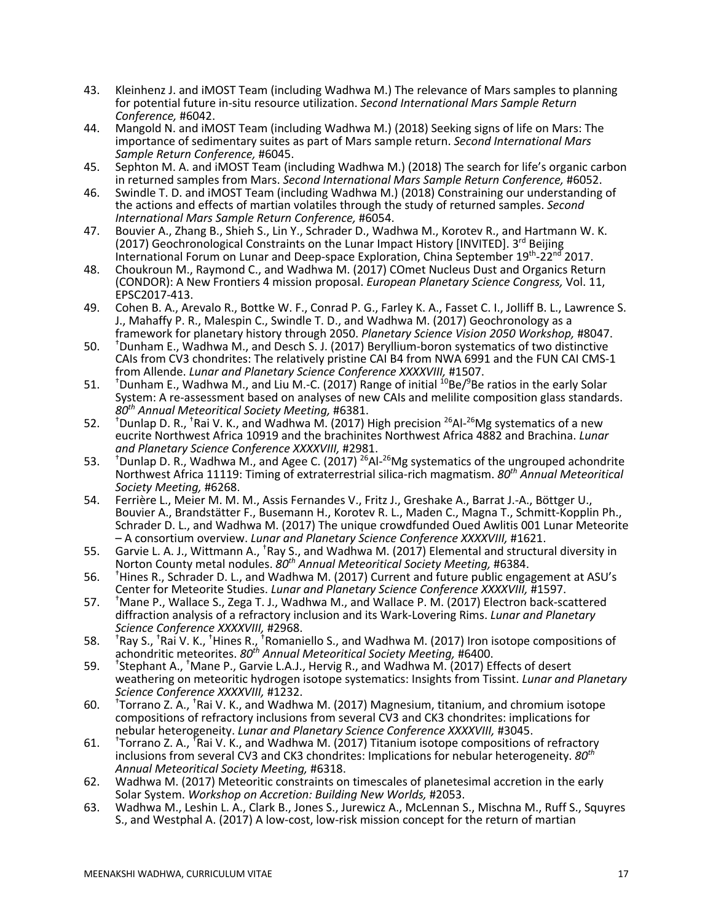43. Kleinhenz J. and iMOST Team (including Wadhwa M.) The relevance of Mars samples to planning for potential future in-situ resource utilization. *Second International Mars Sample Return Conference,* #6042.
44. Mangold N. and iMOST Team (including Wadhwa M.) (2018) Seeking signs of life on Mars: The importance of sedimentary suites as part of Mars sample return. *Second International Mars Sample Return Conference,* #6045.
45. Sephton M. A. and iMOST Team (including Wadhwa M.) (2018) The search for life's organic carbon in returned samples from Mars. *Second International Mars Sample Return Conference,* #6052.
46. Swindle T. D. and iMOST Team (including Wadhwa M.) (2018) Constraining our understanding of the actions and effects of martian volatiles through the study of returned samples. *Second International Mars Sample Return Conference,* #6054.
47. Bouvier A., Zhang B., Shieh S., Lin Y., Schrader D., Wadhwa M., Korotev R., and Hartmann W. K. (2017) Geochronological Constraints on the Lunar Impact History [INVITED]. 3rd Beijing International Forum on Lunar and Deep-space Exploration, China September 19th-22nd 2017.
48. Choukroun M., Raymond C., and Wadhwa M. (2017) COmet Nucleus Dust and Organics Return (CONDOR): A New Frontiers 4 mission proposal. *European Planetary Science Congress,* Vol. 11, EPSC2017-413.
49. Cohen B. A., Arevalo R., Bottke W. F., Conrad P. G., Farley K. A., Fasset C. I., Jolliff B. L., Lawrence S. J., Mahaffy P. R., Malespin C., Swindle T. D., and Wadhwa M. (2017) Geochronology as a framework for planetary history through 2050. *Planetary Science Vision 2050 Workshop,* #8047.
50. †Dunham E., Wadhwa M., and Desch S. J. (2017) Beryllium-boron systematics of two distinctive CAIs from CV3 chondrites: The relatively pristine CAI B4 from NWA 6991 and the FUN CAI CMS-1 from Allende. *Lunar and Planetary Science Conference XXXXVIII,* #1507.
51. †Dunham E., Wadhwa M., and Liu M.-C. (2017) Range of initial $^{10}Be/^{9}Be$ ratios in the early Solar System: A re-assessment based on analyses of new CAIs and melilite composition glass standards. *80th Annual Meteoritical Society Meeting,* #6381.
52. †Dunlap D. R., †Rai V. K., and Wadhwa M. (2017) High precision $^{26}Al$-$^{26}Mg$ systematics of a new eucrite Northwest Africa 10919 and the brachinites Northwest Africa 4882 and Brachina. *Lunar and Planetary Science Conference XXXXVIII,* #2981.
53. †Dunlap D. R., Wadhwa M., and Agee C. (2017) $^{26}Al$-$^{26}Mg$ systematics of the ungrouped achondrite Northwest Africa 11119: Timing of extraterrestrial silica-rich magmatism. *80th Annual Meteoritical Society Meeting,* #6268.
54. Ferrière L., Meier M. M. M., Assis Fernandes V., Fritz J., Greshake A., Barrat J.-A., Böttger U., Bouvier A., Brandstätter F., Busemann H., Korotev R. L., Maden C., Magna T., Schmitt-Kopplin Ph., Schrader D. L., and Wadhwa M. (2017) The unique crowdfunded Oued Awlitis 001 Lunar Meteorite – A consortium overview. *Lunar and Planetary Science Conference XXXXVIII,* #1621.
55. Garvie L. A. J., Wittmann A., †Ray S., and Wadhwa M. (2017) Elemental and structural diversity in Norton County metal nodules. *80th Annual Meteoritical Society Meeting,* #6384.
56. †Hines R., Schrader D. L., and Wadhwa M. (2017) Current and future public engagement at ASU's Center for Meteorite Studies. *Lunar and Planetary Science Conference XXXXVIII,* #1597.
57. †Mane P., Wallace S., Zega T. J., Wadhwa M., and Wallace P. M. (2017) Electron back-scattered diffraction analysis of a refractory inclusion and its Wark-Lovering Rims. *Lunar and Planetary Science Conference XXXXVIII,* #2968.
58. †Ray S., †Rai V. K., †Hines R., †Romaniello S., and Wadhwa M. (2017) Iron isotope compositions of achondritic meteorites. *80th Annual Meteoritical Society Meeting,* #6400.
59. †Stephant A., †Mane P., Garvie L.A.J., Hervig R., and Wadhwa M. (2017) Effects of desert weathering on meteoritic hydrogen isotope systematics: Insights from Tissint. *Lunar and Planetary Science Conference XXXXVIII,* #1232.
60. †Torrano Z. A., †Rai V. K., and Wadhwa M. (2017) Magnesium, titanium, and chromium isotope compositions of refractory inclusions from several CV3 and CK3 chondrites: implications for nebular heterogeneity. *Lunar and Planetary Science Conference XXXXVIII,* #3045.
61. †Torrano Z. A., †Rai V. K., and Wadhwa M. (2017) Titanium isotope compositions of refractory inclusions from several CV3 and CK3 chondrites: Implications for nebular heterogeneity. *80th Annual Meteoritical Society Meeting,* #6318.
62. Wadhwa M. (2017) Meteoritic constraints on timescales of planetesimal accretion in the early Solar System. *Workshop on Accretion: Building New Worlds,* #2053.
63. Wadhwa M., Leshin L. A., Clark B., Jones S., Jurewicz A., McLennan S., Mischna M., Ruff S., Squyres S., and Westphal A. (2017) A low-cost, low-risk mission concept for the return of martian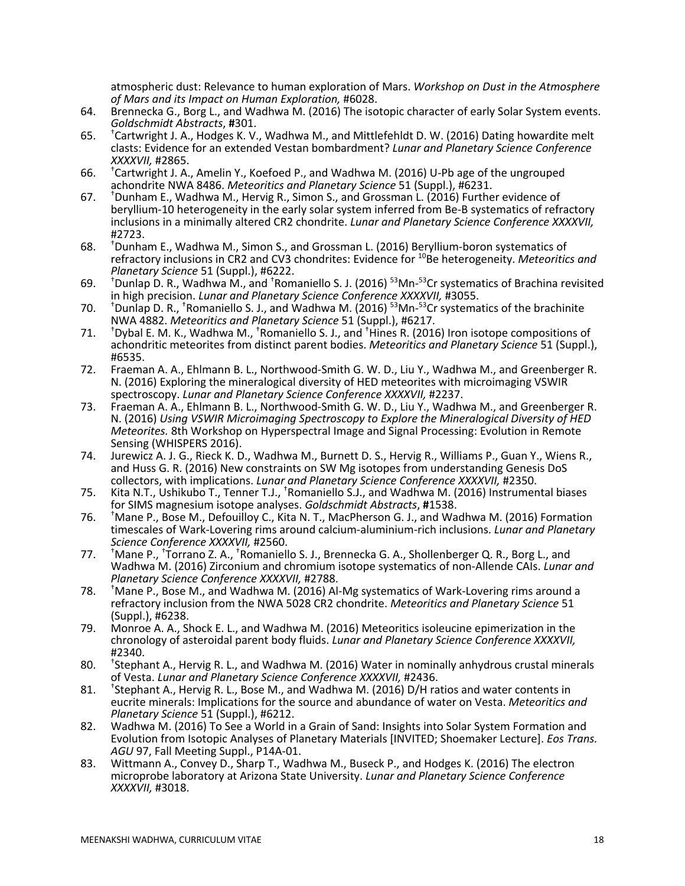atmospheric dust: Relevance to human exploration of Mars. *Workshop on Dust in the Atmosphere of Mars and its Impact on Human Exploration,* #6028.

64. Brennecka G., Borg L., and Wadhwa M. (2016) The isotopic character of early Solar System events. *Goldschmidt Abstracts*, **#**301.
65. †Cartwright J. A., Hodges K. V., Wadhwa M., and Mittlefehldt D. W. (2016) Dating howardite melt clasts: Evidence for an extended Vestan bombardment? *Lunar and Planetary Science Conference XXXXVII,* #2865.
66. †Cartwright J. A., Amelin Y., Koefoed P., and Wadhwa M. (2016) U-Pb age of the ungrouped achondrite NWA 8486. *Meteoritics and Planetary Science* 51 (Suppl.), #6231.
67. †Dunham E., Wadhwa M., Hervig R., Simon S., and Grossman L. (2016) Further evidence of beryllium-10 heterogeneity in the early solar system inferred from Be-B systematics of refractory inclusions in a minimally altered CR2 chondrite. *Lunar and Planetary Science Conference XXXXVII,* #2723.
68. †Dunham E., Wadhwa M., Simon S., and Grossman L. (2016) Beryllium-boron systematics of refractory inclusions in CR2 and CV3 chondrites: Evidence for $^{10}$Be heterogeneity. *Meteoritics and Planetary Science* 51 (Suppl.), #6222.
69. †Dunlap D. R., Wadhwa M., and †Romaniello S. J. (2016) $^{53}$Mn-$^{53}$Cr systematics of Brachina revisited in high precision. *Lunar and Planetary Science Conference XXXXVII,* #3055.
70. †Dunlap D. R., †Romaniello S. J., and Wadhwa M. (2016) $^{53}$Mn-$^{53}$Cr systematics of the brachinite NWA 4882. *Meteoritics and Planetary Science* 51 (Suppl.), #6217.
71. †Dybal E. M. K., Wadhwa M., †Romaniello S. J., and †Hines R. (2016) Iron isotope compositions of achondritic meteorites from distinct parent bodies. *Meteoritics and Planetary Science* 51 (Suppl.), #6535.
72. Fraeman A. A., Ehlmann B. L., Northwood-Smith G. W. D., Liu Y., Wadhwa M., and Greenberger R. N. (2016) Exploring the mineralogical diversity of HED meteorites with microimaging VSWIR spectroscopy. *Lunar and Planetary Science Conference XXXXVII,* #2237.
73. Fraeman A. A., Ehlmann B. L., Northwood-Smith G. W. D., Liu Y., Wadhwa M., and Greenberger R. N. (2016) *Using VSWIR Microimaging Spectroscopy to Explore the Mineralogical Diversity of HED Meteorites.* 8th Workshop on Hyperspectral Image and Signal Processing: Evolution in Remote Sensing (WHISPERS 2016).
74. Jurewicz A. J. G., Rieck K. D., Wadhwa M., Burnett D. S., Hervig R., Williams P., Guan Y., Wiens R., and Huss G. R. (2016) New constraints on SW Mg isotopes from understanding Genesis DoS collectors, with implications. *Lunar and Planetary Science Conference XXXXVII,* #2350.
75. Kita N.T., Ushikubo T., Tenner T.J., †Romaniello S.J., and Wadhwa M. (2016) Instrumental biases for SIMS magnesium isotope analyses. *Goldschmidt Abstracts*, **#**1538.
76. †Mane P., Bose M., Defouilloy C., Kita N. T., MacPherson G. J., and Wadhwa M. (2016) Formation timescales of Wark-Lovering rims around calcium-aluminium-rich inclusions. *Lunar and Planetary Science Conference XXXXVII,* #2560.
77. †Mane P., †Torrano Z. A., †Romaniello S. J., Brennecka G. A., Shollenberger Q. R., Borg L., and Wadhwa M. (2016) Zirconium and chromium isotope systematics of non-Allende CAIs. *Lunar and Planetary Science Conference XXXXVII,* #2788.
78. †Mane P., Bose M., and Wadhwa M. (2016) Al-Mg systematics of Wark-Lovering rims around a refractory inclusion from the NWA 5028 CR2 chondrite. *Meteoritics and Planetary Science* 51 (Suppl.), #6238.
79. Monroe A. A., Shock E. L., and Wadhwa M. (2016) Meteoritics isoleucine epimerization in the chronology of asteroidal parent body fluids. *Lunar and Planetary Science Conference XXXXVII,* #2340.
80. †Stephant A., Hervig R. L., and Wadhwa M. (2016) Water in nominally anhydrous crustal minerals of Vesta. *Lunar and Planetary Science Conference XXXXVII,* #2436.
81. †Stephant A., Hervig R. L., Bose M., and Wadhwa M. (2016) D/H ratios and water contents in eucrite minerals: Implications for the source and abundance of water on Vesta. *Meteoritics and Planetary Science* 51 (Suppl.), #6212.
82. Wadhwa M. (2016) To See a World in a Grain of Sand: Insights into Solar System Formation and Evolution from Isotopic Analyses of Planetary Materials [INVITED; Shoemaker Lecture]. *Eos Trans. AGU* 97, Fall Meeting Suppl., P14A-01.
83. Wittmann A., Convey D., Sharp T., Wadhwa M., Buseck P., and Hodges K. (2016) The electron microprobe laboratory at Arizona State University. *Lunar and Planetary Science Conference XXXXVII,* #3018.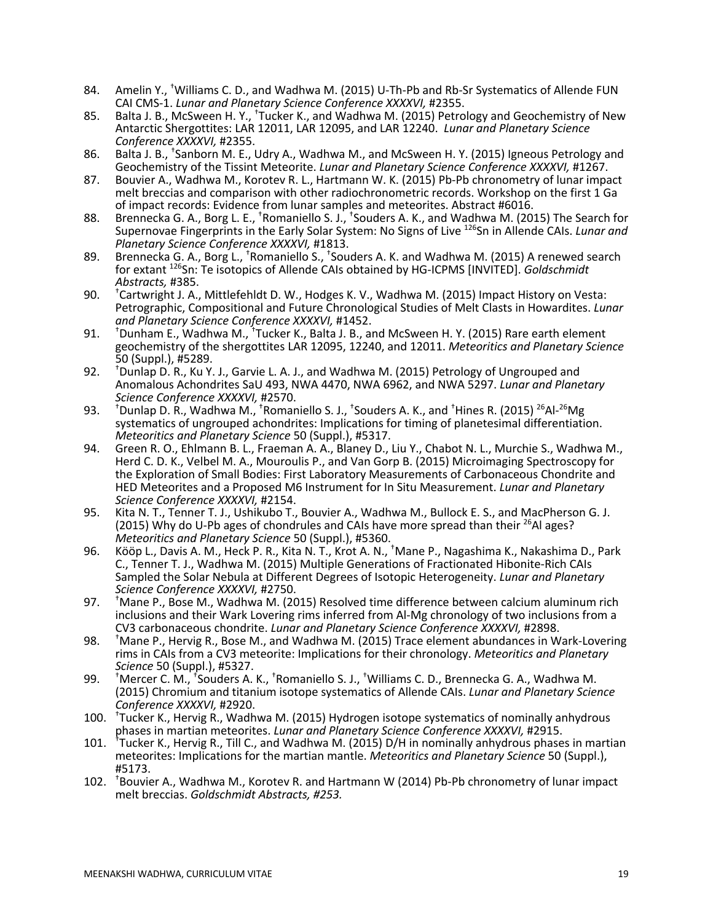84. Amelin Y., †Williams C. D., and Wadhwa M. (2015) U-Th-Pb and Rb-Sr Systematics of Allende FUN CAI CMS-1. *Lunar and Planetary Science Conference XXXXVI,* #2355.
85. Balta J. B., McSween H. Y., †Tucker K., and Wadhwa M. (2015) Petrology and Geochemistry of New Antarctic Shergottites: LAR 12011, LAR 12095, and LAR 12240. *Lunar and Planetary Science Conference XXXXVI,* #2355.
86. Balta J. B., †Sanborn M. E., Udry A., Wadhwa M., and McSween H. Y. (2015) Igneous Petrology and Geochemistry of the Tissint Meteorite. *Lunar and Planetary Science Conference XXXXVI,* #1267.
87. Bouvier A., Wadhwa M., Korotev R. L., Hartmann W. K. (2015) Pb-Pb chronometry of lunar impact melt breccias and comparison with other radiochronometric records. Workshop on the first 1 Ga of impact records: Evidence from lunar samples and meteorites. Abstract #6016.
88. Brennecka G. A., Borg L. E., †Romaniello S. J., †Souders A. K., and Wadhwa M. (2015) The Search for Supernovae Fingerprints in the Early Solar System: No Signs of Live $^{126}$Sn in Allende CAIs. *Lunar and Planetary Science Conference XXXXVI,* #1813.
89. Brennecka G. A., Borg L., †Romaniello S., †Souders A. K. and Wadhwa M. (2015) A renewed search for extant $^{126}$Sn: Te isotopics of Allende CAIs obtained by HG-ICPMS [INVITED]. *Goldschmidt Abstracts,* #385.
90. †Cartwright J. A., Mittlefehldt D. W., Hodges K. V., Wadhwa M. (2015) Impact History on Vesta: Petrographic, Compositional and Future Chronological Studies of Melt Clasts in Howardites. *Lunar and Planetary Science Conference XXXXVI,* #1452.
91. †Dunham E., Wadhwa M., †Tucker K., Balta J. B., and McSween H. Y. (2015) Rare earth element geochemistry of the shergottites LAR 12095, 12240, and 12011. *Meteoritics and Planetary Science* 50 (Suppl.), #5289.
92. †Dunlap D. R., Ku Y. J., Garvie L. A. J., and Wadhwa M. (2015) Petrology of Ungrouped and Anomalous Achondrites SaU 493, NWA 4470, NWA 6962, and NWA 5297. *Lunar and Planetary Science Conference XXXXVI,* #2570.
93. †Dunlap D. R., Wadhwa M., †Romaniello S. J., †Souders A. K., and †Hines R. (2015) $^{26}$Al-$^{26}$Mg systematics of ungrouped achondrites: Implications for timing of planetesimal differentiation. *Meteoritics and Planetary Science* 50 (Suppl.), #5317.
94. Green R. O., Ehlmann B. L., Fraeman A. A., Blaney D., Liu Y., Chabot N. L., Murchie S., Wadhwa M., Herd C. D. K., Velbel M. A., Mouroulis P., and Van Gorp B. (2015) Microimaging Spectroscopy for the Exploration of Small Bodies: First Laboratory Measurements of Carbonaceous Chondrite and HED Meteorites and a Proposed M6 Instrument for In Situ Measurement. *Lunar and Planetary Science Conference XXXXVI,* #2154.
95. Kita N. T., Tenner T. J., Ushikubo T., Bouvier A., Wadhwa M., Bullock E. S., and MacPherson G. J. (2015) Why do U-Pb ages of chondrules and CAIs have more spread than their $^{26}$Al ages? *Meteoritics and Planetary Science* 50 (Suppl.), #5360.
96. Kööp L., Davis A. M., Heck P. R., Kita N. T., Krot A. N., †Mane P., Nagashima K., Nakashima D., Park C., Tenner T. J., Wadhwa M. (2015) Multiple Generations of Fractionated Hibonite-Rich CAIs Sampled the Solar Nebula at Different Degrees of Isotopic Heterogeneity. *Lunar and Planetary Science Conference XXXXVI,* #2750.
97. †Mane P., Bose M., Wadhwa M. (2015) Resolved time difference between calcium aluminum rich inclusions and their Wark Lovering rims inferred from Al-Mg chronology of two inclusions from a CV3 carbonaceous chondrite. *Lunar and Planetary Science Conference XXXXVI,* #2898.
98. †Mane P., Hervig R., Bose M., and Wadhwa M. (2015) Trace element abundances in Wark-Lovering rims in CAIs from a CV3 meteorite: Implications for their chronology. *Meteoritics and Planetary Science* 50 (Suppl.), #5327.
99. †Mercer C. M., †Souders A. K., †Romaniello S. J., †Williams C. D., Brennecka G. A., Wadhwa M. (2015) Chromium and titanium isotope systematics of Allende CAIs. *Lunar and Planetary Science Conference XXXXVI,* #2920.
100. †Tucker K., Hervig R., Wadhwa M. (2015) Hydrogen isotope systematics of nominally anhydrous phases in martian meteorites. *Lunar and Planetary Science Conference XXXXVI,* #2915.
101. †Tucker K., Hervig R., Till C., and Wadhwa M. (2015) D/H in nominally anhydrous phases in martian meteorites: Implications for the martian mantle. *Meteoritics and Planetary Science* 50 (Suppl.), #5173.
102. †Bouvier A., Wadhwa M., Korotev R. and Hartmann W (2014) Pb-Pb chronometry of lunar impact melt breccias. *Goldschmidt Abstracts, #253.*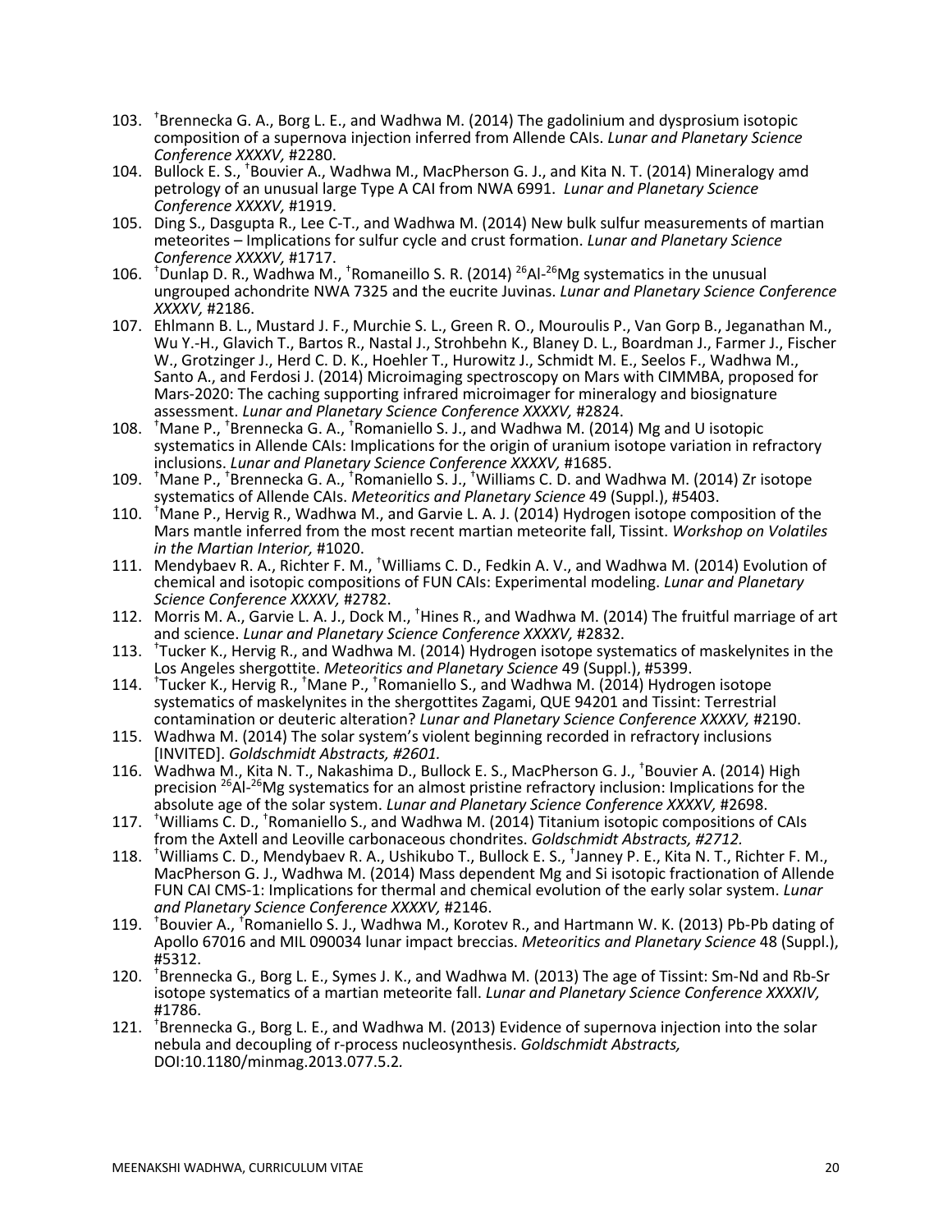103. †Brennecka G. A., Borg L. E., and Wadhwa M. (2014) The gadolinium and dysprosium isotopic composition of a supernova injection inferred from Allende CAIs. *Lunar and Planetary Science Conference XXXXV,* #2280.
104. Bullock E. S., †Bouvier A., Wadhwa M., MacPherson G. J., and Kita N. T. (2014) Mineralogy amd petrology of an unusual large Type A CAI from NWA 6991. *Lunar and Planetary Science Conference XXXXV,* #1919.
105. Ding S., Dasgupta R., Lee C-T., and Wadhwa M. (2014) New bulk sulfur measurements of martian meteorites – Implications for sulfur cycle and crust formation. *Lunar and Planetary Science Conference XXXXV,* #1717.
106. †Dunlap D. R., Wadhwa M., †Romaneillo S. R. (2014) $^{26}$Al-$^{26}$Mg systematics in the unusual ungrouped achondrite NWA 7325 and the eucrite Juvinas. *Lunar and Planetary Science Conference XXXXV,* #2186.
107. Ehlmann B. L., Mustard J. F., Murchie S. L., Green R. O., Mouroulis P., Van Gorp B., Jeganathan M., Wu Y.-H., Glavich T., Bartos R., Nastal J., Strohbehn K., Blaney D. L., Boardman J., Farmer J., Fischer W., Grotzinger J., Herd C. D. K., Hoehler T., Hurowitz J., Schmidt M. E., Seelos F., Wadhwa M., Santo A., and Ferdosi J. (2014) Microimaging spectroscopy on Mars with CIMMBA, proposed for Mars-2020: The caching supporting infrared microimager for mineralogy and biosignature assessment. *Lunar and Planetary Science Conference XXXXV,* #2824.
108. †Mane P., †Brennecka G. A., †Romaniello S. J., and Wadhwa M. (2014) Mg and U isotopic systematics in Allende CAIs: Implications for the origin of uranium isotope variation in refractory inclusions. *Lunar and Planetary Science Conference XXXXV,* #1685.
109. †Mane P., †Brennecka G. A., †Romaniello S. J., †Williams C. D. and Wadhwa M. (2014) Zr isotope systematics of Allende CAIs. *Meteoritics and Planetary Science* 49 (Suppl.), #5403.
110. †Mane P., Hervig R., Wadhwa M., and Garvie L. A. J. (2014) Hydrogen isotope composition of the Mars mantle inferred from the most recent martian meteorite fall, Tissint. *Workshop on Volatiles in the Martian Interior,* #1020.
111. Mendybaev R. A., Richter F. M., †Williams C. D., Fedkin A. V., and Wadhwa M. (2014) Evolution of chemical and isotopic compositions of FUN CAIs: Experimental modeling. *Lunar and Planetary Science Conference XXXXV,* #2782.
112. Morris M. A., Garvie L. A. J., Dock M., †Hines R., and Wadhwa M. (2014) The fruitful marriage of art and science. *Lunar and Planetary Science Conference XXXXV,* #2832.
113. †Tucker K., Hervig R., and Wadhwa M. (2014) Hydrogen isotope systematics of maskelynites in the Los Angeles shergottite. *Meteoritics and Planetary Science* 49 (Suppl.), #5399.
114. †Tucker K., Hervig R., †Mane P., †Romaniello S., and Wadhwa M. (2014) Hydrogen isotope systematics of maskelynites in the shergottites Zagami, QUE 94201 and Tissint: Terrestrial contamination or deuteric alteration? *Lunar and Planetary Science Conference XXXXV,* #2190.
115. Wadhwa M. (2014) The solar system's violent beginning recorded in refractory inclusions [INVITED]. *Goldschmidt Abstracts, #2601.*
116. Wadhwa M., Kita N. T., Nakashima D., Bullock E. S., MacPherson G. J., †Bouvier A. (2014) High precision $^{26}$Al-$^{26}$Mg systematics for an almost pristine refractory inclusion: Implications for the absolute age of the solar system. *Lunar and Planetary Science Conference XXXXV,* #2698.
117. †Williams C. D., †Romaniello S., and Wadhwa M. (2014) Titanium isotopic compositions of CAIs from the Axtell and Leoville carbonaceous chondrites. *Goldschmidt Abstracts, #2712.*
118. †Williams C. D., Mendybaev R. A., Ushikubo T., Bullock E. S., †Janney P. E., Kita N. T., Richter F. M., MacPherson G. J., Wadhwa M. (2014) Mass dependent Mg and Si isotopic fractionation of Allende FUN CAI CMS-1: Implications for thermal and chemical evolution of the early solar system. *Lunar and Planetary Science Conference XXXXV,* #2146.
119. †Bouvier A., †Romaniello S. J., Wadhwa M., Korotev R., and Hartmann W. K. (2013) Pb-Pb dating of Apollo 67016 and MIL 090034 lunar impact breccias. *Meteoritics and Planetary Science* 48 (Suppl.), #5312.
120. †Brennecka G., Borg L. E., Symes J. K., and Wadhwa M. (2013) The age of Tissint: Sm-Nd and Rb-Sr isotope systematics of a martian meteorite fall. *Lunar and Planetary Science Conference XXXXIV,* #1786.
121. †Brennecka G., Borg L. E., and Wadhwa M. (2013) Evidence of supernova injection into the solar nebula and decoupling of r-process nucleosynthesis. *Goldschmidt Abstracts,* DOI:10.1180/minmag.2013.077.5.2.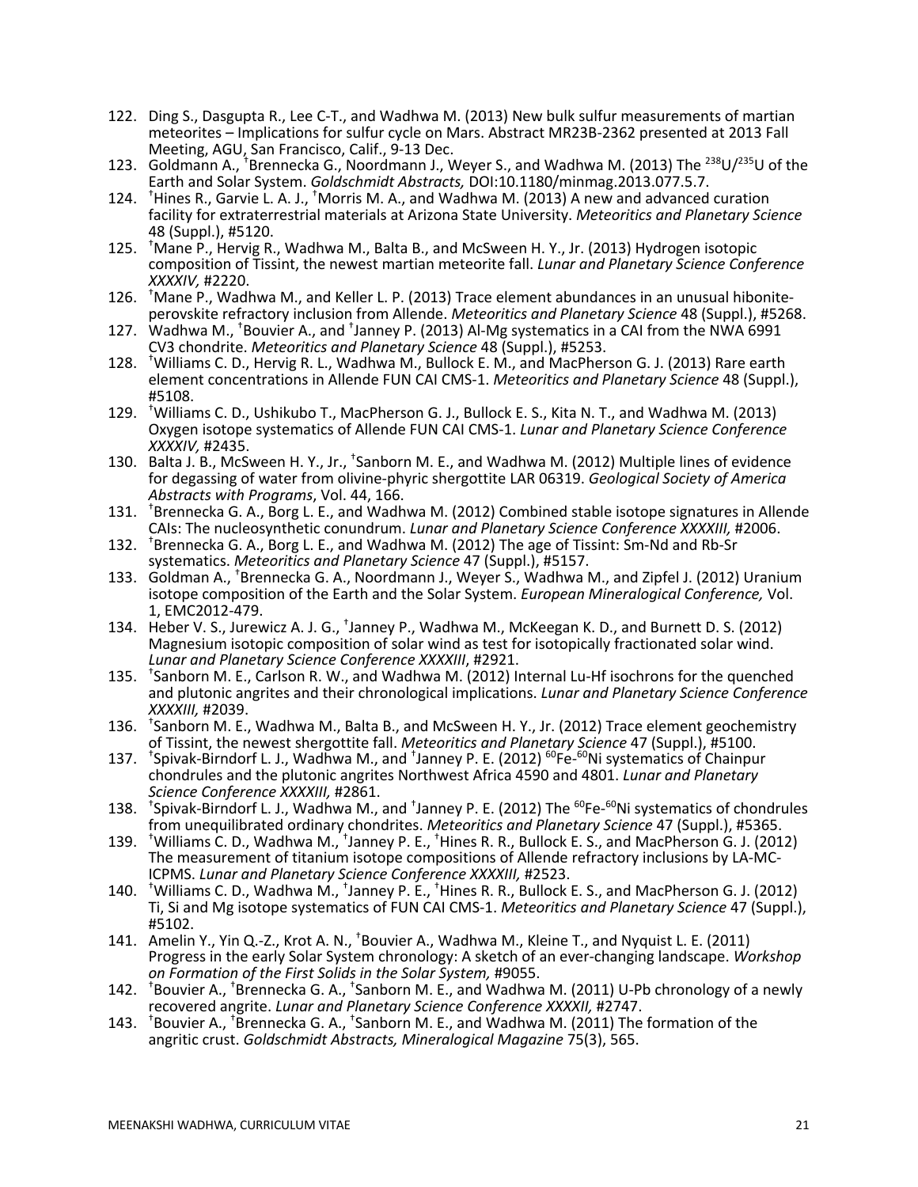122. Ding S., Dasgupta R., Lee C-T., and Wadhwa M. (2013) New bulk sulfur measurements of martian meteorites – Implications for sulfur cycle on Mars. Abstract MR23B-2362 presented at 2013 Fall Meeting, AGU, San Francisco, Calif., 9-13 Dec.
123. Goldmann A., †Brennecka G., Noordmann J., Weyer S., and Wadhwa M. (2013) The $^{238}U/^{235}U$ of the Earth and Solar System. *Goldschmidt Abstracts,* DOI:10.1180/minmag.2013.077.5.7.
124. †Hines R., Garvie L. A. J., †Morris M. A., and Wadhwa M. (2013) A new and advanced curation facility for extraterrestrial materials at Arizona State University. *Meteoritics and Planetary Science* 48 (Suppl.), #5120.
125. †Mane P., Hervig R., Wadhwa M., Balta B., and McSween H. Y., Jr. (2013) Hydrogen isotopic composition of Tissint, the newest martian meteorite fall. *Lunar and Planetary Science Conference XXXXIV,* #2220.
126. †Mane P., Wadhwa M., and Keller L. P. (2013) Trace element abundances in an unusual hibonite-perovskite refractory inclusion from Allende. *Meteoritics and Planetary Science* 48 (Suppl.), #5268.
127. Wadhwa M., †Bouvier A., and †Janney P. (2013) Al-Mg systematics in a CAI from the NWA 6991 CV3 chondrite. *Meteoritics and Planetary Science* 48 (Suppl.), #5253.
128. †Williams C. D., Hervig R. L., Wadhwa M., Bullock E. M., and MacPherson G. J. (2013) Rare earth element concentrations in Allende FUN CAI CMS-1. *Meteoritics and Planetary Science* 48 (Suppl.), #5108.
129. †Williams C. D., Ushikubo T., MacPherson G. J., Bullock E. S., Kita N. T., and Wadhwa M. (2013) Oxygen isotope systematics of Allende FUN CAI CMS-1. *Lunar and Planetary Science Conference XXXXIV,* #2435.
130. Balta J. B., McSween H. Y., Jr., †Sanborn M. E., and Wadhwa M. (2012) Multiple lines of evidence for degassing of water from olivine-phyric shergottite LAR 06319. *Geological Society of America Abstracts with Programs*, Vol. 44, 166.
131. †Brennecka G. A., Borg L. E., and Wadhwa M. (2012) Combined stable isotope signatures in Allende CAIs: The nucleosynthetic conundrum. *Lunar and Planetary Science Conference XXXXIII,* #2006.
132. †Brennecka G. A., Borg L. E., and Wadhwa M. (2012) The age of Tissint: Sm-Nd and Rb-Sr systematics. *Meteoritics and Planetary Science* 47 (Suppl.), #5157.
133. Goldman A., †Brennecka G. A., Noordmann J., Weyer S., Wadhwa M., and Zipfel J. (2012) Uranium isotope composition of the Earth and the Solar System. *European Mineralogical Conference,* Vol. 1, EMC2012-479.
134. Heber V. S., Jurewicz A. J. G., †Janney P., Wadhwa M., McKeegan K. D., and Burnett D. S. (2012) Magnesium isotopic composition of solar wind as test for isotopically fractionated solar wind. *Lunar and Planetary Science Conference XXXXIII*, #2921.
135. †Sanborn M. E., Carlson R. W., and Wadhwa M. (2012) Internal Lu-Hf isochrons for the quenched and plutonic angrites and their chronological implications. *Lunar and Planetary Science Conference XXXXIII,* #2039.
136. †Sanborn M. E., Wadhwa M., Balta B., and McSween H. Y., Jr. (2012) Trace element geochemistry of Tissint, the newest shergottite fall. *Meteoritics and Planetary Science* 47 (Suppl.), #5100.
137. †Spivak-Birndorf L. J., Wadhwa M., and †Janney P. E. (2012) $^{60}Fe$-$^{60}Ni$ systematics of Chainpur chondrules and the plutonic angrites Northwest Africa 4590 and 4801. *Lunar and Planetary Science Conference XXXXIII,* #2861.
138. †Spivak-Birndorf L. J., Wadhwa M., and †Janney P. E. (2012) The $^{60}Fe$-$^{60}Ni$ systematics of chondrules from unequilibrated ordinary chondrites. *Meteoritics and Planetary Science* 47 (Suppl.), #5365.
139. †Williams C. D., Wadhwa M., †Janney P. E., †Hines R. R., Bullock E. S., and MacPherson G. J. (2012) The measurement of titanium isotope compositions of Allende refractory inclusions by LA-MC-ICPMS. *Lunar and Planetary Science Conference XXXXIII,* #2523.
140. †Williams C. D., Wadhwa M., †Janney P. E., †Hines R. R., Bullock E. S., and MacPherson G. J. (2012) Ti, Si and Mg isotope systematics of FUN CAI CMS-1. *Meteoritics and Planetary Science* 47 (Suppl.), #5102.
141. Amelin Y., Yin Q.-Z., Krot A. N., †Bouvier A., Wadhwa M., Kleine T., and Nyquist L. E. (2011) Progress in the early Solar System chronology: A sketch of an ever-changing landscape. *Workshop on Formation of the First Solids in the Solar System,* #9055.
142. †Bouvier A., †Brennecka G. A., †Sanborn M. E., and Wadhwa M. (2011) U-Pb chronology of a newly recovered angrite. *Lunar and Planetary Science Conference XXXXII,* #2747.
143. †Bouvier A., †Brennecka G. A., †Sanborn M. E., and Wadhwa M. (2011) The formation of the angritic crust. *Goldschmidt Abstracts, Mineralogical Magazine* 75(3), 565.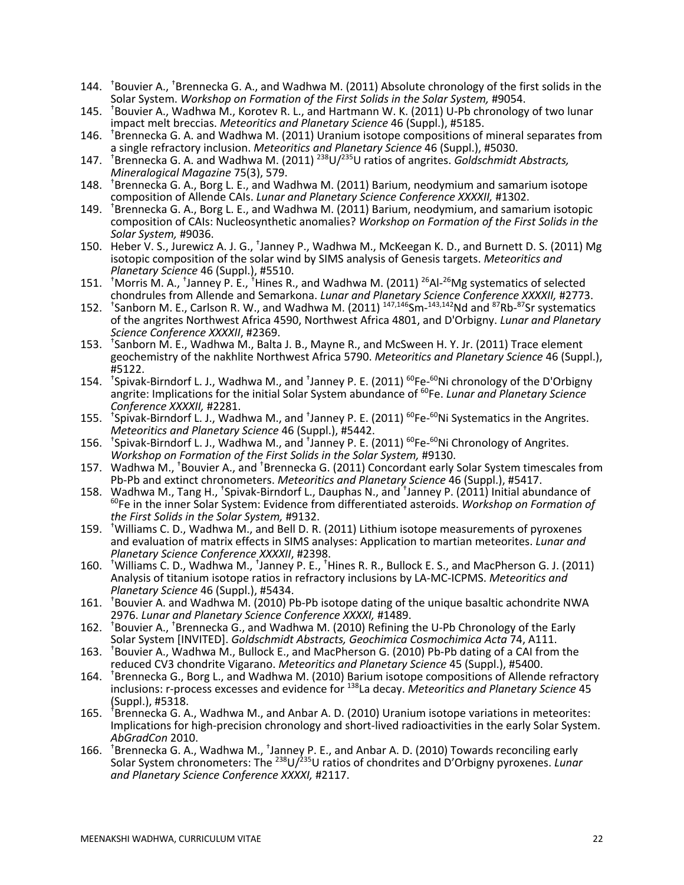144. †Bouvier A., †Brennecka G. A., and Wadhwa M. (2011) Absolute chronology of the first solids in the Solar System. *Workshop on Formation of the First Solids in the Solar System,* #9054.
145. †Bouvier A., Wadhwa M., Korotev R. L., and Hartmann W. K. (2011) U-Pb chronology of two lunar impact melt breccias. *Meteoritics and Planetary Science* 46 (Suppl.), #5185.
146. †Brennecka G. A. and Wadhwa M. (2011) Uranium isotope compositions of mineral separates from a single refractory inclusion. *Meteoritics and Planetary Science* 46 (Suppl.), #5030.
147. †Brennecka G. A. and Wadhwa M. (2011) $^{238}U/^{235}U$ ratios of angrites. *Goldschmidt Abstracts, Mineralogical Magazine* 75(3), 579.
148. †Brennecka G. A., Borg L. E., and Wadhwa M. (2011) Barium, neodymium and samarium isotope composition of Allende CAIs. *Lunar and Planetary Science Conference XXXXII,* #1302.
149. †Brennecka G. A., Borg L. E., and Wadhwa M. (2011) Barium, neodymium, and samarium isotopic composition of CAIs: Nucleosynthetic anomalies? *Workshop on Formation of the First Solids in the Solar System,* #9036.
150. Heber V. S., Jurewicz A. J. G., †Janney P., Wadhwa M., McKeegan K. D., and Burnett D. S. (2011) Mg isotopic composition of the solar wind by SIMS analysis of Genesis targets. *Meteoritics and Planetary Science* 46 (Suppl.), #5510.
151. †Morris M. A., †Janney P. E., †Hines R., and Wadhwa M. (2011) $^{26}Al$-$^{26}Mg$ systematics of selected chondrules from Allende and Semarkona. *Lunar and Planetary Science Conference XXXXII,* #2773.
152. †Sanborn M. E., Carlson R. W., and Wadhwa M. (2011) $^{147,146}Sm$-$^{143,142}Nd$ and $^{87}Rb$-$^{87}Sr$ systematics of the angrites Northwest Africa 4590, Northwest Africa 4801, and D'Orbigny. *Lunar and Planetary Science Conference XXXXII*, #2369.
153. †Sanborn M. E., Wadhwa M., Balta J. B., Mayne R., and McSween H. Y. Jr. (2011) Trace element geochemistry of the nakhlite Northwest Africa 5790. *Meteoritics and Planetary Science* 46 (Suppl.), #5122.
154. †Spivak-Birndorf L. J., Wadhwa M., and †Janney P. E. (2011) $^{60}Fe$-$^{60}Ni$ chronology of the D'Orbigny angrite: Implications for the initial Solar System abundance of $^{60}Fe$. *Lunar and Planetary Science Conference XXXXII,* #2281.
155. †Spivak-Birndorf L. J., Wadhwa M., and †Janney P. E. (2011) $^{60}Fe$-$^{60}Ni$ Systematics in the Angrites. *Meteoritics and Planetary Science* 46 (Suppl.), #5442.
156. †Spivak-Birndorf L. J., Wadhwa M., and †Janney P. E. (2011) $^{60}Fe$-$^{60}Ni$ Chronology of Angrites. *Workshop on Formation of the First Solids in the Solar System,* #9130.
157. Wadhwa M., †Bouvier A., and †Brennecka G. (2011) Concordant early Solar System timescales from Pb-Pb and extinct chronometers. *Meteoritics and Planetary Science* 46 (Suppl.), #5417.
158. Wadhwa M., Tang H., †Spivak-Birndorf L., Dauphas N., and †Janney P. (2011) Initial abundance of $^{60}Fe$ in the inner Solar System: Evidence from differentiated asteroids. *Workshop on Formation of the First Solids in the Solar System,* #9132.
159. †Williams C. D., Wadhwa M., and Bell D. R. (2011) Lithium isotope measurements of pyroxenes and evaluation of matrix effects in SIMS analyses: Application to martian meteorites. *Lunar and Planetary Science Conference XXXXII*, #2398.
160. †Williams C. D., Wadhwa M., †Janney P. E., †Hines R. R., Bullock E. S., and MacPherson G. J. (2011) Analysis of titanium isotope ratios in refractory inclusions by LA-MC-ICPMS. *Meteoritics and Planetary Science* 46 (Suppl.), #5434.
161. †Bouvier A. and Wadhwa M. (2010) Pb-Pb isotope dating of the unique basaltic achondrite NWA 2976. *Lunar and Planetary Science Conference XXXXI,* #1489.
162. †Bouvier A., †Brennecka G., and Wadhwa M. (2010) Refining the U-Pb Chronology of the Early Solar System [INVITED]. *Goldschmidt Abstracts, Geochimica Cosmochimica Acta* 74, A111.
163. †Bouvier A., Wadhwa M., Bullock E., and MacPherson G. (2010) Pb-Pb dating of a CAI from the reduced CV3 chondrite Vigarano. *Meteoritics and Planetary Science* 45 (Suppl.), #5400.
164. †Brennecka G., Borg L., and Wadhwa M. (2010) Barium isotope compositions of Allende refractory inclusions: r-process excesses and evidence for $^{138}La$ decay. *Meteoritics and Planetary Science* 45 (Suppl.), #5318.
165. †Brennecka G. A., Wadhwa M., and Anbar A. D. (2010) Uranium isotope variations in meteorites: Implications for high-precision chronology and short-lived radioactivities in the early Solar System. *AbGradCon* 2010.
166. †Brennecka G. A., Wadhwa M., †Janney P. E., and Anbar A. D. (2010) Towards reconciling early Solar System chronometers: The $^{238}U/^{235}U$ ratios of chondrites and D'Orbigny pyroxenes. *Lunar and Planetary Science Conference XXXXI,* #2117.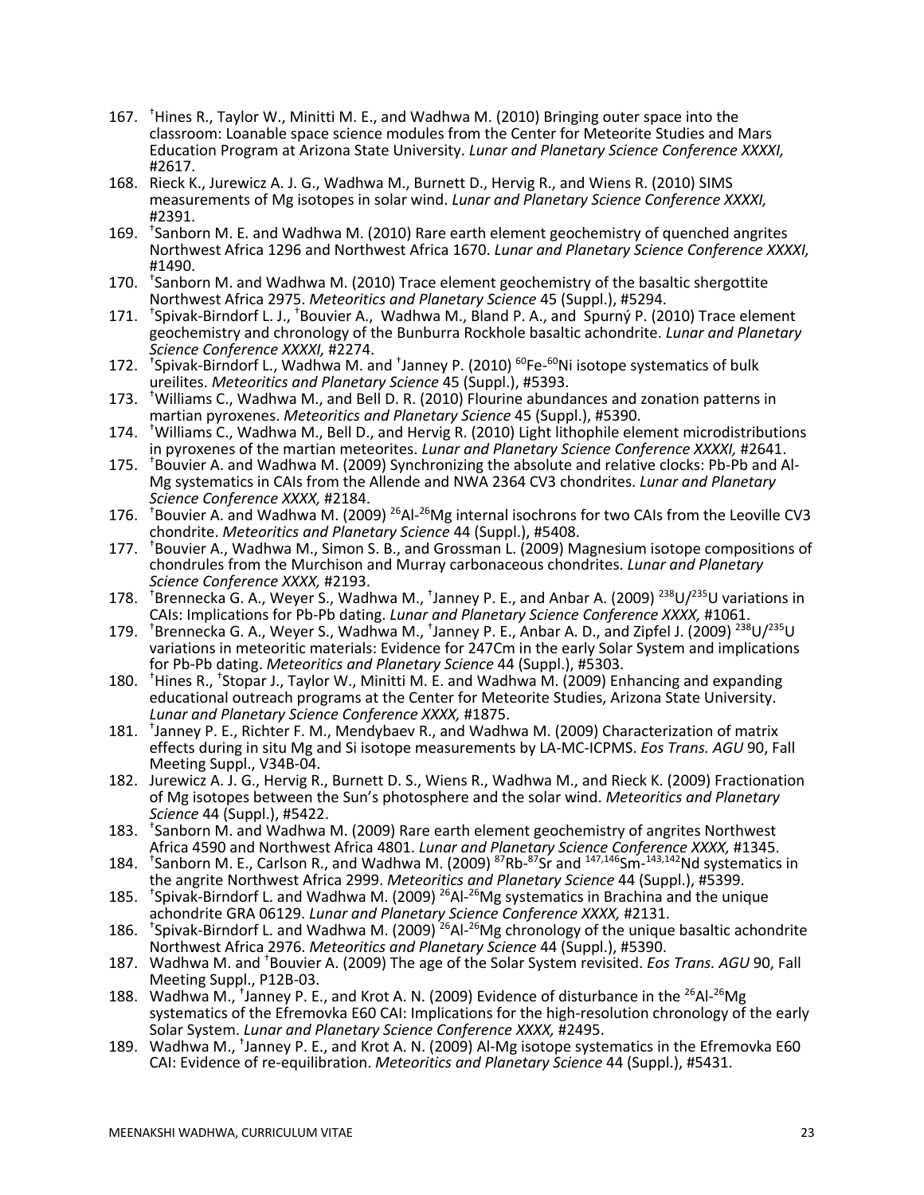167. †Hines R., Taylor W., Minitti M. E., and Wadhwa M. (2010) Bringing outer space into the classroom: Loanable space science modules from the Center for Meteorite Studies and Mars Education Program at Arizona State University. *Lunar and Planetary Science Conference XXXXI,* #2617.
168. Rieck K., Jurewicz A. J. G., Wadhwa M., Burnett D., Hervig R., and Wiens R. (2010) SIMS measurements of Mg isotopes in solar wind. *Lunar and Planetary Science Conference XXXXI,* #2391.
169. †Sanborn M. E. and Wadhwa M. (2010) Rare earth element geochemistry of quenched angrites Northwest Africa 1296 and Northwest Africa 1670. *Lunar and Planetary Science Conference XXXXI,* #1490.
170. †Sanborn M. and Wadhwa M. (2010) Trace element geochemistry of the basaltic shergottite Northwest Africa 2975. *Meteoritics and Planetary Science* 45 (Suppl.), #5294.
171. †Spivak-Birndorf L. J., †Bouvier A., Wadhwa M., Bland P. A., and Spurný P. (2010) Trace element geochemistry and chronology of the Bunburra Rockhole basaltic achondrite. *Lunar and Planetary Science Conference XXXXI,* #2274.
172. †Spivak-Birndorf L., Wadhwa M. and †Janney P. (2010) $^{60}$Fe-$^{60}$Ni isotope systematics of bulk ureilites. *Meteoritics and Planetary Science* 45 (Suppl.), #5393.
173. †Williams C., Wadhwa M., and Bell D. R. (2010) Flourine abundances and zonation patterns in martian pyroxenes. *Meteoritics and Planetary Science* 45 (Suppl.), #5390.
174. †Williams C., Wadhwa M., Bell D., and Hervig R. (2010) Light lithophile element microdistributions in pyroxenes of the martian meteorites. *Lunar and Planetary Science Conference XXXXI,* #2641.
175. †Bouvier A. and Wadhwa M. (2009) Synchronizing the absolute and relative clocks: Pb-Pb and Al-Mg systematics in CAIs from the Allende and NWA 2364 CV3 chondrites. *Lunar and Planetary Science Conference XXXX,* #2184.
176. †Bouvier A. and Wadhwa M. (2009) $^{26}$Al-$^{26}$Mg internal isochrons for two CAIs from the Leoville CV3 chondrite. *Meteoritics and Planetary Science* 44 (Suppl.), #5408.
177. †Bouvier A., Wadhwa M., Simon S. B., and Grossman L. (2009) Magnesium isotope compositions of chondrules from the Murchison and Murray carbonaceous chondrites. *Lunar and Planetary Science Conference XXXX,* #2193.
178. †Brennecka G. A., Weyer S., Wadhwa M., †Janney P. E., and Anbar A. (2009) $^{238}$U/$^{235}$U variations in CAIs: Implications for Pb-Pb dating. *Lunar and Planetary Science Conference XXXX,* #1061.
179. †Brennecka G. A., Weyer S., Wadhwa M., †Janney P. E., Anbar A. D., and Zipfel J. (2009) $^{238}$U/$^{235}$U variations in meteoritic materials: Evidence for 247Cm in the early Solar System and implications for Pb-Pb dating. *Meteoritics and Planetary Science* 44 (Suppl.), #5303.
180. †Hines R., †Stopar J., Taylor W., Minitti M. E. and Wadhwa M. (2009) Enhancing and expanding educational outreach programs at the Center for Meteorite Studies, Arizona State University. *Lunar and Planetary Science Conference XXXX,* #1875.
181. †Janney P. E., Richter F. M., Mendybaev R., and Wadhwa M. (2009) Characterization of matrix effects during in situ Mg and Si isotope measurements by LA-MC-ICPMS. *Eos Trans. AGU* 90, Fall Meeting Suppl., V34B-04.
182. Jurewicz A. J. G., Hervig R., Burnett D. S., Wiens R., Wadhwa M., and Rieck K. (2009) Fractionation of Mg isotopes between the Sun's photosphere and the solar wind. *Meteoritics and Planetary Science* 44 (Suppl.), #5422.
183. †Sanborn M. and Wadhwa M. (2009) Rare earth element geochemistry of angrites Northwest Africa 4590 and Northwest Africa 4801. *Lunar and Planetary Science Conference XXXX,* #1345.
184. †Sanborn M. E., Carlson R., and Wadhwa M. (2009) $^{87}$Rb-$^{87}$Sr and $^{147,146}$Sm-$^{143,142}$Nd systematics in the angrite Northwest Africa 2999. *Meteoritics and Planetary Science* 44 (Suppl.), #5399.
185. †Spivak-Birndorf L. and Wadhwa M. (2009) $^{26}$Al-$^{26}$Mg systematics in Brachina and the unique achondrite GRA 06129. *Lunar and Planetary Science Conference XXXX,* #2131.
186. †Spivak-Birndorf L. and Wadhwa M. (2009) $^{26}$Al-$^{26}$Mg chronology of the unique basaltic achondrite Northwest Africa 2976. *Meteoritics and Planetary Science* 44 (Suppl.), #5390.
187. Wadhwa M. and †Bouvier A. (2009) The age of the Solar System revisited. *Eos Trans. AGU* 90, Fall Meeting Suppl., P12B-03.
188. Wadhwa M., †Janney P. E., and Krot A. N. (2009) Evidence of disturbance in the $^{26}$Al-$^{26}$Mg systematics of the Efremovka E60 CAI: Implications for the high-resolution chronology of the early Solar System. *Lunar and Planetary Science Conference XXXX,* #2495.
189. Wadhwa M., †Janney P. E., and Krot A. N. (2009) Al-Mg isotope systematics in the Efremovka E60 CAI: Evidence of re-equilibration. *Meteoritics and Planetary Science* 44 (Suppl.), #5431.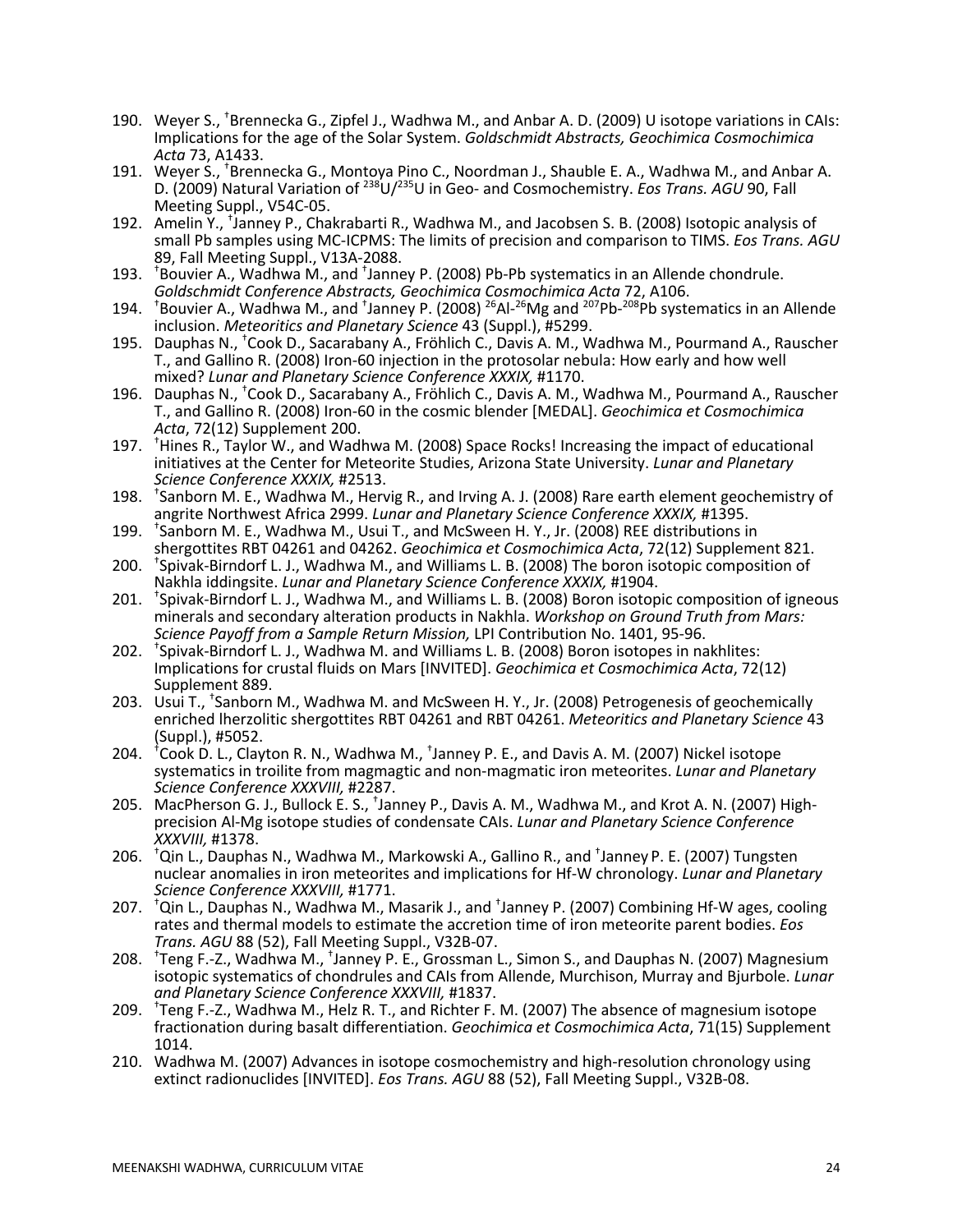190. Weyer S., †Brennecka G., Zipfel J., Wadhwa M., and Anbar A. D. (2009) U isotope variations in CAIs: Implications for the age of the Solar System. *Goldschmidt Abstracts, Geochimica Cosmochimica Acta* 73, A1433.
191. Weyer S., †Brennecka G., Montoya Pino C., Noordman J., Shauble E. A., Wadhwa M., and Anbar A. D. (2009) Natural Variation of $^{238}U/^{235}U$ in Geo- and Cosmochemistry. *Eos Trans. AGU* 90, Fall Meeting Suppl., V54C-05.
192. Amelin Y., †Janney P., Chakrabarti R., Wadhwa M., and Jacobsen S. B. (2008) Isotopic analysis of small Pb samples using MC-ICPMS: The limits of precision and comparison to TIMS. *Eos Trans. AGU* 89, Fall Meeting Suppl., V13A-2088.
193. †Bouvier A., Wadhwa M., and †Janney P. (2008) Pb-Pb systematics in an Allende chondrule. *Goldschmidt Conference Abstracts, Geochimica Cosmochimica Acta* 72, A106.
194. †Bouvier A., Wadhwa M., and †Janney P. (2008) $^{26}Al$-$^{26}Mg$ and $^{207}Pb$-$^{208}Pb$ systematics in an Allende inclusion. *Meteoritics and Planetary Science* 43 (Suppl.), #5299.
195. Dauphas N., †Cook D., Sacarabany A., Fröhlich C., Davis A. M., Wadhwa M., Pourmand A., Rauscher T., and Gallino R. (2008) Iron-60 injection in the protosolar nebula: How early and how well mixed? *Lunar and Planetary Science Conference XXXIX,* #1170.
196. Dauphas N., †Cook D., Sacarabany A., Fröhlich C., Davis A. M., Wadhwa M., Pourmand A., Rauscher T., and Gallino R. (2008) Iron-60 in the cosmic blender [MEDAL]. *Geochimica et Cosmochimica Acta*, 72(12) Supplement 200.
197. †Hines R., Taylor W., and Wadhwa M. (2008) Space Rocks! Increasing the impact of educational initiatives at the Center for Meteorite Studies, Arizona State University. *Lunar and Planetary Science Conference XXXIX,* #2513.
198. †Sanborn M. E., Wadhwa M., Hervig R., and Irving A. J. (2008) Rare earth element geochemistry of angrite Northwest Africa 2999. *Lunar and Planetary Science Conference XXXIX,* #1395.
199. †Sanborn M. E., Wadhwa M., Usui T., and McSween H. Y., Jr. (2008) REE distributions in shergottites RBT 04261 and 04262. *Geochimica et Cosmochimica Acta*, 72(12) Supplement 821.
200. †Spivak-Birndorf L. J., Wadhwa M., and Williams L. B. (2008) The boron isotopic composition of Nakhla iddingsite. *Lunar and Planetary Science Conference XXXIX,* #1904.
201. †Spivak-Birndorf L. J., Wadhwa M., and Williams L. B. (2008) Boron isotopic composition of igneous minerals and secondary alteration products in Nakhla. *Workshop on Ground Truth from Mars: Science Payoff from a Sample Return Mission,* LPI Contribution No. 1401, 95-96.
202. †Spivak-Birndorf L. J., Wadhwa M. and Williams L. B. (2008) Boron isotopes in nakhlites: Implications for crustal fluids on Mars [INVITED]. *Geochimica et Cosmochimica Acta*, 72(12) Supplement 889.
203. Usui T., †Sanborn M., Wadhwa M. and McSween H. Y., Jr. (2008) Petrogenesis of geochemically enriched lherzolitic shergottites RBT 04261 and RBT 04261. *Meteoritics and Planetary Science* 43 (Suppl.), #5052.
204. †Cook D. L., Clayton R. N., Wadhwa M., †Janney P. E., and Davis A. M. (2007) Nickel isotope systematics in troilite from magmagtic and non-magmatic iron meteorites. *Lunar and Planetary Science Conference XXXVIII,* #2287.
205. MacPherson G. J., Bullock E. S., †Janney P., Davis A. M., Wadhwa M., and Krot A. N. (2007) High-precision Al-Mg isotope studies of condensate CAIs. *Lunar and Planetary Science Conference XXXVIII,* #1378.
206. †Qin L., Dauphas N., Wadhwa M., Markowski A., Gallino R., and †Janney P. E. (2007) Tungsten nuclear anomalies in iron meteorites and implications for Hf-W chronology. *Lunar and Planetary Science Conference XXXVIII,* #1771.
207. †Qin L., Dauphas N., Wadhwa M., Masarik J., and †Janney P. (2007) Combining Hf-W ages, cooling rates and thermal models to estimate the accretion time of iron meteorite parent bodies. *Eos Trans. AGU* 88 (52), Fall Meeting Suppl., V32B-07.
208. †Teng F.-Z., Wadhwa M., †Janney P. E., Grossman L., Simon S., and Dauphas N. (2007) Magnesium isotopic systematics of chondrules and CAIs from Allende, Murchison, Murray and Bjurbole. *Lunar and Planetary Science Conference XXXVIII,* #1837.
209. †Teng F.-Z., Wadhwa M., Helz R. T., and Richter F. M. (2007) The absence of magnesium isotope fractionation during basalt differentiation. *Geochimica et Cosmochimica Acta*, 71(15) Supplement 1014.
210. Wadhwa M. (2007) Advances in isotope cosmochemistry and high-resolution chronology using extinct radionuclides [INVITED]. *Eos Trans. AGU* 88 (52), Fall Meeting Suppl., V32B-08.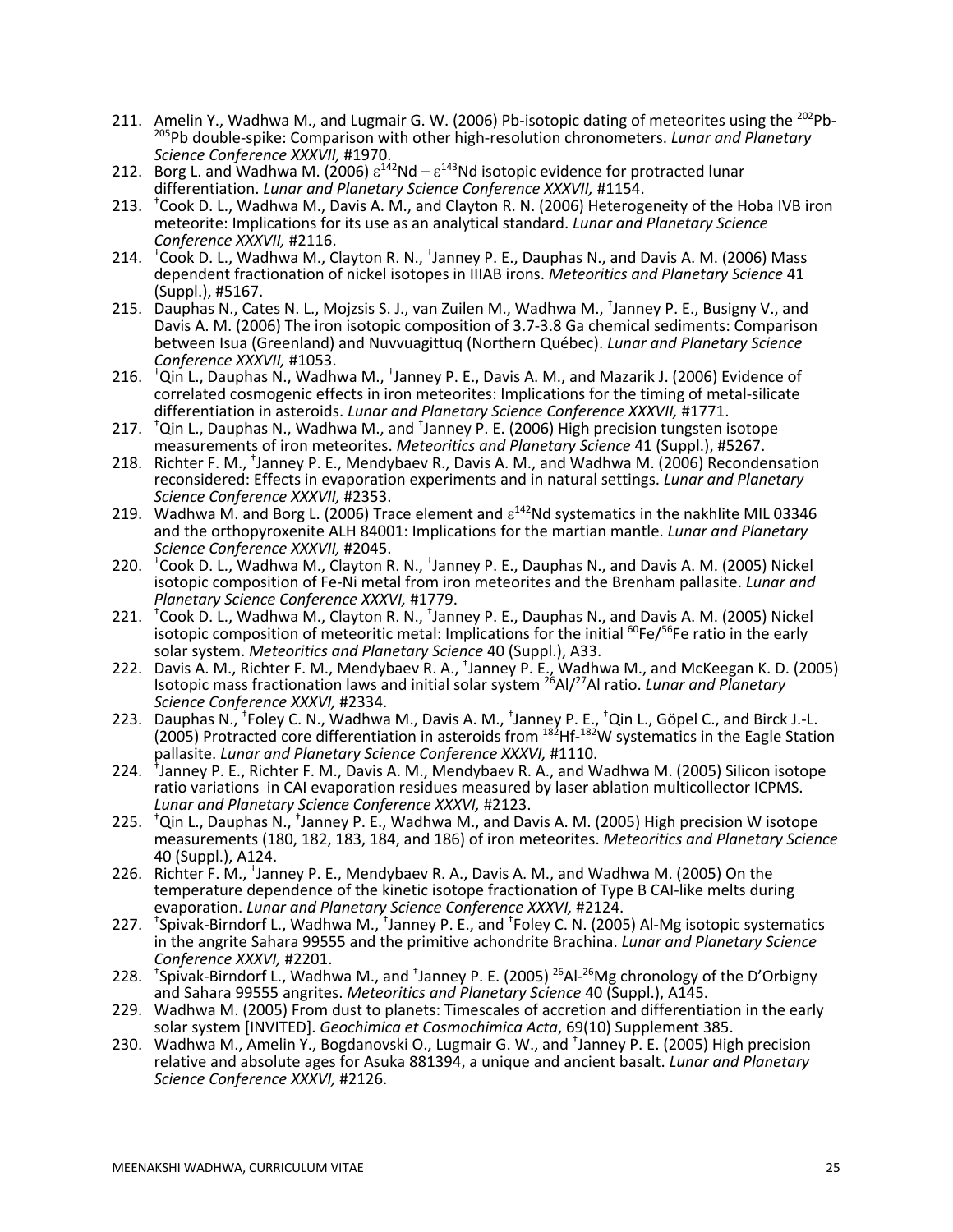211. Amelin Y., Wadhwa M., and Lugmair G. W. (2006) Pb-isotopic dating of meteorites using the $^{202}$Pb-$^{205}$Pb double-spike: Comparison with other high-resolution chronometers. *Lunar and Planetary Science Conference XXXVII,* #1970.
212. Borg L. and Wadhwa M. (2006) $\varepsilon^{142}$Nd – $\varepsilon^{143}$Nd isotopic evidence for protracted lunar differentiation. *Lunar and Planetary Science Conference XXXVII,* #1154.
213. †Cook D. L., Wadhwa M., Davis A. M., and Clayton R. N. (2006) Heterogeneity of the Hoba IVB iron meteorite: Implications for its use as an analytical standard. *Lunar and Planetary Science Conference XXXVII,* #2116.
214. †Cook D. L., Wadhwa M., Clayton R. N., †Janney P. E., Dauphas N., and Davis A. M. (2006) Mass dependent fractionation of nickel isotopes in IIIAB irons. *Meteoritics and Planetary Science* 41 (Suppl.), #5167.
215. Dauphas N., Cates N. L., Mojzsis S. J., van Zuilen M., Wadhwa M., †Janney P. E., Busigny V., and Davis A. M. (2006) The iron isotopic composition of 3.7-3.8 Ga chemical sediments: Comparison between Isua (Greenland) and Nuvvuagittuq (Northern Québec). *Lunar and Planetary Science Conference XXXVII,* #1053.
216. †Qin L., Dauphas N., Wadhwa M., †Janney P. E., Davis A. M., and Mazarik J. (2006) Evidence of correlated cosmogenic effects in iron meteorites: Implications for the timing of metal-silicate differentiation in asteroids. *Lunar and Planetary Science Conference XXXVII,* #1771.
217. †Qin L., Dauphas N., Wadhwa M., and †Janney P. E. (2006) High precision tungsten isotope measurements of iron meteorites. *Meteoritics and Planetary Science* 41 (Suppl.), #5267.
218. Richter F. M., †Janney P. E., Mendybaev R., Davis A. M., and Wadhwa M. (2006) Recondensation reconsidered: Effects in evaporation experiments and in natural settings. *Lunar and Planetary Science Conference XXXVII,* #2353.
219. Wadhwa M. and Borg L. (2006) Trace element and $\varepsilon^{142}$Nd systematics in the nakhlite MIL 03346 and the orthopyroxenite ALH 84001: Implications for the martian mantle. *Lunar and Planetary Science Conference XXXVII,* #2045.
220. †Cook D. L., Wadhwa M., Clayton R. N., †Janney P. E., Dauphas N., and Davis A. M. (2005) Nickel isotopic composition of Fe-Ni metal from iron meteorites and the Brenham pallasite. *Lunar and Planetary Science Conference XXXVI,* #1779.
221. †Cook D. L., Wadhwa M., Clayton R. N., †Janney P. E., Dauphas N., and Davis A. M. (2005) Nickel isotopic composition of meteoritic metal: Implications for the initial $^{60}$Fe/$^{56}$Fe ratio in the early solar system. *Meteoritics and Planetary Science* 40 (Suppl.), A33.
222. Davis A. M., Richter F. M., Mendybaev R. A., †Janney P. E., Wadhwa M., and McKeegan K. D. (2005) Isotopic mass fractionation laws and initial solar system $^{26}$Al/$^{27}$Al ratio. *Lunar and Planetary Science Conference XXXVI,* #2334.
223. Dauphas N., †Foley C. N., Wadhwa M., Davis A. M., †Janney P. E., †Qin L., Göpel C., and Birck J.-L. (2005) Protracted core differentiation in asteroids from $^{182}$Hf-$^{182}$W systematics in the Eagle Station pallasite. *Lunar and Planetary Science Conference XXXVI,* #1110.
224. †Janney P. E., Richter F. M., Davis A. M., Mendybaev R. A., and Wadhwa M. (2005) Silicon isotope ratio variations in CAI evaporation residues measured by laser ablation multicollector ICPMS. *Lunar and Planetary Science Conference XXXVI,* #2123.
225. †Qin L., Dauphas N., †Janney P. E., Wadhwa M., and Davis A. M. (2005) High precision W isotope measurements (180, 182, 183, 184, and 186) of iron meteorites. *Meteoritics and Planetary Science* 40 (Suppl.), A124.
226. Richter F. M., †Janney P. E., Mendybaev R. A., Davis A. M., and Wadhwa M. (2005) On the temperature dependence of the kinetic isotope fractionation of Type B CAI-like melts during evaporation. *Lunar and Planetary Science Conference XXXVI,* #2124.
227. †Spivak-Birndorf L., Wadhwa M., †Janney P. E., and †Foley C. N. (2005) Al-Mg isotopic systematics in the angrite Sahara 99555 and the primitive achondrite Brachina. *Lunar and Planetary Science Conference XXXVI,* #2201.
228. †Spivak-Birndorf L., Wadhwa M., and †Janney P. E. (2005) $^{26}$Al-$^{26}$Mg chronology of the D'Orbigny and Sahara 99555 angrites. *Meteoritics and Planetary Science* 40 (Suppl.), A145.
229. Wadhwa M. (2005) From dust to planets: Timescales of accretion and differentiation in the early solar system [INVITED]. *Geochimica et Cosmochimica Acta*, 69(10) Supplement 385.
230. Wadhwa M., Amelin Y., Bogdanovski O., Lugmair G. W., and †Janney P. E. (2005) High precision relative and absolute ages for Asuka 881394, a unique and ancient basalt. *Lunar and Planetary Science Conference XXXVI,* #2126.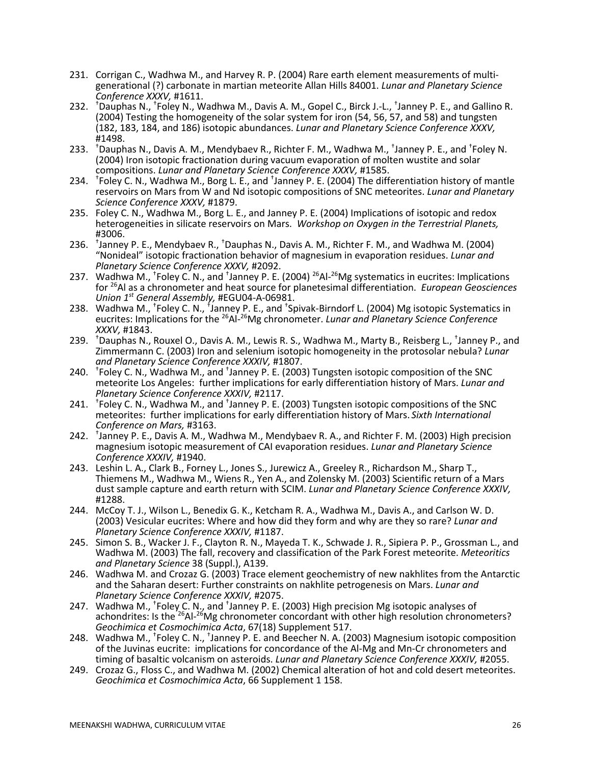231. Corrigan C., Wadhwa M., and Harvey R. P. (2004) Rare earth element measurements of multi-generational (?) carbonate in martian meteorite Allan Hills 84001. *Lunar and Planetary Science Conference XXXV,* #1611.
232. †Dauphas N., †Foley N., Wadhwa M., Davis A. M., Gopel C., Birck J.-L., †Janney P. E., and Gallino R. (2004) Testing the homogeneity of the solar system for iron (54, 56, 57, and 58) and tungsten (182, 183, 184, and 186) isotopic abundances. *Lunar and Planetary Science Conference XXXV,* #1498.
233. †Dauphas N., Davis A. M., Mendybaev R., Richter F. M., Wadhwa M., †Janney P. E., and †Foley N. (2004) Iron isotopic fractionation during vacuum evaporation of molten wustite and solar compositions. *Lunar and Planetary Science Conference XXXV,* #1585.
234. †Foley C. N., Wadhwa M., Borg L. E., and †Janney P. E. (2004) The differentiation history of mantle reservoirs on Mars from W and Nd isotopic compositions of SNC meteorites. *Lunar and Planetary Science Conference XXXV,* #1879.
235. Foley C. N., Wadhwa M., Borg L. E., and Janney P. E. (2004) Implications of isotopic and redox heterogeneities in silicate reservoirs on Mars. *Workshop on Oxygen in the Terrestrial Planets,* #3006.
236. †Janney P. E., Mendybaev R., †Dauphas N., Davis A. M., Richter F. M., and Wadhwa M. (2004) "Nonideal" isotopic fractionation behavior of magnesium in evaporation residues. *Lunar and Planetary Science Conference XXXV,* #2092.
237. Wadhwa M., †Foley C. N., and †Janney P. E. (2004) $^{26}$Al-$^{26}$Mg systematics in eucrites: Implications for $^{26}$Al as a chronometer and heat source for planetesimal differentiation. *European Geosciences Union 1st General Assembly,* #EGU04-A-06981.
238. Wadhwa M., †Foley C. N., †Janney P. E., and †Spivak-Birndorf L. (2004) Mg isotopic Systematics in eucrites: Implications for the $^{26}$Al-$^{26}$Mg chronometer. *Lunar and Planetary Science Conference XXXV,* #1843.
239. †Dauphas N., Rouxel O., Davis A. M., Lewis R. S., Wadhwa M., Marty B., Reisberg L., †Janney P., and Zimmermann C. (2003) Iron and selenium isotopic homogeneity in the protosolar nebula? *Lunar and Planetary Science Conference XXXIV,* #1807.
240. †Foley C. N., Wadhwa M., and †Janney P. E. (2003) Tungsten isotopic composition of the SNC meteorite Los Angeles: further implications for early differentiation history of Mars. *Lunar and Planetary Science Conference XXXIV,* #2117.
241. †Foley C. N., Wadhwa M., and †Janney P. E. (2003) Tungsten isotopic compositions of the SNC meteorites: further implications for early differentiation history of Mars. *Sixth International Conference on Mars,* #3163.
242. †Janney P. E., Davis A. M., Wadhwa M., Mendybaev R. A., and Richter F. M. (2003) High precision magnesium isotopic measurement of CAI evaporation residues. *Lunar and Planetary Science Conference XXXIV,* #1940.
243. Leshin L. A., Clark B., Forney L., Jones S., Jurewicz A., Greeley R., Richardson M., Sharp T., Thiemens M., Wadhwa M., Wiens R., Yen A., and Zolensky M. (2003) Scientific return of a Mars dust sample capture and earth return with SCIM. *Lunar and Planetary Science Conference XXXIV,* #1288.
244. McCoy T. J., Wilson L., Benedix G. K., Ketcham R. A., Wadhwa M., Davis A., and Carlson W. D. (2003) Vesicular eucrites: Where and how did they form and why are they so rare? *Lunar and Planetary Science Conference XXXIV,* #1187.
245. Simon S. B., Wacker J. F., Clayton R. N., Mayeda T. K., Schwade J. R., Sipiera P. P., Grossman L., and Wadhwa M. (2003) The fall, recovery and classification of the Park Forest meteorite. *Meteoritics and Planetary Science* 38 (Suppl.), A139.
246. Wadhwa M. and Crozaz G. (2003) Trace element geochemistry of new nakhlites from the Antarctic and the Saharan desert: Further constraints on nakhlite petrogenesis on Mars. *Lunar and Planetary Science Conference XXXIV,* #2075.
247. Wadhwa M., †Foley C. N., and †Janney P. E. (2003) High precision Mg isotopic analyses of achondrites: Is the $^{26}$Al-$^{26}$Mg chronometer concordant with other high resolution chronometers? *Geochimica et Cosmochimica Acta*, 67(18) Supplement 517.
248. Wadhwa M., †Foley C. N., †Janney P. E. and Beecher N. A. (2003) Magnesium isotopic composition of the Juvinas eucrite: implications for concordance of the Al-Mg and Mn-Cr chronometers and timing of basaltic volcanism on asteroids. *Lunar and Planetary Science Conference XXXIV,* #2055.
249. Crozaz G., Floss C., and Wadhwa M. (2002) Chemical alteration of hot and cold desert meteorites. *Geochimica et Cosmochimica Acta*, 66 Supplement 1 158.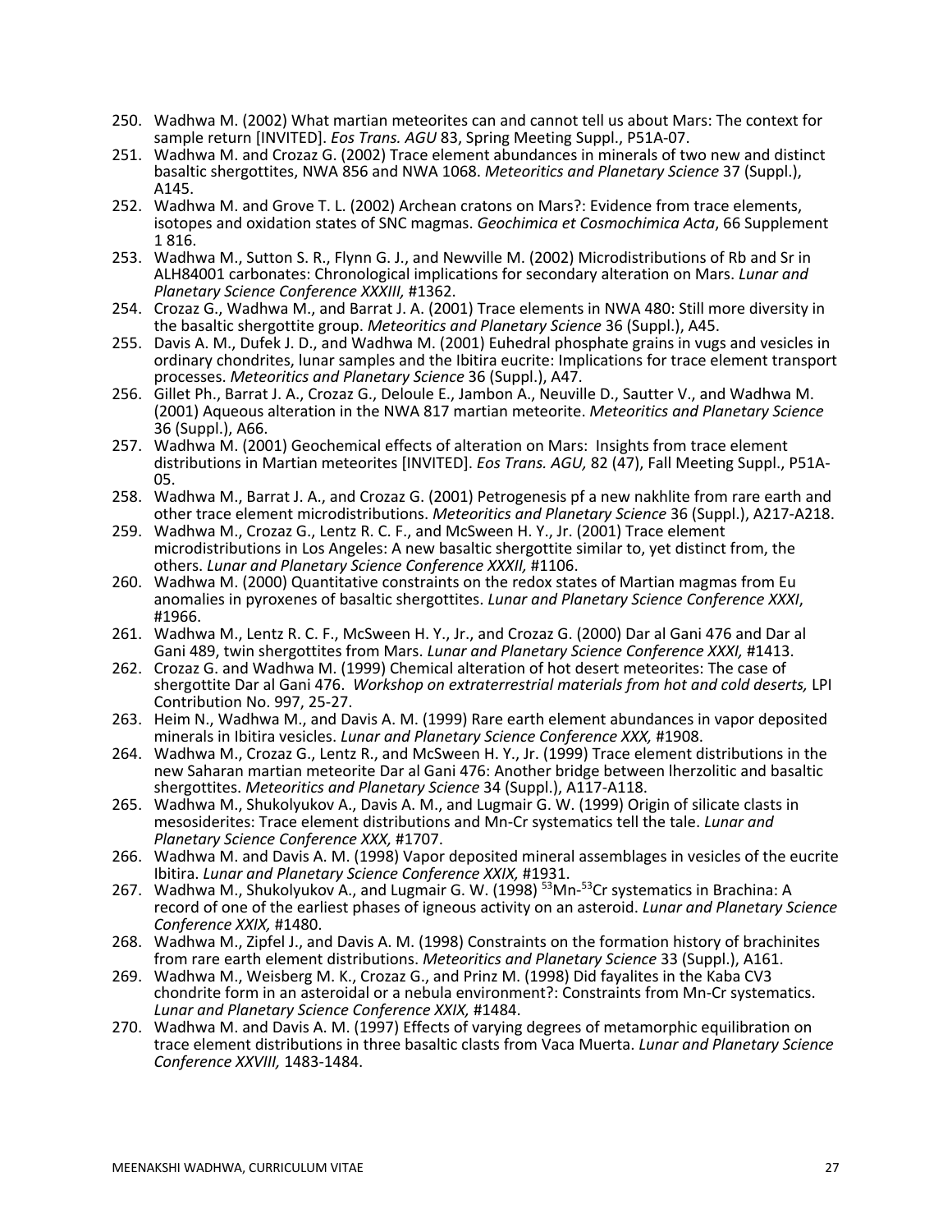250. Wadhwa M. (2002) What martian meteorites can and cannot tell us about Mars: The context for sample return [INVITED]. *Eos Trans. AGU* 83, Spring Meeting Suppl., P51A-07.
251. Wadhwa M. and Crozaz G. (2002) Trace element abundances in minerals of two new and distinct basaltic shergottites, NWA 856 and NWA 1068. *Meteoritics and Planetary Science* 37 (Suppl.), A145.
252. Wadhwa M. and Grove T. L. (2002) Archean cratons on Mars?: Evidence from trace elements, isotopes and oxidation states of SNC magmas. *Geochimica et Cosmochimica Acta*, 66 Supplement 1 816.
253. Wadhwa M., Sutton S. R., Flynn G. J., and Newville M. (2002) Microdistributions of Rb and Sr in ALH84001 carbonates: Chronological implications for secondary alteration on Mars. *Lunar and Planetary Science Conference XXXIII,* #1362.
254. Crozaz G., Wadhwa M., and Barrat J. A. (2001) Trace elements in NWA 480: Still more diversity in the basaltic shergottite group. *Meteoritics and Planetary Science* 36 (Suppl.), A45.
255. Davis A. M., Dufek J. D., and Wadhwa M. (2001) Euhedral phosphate grains in vugs and vesicles in ordinary chondrites, lunar samples and the Ibitira eucrite: Implications for trace element transport processes. *Meteoritics and Planetary Science* 36 (Suppl.), A47.
256. Gillet Ph., Barrat J. A., Crozaz G., Deloule E., Jambon A., Neuville D., Sautter V., and Wadhwa M. (2001) Aqueous alteration in the NWA 817 martian meteorite. *Meteoritics and Planetary Science* 36 (Suppl.), A66.
257. Wadhwa M. (2001) Geochemical effects of alteration on Mars: Insights from trace element distributions in Martian meteorites [INVITED]. *Eos Trans. AGU,* 82 (47), Fall Meeting Suppl., P51A-05.
258. Wadhwa M., Barrat J. A., and Crozaz G. (2001) Petrogenesis pf a new nakhlite from rare earth and other trace element microdistributions. *Meteoritics and Planetary Science* 36 (Suppl.), A217-A218.
259. Wadhwa M., Crozaz G., Lentz R. C. F., and McSween H. Y., Jr. (2001) Trace element microdistributions in Los Angeles: A new basaltic shergottite similar to, yet distinct from, the others. *Lunar and Planetary Science Conference XXXII,* #1106.
260. Wadhwa M. (2000) Quantitative constraints on the redox states of Martian magmas from Eu anomalies in pyroxenes of basaltic shergottites. *Lunar and Planetary Science Conference XXXI*, #1966.
261. Wadhwa M., Lentz R. C. F., McSween H. Y., Jr., and Crozaz G. (2000) Dar al Gani 476 and Dar al Gani 489, twin shergottites from Mars. *Lunar and Planetary Science Conference XXXI,* #1413.
262. Crozaz G. and Wadhwa M. (1999) Chemical alteration of hot desert meteorites: The case of shergottite Dar al Gani 476. *Workshop on extraterrestrial materials from hot and cold deserts,* LPI Contribution No. 997, 25-27.
263. Heim N., Wadhwa M., and Davis A. M. (1999) Rare earth element abundances in vapor deposited minerals in Ibitira vesicles. *Lunar and Planetary Science Conference XXX,* #1908.
264. Wadhwa M., Crozaz G., Lentz R., and McSween H. Y., Jr. (1999) Trace element distributions in the new Saharan martian meteorite Dar al Gani 476: Another bridge between lherzolitic and basaltic shergottites. *Meteoritics and Planetary Science* 34 (Suppl.), A117-A118.
265. Wadhwa M., Shukolyukov A., Davis A. M., and Lugmair G. W. (1999) Origin of silicate clasts in mesosiderites: Trace element distributions and Mn-Cr systematics tell the tale. *Lunar and Planetary Science Conference XXX,* #1707.
266. Wadhwa M. and Davis A. M. (1998) Vapor deposited mineral assemblages in vesicles of the eucrite Ibitira. *Lunar and Planetary Science Conference XXIX,* #1931.
267. Wadhwa M., Shukolyukov A., and Lugmair G. W. (1998) $^{53}$Mn-$^{53}$Cr systematics in Brachina: A record of one of the earliest phases of igneous activity on an asteroid. *Lunar and Planetary Science Conference XXIX,* #1480.
268. Wadhwa M., Zipfel J., and Davis A. M. (1998) Constraints on the formation history of brachinites from rare earth element distributions. *Meteoritics and Planetary Science* 33 (Suppl.), A161.
269. Wadhwa M., Weisberg M. K., Crozaz G., and Prinz M. (1998) Did fayalites in the Kaba CV3 chondrite form in an asteroidal or a nebula environment?: Constraints from Mn-Cr systematics. *Lunar and Planetary Science Conference XXIX,* #1484.
270. Wadhwa M. and Davis A. M. (1997) Effects of varying degrees of metamorphic equilibration on trace element distributions in three basaltic clasts from Vaca Muerta. *Lunar and Planetary Science Conference XXVIII,* 1483-1484.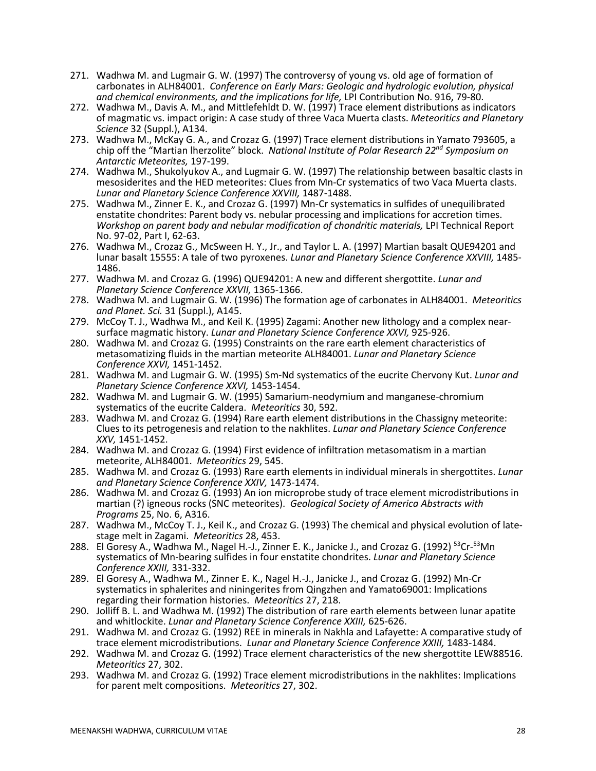271. Wadhwa M. and Lugmair G. W. (1997) The controversy of young vs. old age of formation of carbonates in ALH84001. *Conference on Early Mars: Geologic and hydrologic evolution, physical and chemical environments, and the implications for life,* LPI Contribution No. 916, 79-80.
272. Wadhwa M., Davis A. M., and Mittlefehldt D. W. (1997) Trace element distributions as indicators of magmatic vs. impact origin: A case study of three Vaca Muerta clasts. *Meteoritics and Planetary Science* 32 (Suppl.), A134.
273. Wadhwa M., McKay G. A., and Crozaz G. (1997) Trace element distributions in Yamato 793605, a chip off the "Martian lherzolite" block. *National Institute of Polar Research 22nd Symposium on Antarctic Meteorites,* 197-199.
274. Wadhwa M., Shukolyukov A., and Lugmair G. W. (1997) The relationship between basaltic clasts in mesosiderites and the HED meteorites: Clues from Mn-Cr systematics of two Vaca Muerta clasts. *Lunar and Planetary Science Conference XXVIII,* 1487-1488.
275. Wadhwa M., Zinner E. K., and Crozaz G. (1997) Mn-Cr systematics in sulfides of unequilibrated enstatite chondrites: Parent body vs. nebular processing and implications for accretion times. *Workshop on parent body and nebular modification of chondritic materials,* LPI Technical Report No. 97-02, Part I, 62-63.
276. Wadhwa M., Crozaz G., McSween H. Y., Jr., and Taylor L. A. (1997) Martian basalt QUE94201 and lunar basalt 15555: A tale of two pyroxenes. *Lunar and Planetary Science Conference XXVIII,* 1485-1486.
277. Wadhwa M. and Crozaz G. (1996) QUE94201: A new and different shergottite. *Lunar and Planetary Science Conference XXVII,* 1365-1366.
278. Wadhwa M. and Lugmair G. W. (1996) The formation age of carbonates in ALH84001. *Meteoritics and Planet. Sci.* 31 (Suppl.), A145.
279. McCoy T. J., Wadhwa M., and Keil K. (1995) Zagami: Another new lithology and a complex near-surface magmatic history. *Lunar and Planetary Science Conference XXVI,* 925-926.
280. Wadhwa M. and Crozaz G. (1995) Constraints on the rare earth element characteristics of metasomatizing fluids in the martian meteorite ALH84001. *Lunar and Planetary Science Conference XXVI,* 1451-1452.
281. Wadhwa M. and Lugmair G. W. (1995) Sm-Nd systematics of the eucrite Chervony Kut. *Lunar and Planetary Science Conference XXVI,* 1453-1454.
282. Wadhwa M. and Lugmair G. W. (1995) Samarium-neodymium and manganese-chromium systematics of the eucrite Caldera. *Meteoritics* 30, 592.
283. Wadhwa M. and Crozaz G. (1994) Rare earth element distributions in the Chassigny meteorite: Clues to its petrogenesis and relation to the nakhlites. *Lunar and Planetary Science Conference XXV,* 1451-1452.
284. Wadhwa M. and Crozaz G. (1994) First evidence of infiltration metasomatism in a martian meteorite, ALH84001. *Meteoritics* 29, 545.
285. Wadhwa M. and Crozaz G. (1993) Rare earth elements in individual minerals in shergottites. *Lunar and Planetary Science Conference XXIV,* 1473-1474.
286. Wadhwa M. and Crozaz G. (1993) An ion microprobe study of trace element microdistributions in martian (?) igneous rocks (SNC meteorites). *Geological Society of America Abstracts with Programs* 25, No. 6, A316.
287. Wadhwa M., McCoy T. J., Keil K., and Crozaz G. (1993) The chemical and physical evolution of late-stage melt in Zagami. *Meteoritics* 28, 453.
288. El Goresy A., Wadhwa M., Nagel H.-J., Zinner E. K., Janicke J., and Crozaz G. (1992) $^{53}Cr$-$^{53}Mn$ systematics of Mn-bearing sulfides in four enstatite chondrites. *Lunar and Planetary Science Conference XXIII,* 331-332.
289. El Goresy A., Wadhwa M., Zinner E. K., Nagel H.-J., Janicke J., and Crozaz G. (1992) Mn-Cr systematics in sphalerites and niningerites from Qingzhen and Yamato69001: Implications regarding their formation histories. *Meteoritics* 27, 218.
290. Jolliff B. L. and Wadhwa M. (1992) The distribution of rare earth elements between lunar apatite and whitlockite. *Lunar and Planetary Science Conference XXIII,* 625-626.
291. Wadhwa M. and Crozaz G. (1992) REE in minerals in Nakhla and Lafayette: A comparative study of trace element microdistributions. *Lunar and Planetary Science Conference XXIII,* 1483-1484.
292. Wadhwa M. and Crozaz G. (1992) Trace element characteristics of the new shergottite LEW88516. *Meteoritics* 27, 302.
293. Wadhwa M. and Crozaz G. (1992) Trace element microdistributions in the nakhlites: Implications for parent melt compositions. *Meteoritics* 27, 302.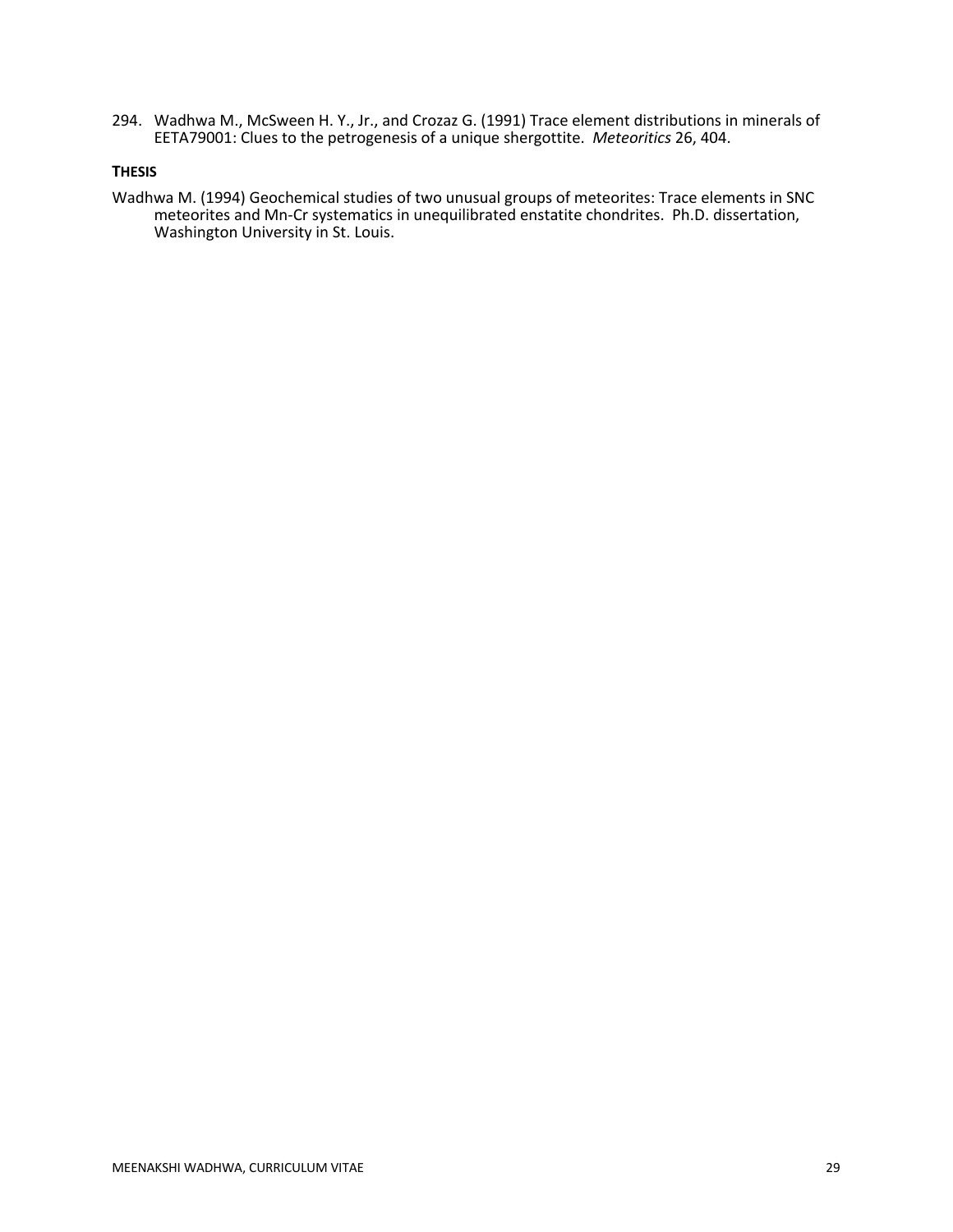294. Wadhwa M., McSween H. Y., Jr., and Crozaz G. (1991) Trace element distributions in minerals of EETA79001: Clues to the petrogenesis of a unique shergottite. *Meteoritics* 26, 404.

**THESIS**

Wadhwa M. (1994) Geochemical studies of two unusual groups of meteorites: Trace elements in SNC meteorites and Mn-Cr systematics in unequilibrated enstatite chondrites. Ph.D. dissertation, Washington University in St. Louis.